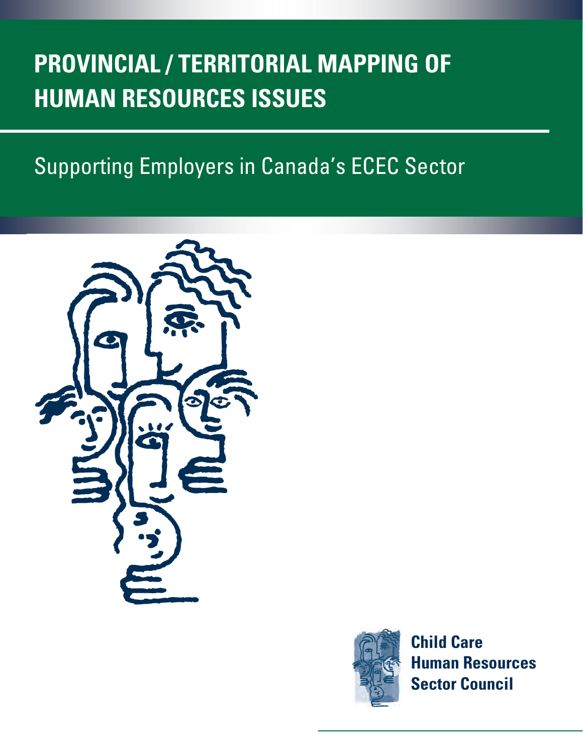# PROVINCIAL / TERRITORIAL MAPPING OF HUMAN RESOURCES ISSUES

## Supporting Employers in Canada's ECEC Sector

**Child Care Human Resources Sector Council**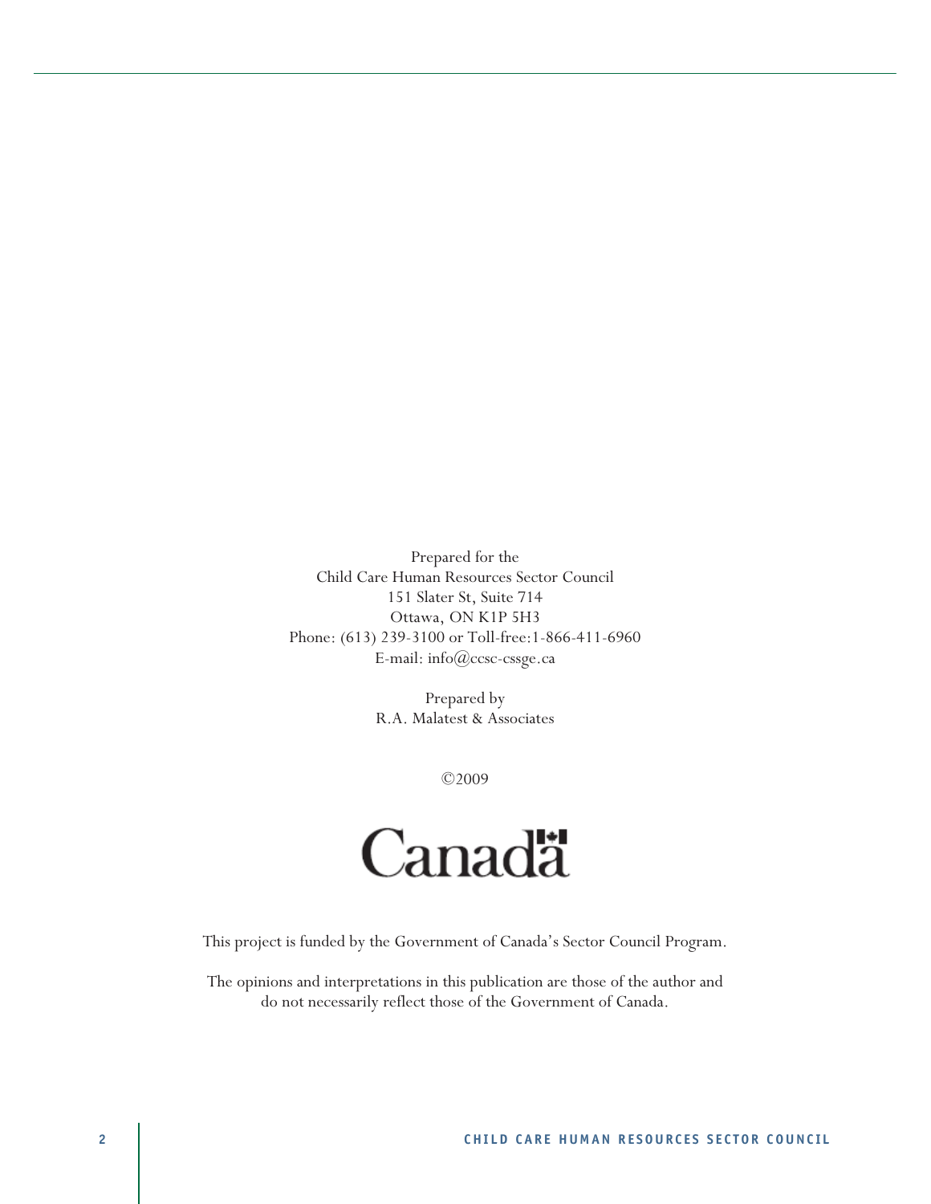Prepared for the
Child Care Human Resources Sector Council
151 Slater St, Suite 714
Ottawa, ON K1P 5H3
Phone: (613) 239-3100 or Toll-free:1-866-411-6960
E-mail: info@ccsc-cssge.ca

Prepared by
R.A. Malatest & Associates

©2009

Canada

This project is funded by the Government of Canada's Sector Council Program.

The opinions and interpretations in this publication are those of the author and do not necessarily reflect those of the Government of Canada.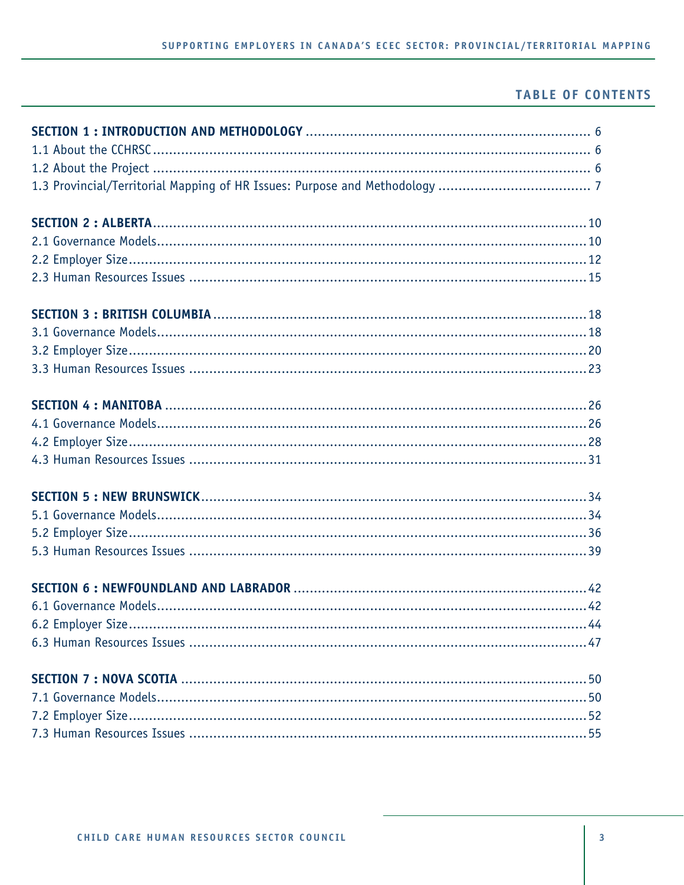# TABLE OF CONTENTS

**SECTION 1 : INTRODUCTION AND METHODOLOGY** .......... 6
1.1 About the CCHRSC .......... 6
1.2 About the Project .......... 6
1.3 Provincial/Territorial Mapping of HR Issues: Purpose and Methodology .......... 7

**SECTION 2 : ALBERTA** .......... 10
2.1 Governance Models .......... 10
2.2 Employer Size .......... 12
2.3 Human Resources Issues .......... 15

**SECTION 3 : BRITISH COLUMBIA** .......... 18
3.1 Governance Models .......... 18
3.2 Employer Size .......... 20
3.3 Human Resources Issues .......... 23

**SECTION 4 : MANITOBA** .......... 26
4.1 Governance Models .......... 26
4.2 Employer Size .......... 28
4.3 Human Resources Issues .......... 31

**SECTION 5 : NEW BRUNSWICK** .......... 34
5.1 Governance Models .......... 34
5.2 Employer Size .......... 36
5.3 Human Resources Issues .......... 39

**SECTION 6 : NEWFOUNDLAND AND LABRADOR** .......... 42
6.1 Governance Models .......... 42
6.2 Employer Size .......... 44
6.3 Human Resources Issues .......... 47

**SECTION 7 : NOVA SCOTIA** .......... 50
7.1 Governance Models .......... 50
7.2 Employer Size .......... 52
7.3 Human Resources Issues .......... 55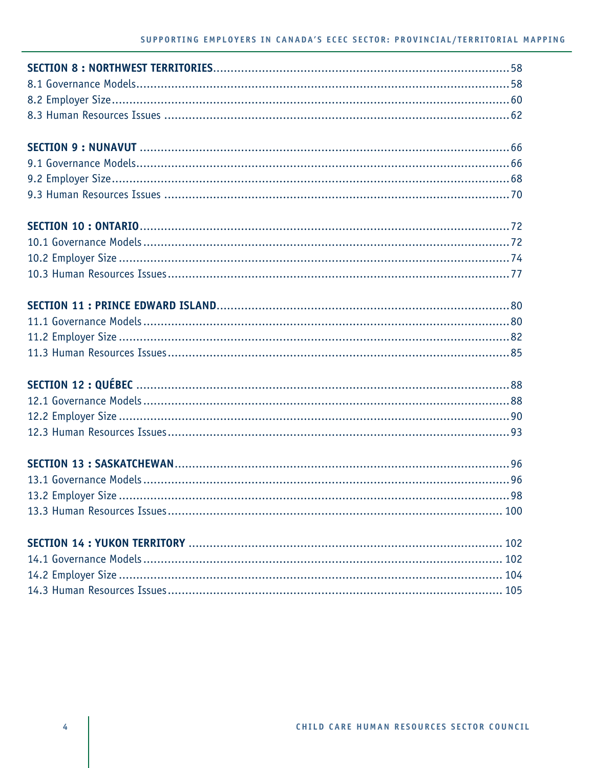**SECTION 8 : NORTHWEST TERRITORIES**....................................................................................58
8.1 Governance Models..........................................................................................................58
8.2 Employer Size....................................................................................................................60
8.3 Human Resources Issues ..................................................................................................62

**SECTION 9 : NUNAVUT** ..........................................................................................................66
9.1 Governance Models..........................................................................................................66
9.2 Employer Size....................................................................................................................68
9.3 Human Resources Issues ..................................................................................................70

**SECTION 10 : ONTARIO**..........................................................................................................72
10.1 Governance Models........................................................................................................72
10.2 Employer Size ..................................................................................................................74
10.3 Human Resources Issues..................................................................................................77

**SECTION 11 : PRINCE EDWARD ISLAND**....................................................................................80
11.1 Governance Models........................................................................................................80
11.2 Employer Size ..................................................................................................................82
11.3 Human Resources Issues..................................................................................................85

**SECTION 12 : QUÉBEC** ..........................................................................................................88
12.1 Governance Models........................................................................................................88
12.2 Employer Size ..................................................................................................................90
12.3 Human Resources Issues..................................................................................................93

**SECTION 13 : SASKATCHEWAN**................................................................................................96
13.1 Governance Models........................................................................................................96
13.2 Employer Size ..................................................................................................................98
13.3 Human Resources Issues.................................................................................................100

**SECTION 14 : YUKON TERRITORY** ..........................................................................................102
14.1 Governance Models.......................................................................................................102
14.2 Employer Size .................................................................................................................104
14.3 Human Resources Issues.................................................................................................105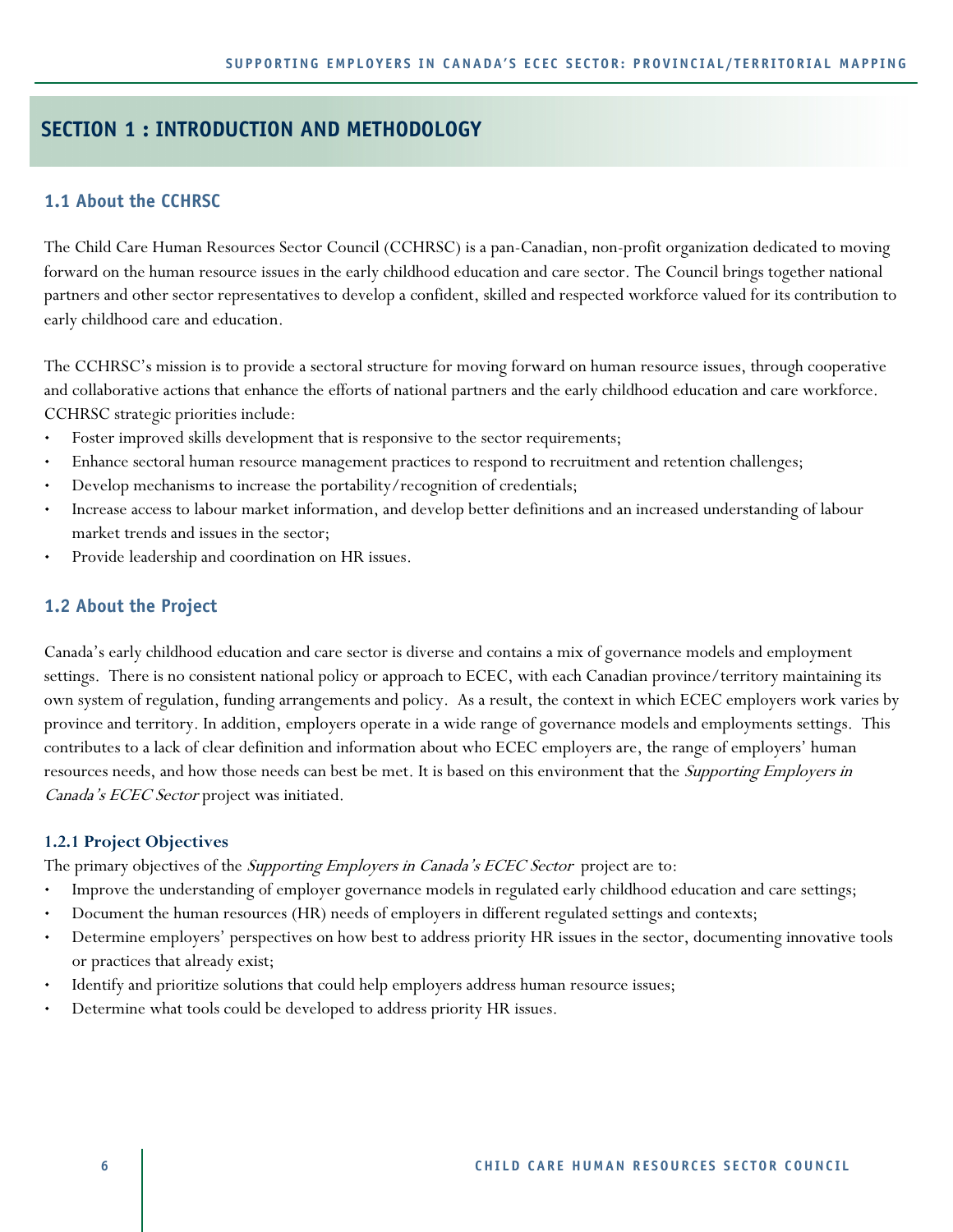# SECTION 1 : INTRODUCTION AND METHODOLOGY

## 1.1 About the CCHRSC

The Child Care Human Resources Sector Council (CCHRSC) is a pan-Canadian, non-profit organization dedicated to moving forward on the human resource issues in the early childhood education and care sector. The Council brings together national partners and other sector representatives to develop a confident, skilled and respected workforce valued for its contribution to early childhood care and education.

The CCHRSC's mission is to provide a sectoral structure for moving forward on human resource issues, through cooperative and collaborative actions that enhance the efforts of national partners and the early childhood education and care workforce. CCHRSC strategic priorities include:

- Foster improved skills development that is responsive to the sector requirements;
- Enhance sectoral human resource management practices to respond to recruitment and retention challenges;
- Develop mechanisms to increase the portability/recognition of credentials;
- Increase access to labour market information, and develop better definitions and an increased understanding of labour market trends and issues in the sector;
- Provide leadership and coordination on HR issues.

## 1.2 About the Project

Canada's early childhood education and care sector is diverse and contains a mix of governance models and employment settings. There is no consistent national policy or approach to ECEC, with each Canadian province/territory maintaining its own system of regulation, funding arrangements and policy. As a result, the context in which ECEC employers work varies by province and territory. In addition, employers operate in a wide range of governance models and employments settings. This contributes to a lack of clear definition and information about who ECEC employers are, the range of employers' human resources needs, and how those needs can best be met. It is based on this environment that the *Supporting Employers in Canada's ECEC Sector* project was initiated.

### 1.2.1 Project Objectives

The primary objectives of the *Supporting Employers in Canada's ECEC Sector* project are to:

- Improve the understanding of employer governance models in regulated early childhood education and care settings;
- Document the human resources (HR) needs of employers in different regulated settings and contexts;
- Determine employers' perspectives on how best to address priority HR issues in the sector, documenting innovative tools or practices that already exist;
- Identify and prioritize solutions that could help employers address human resource issues;
- Determine what tools could be developed to address priority HR issues.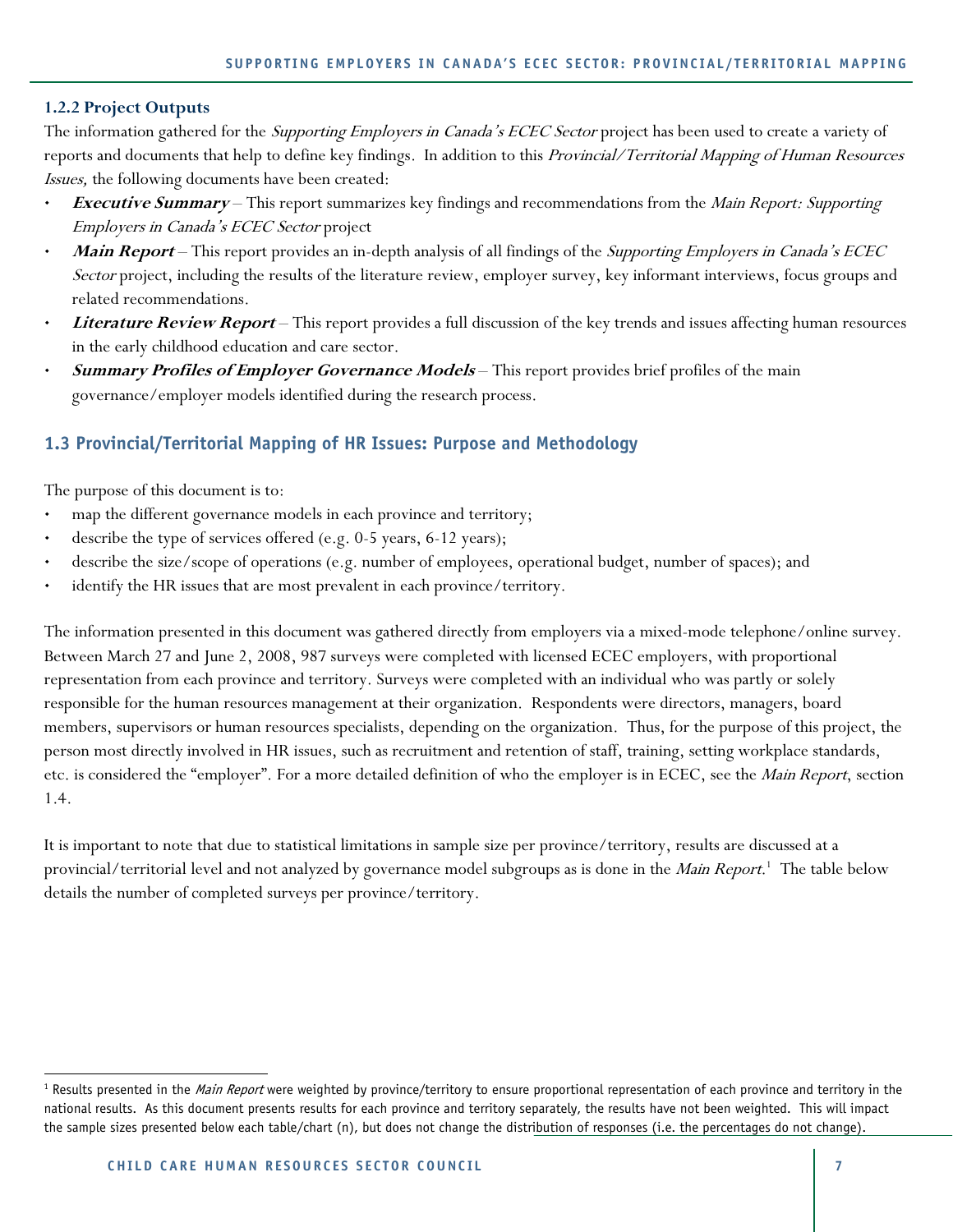### 1.2.2 Project Outputs

The information gathered for the *Supporting Employers in Canada's ECEC Sector* project has been used to create a variety of reports and documents that help to define key findings. In addition to this *Provincial/Territorial Mapping of Human Resources Issues,* the following documents have been created:

- ***Executive Summary*** – This report summarizes key findings and recommendations from the *Main Report: Supporting Employers in Canada's ECEC Sector* project
- ***Main Report*** – This report provides an in-depth analysis of all findings of the *Supporting Employers in Canada's ECEC Sector* project, including the results of the literature review, employer survey, key informant interviews, focus groups and related recommendations.
- ***Literature Review Report*** – This report provides a full discussion of the key trends and issues affecting human resources in the early childhood education and care sector.
- ***Summary Profiles of Employer Governance Models*** – This report provides brief profiles of the main governance/employer models identified during the research process.

## 1.3 Provincial/Territorial Mapping of HR Issues: Purpose and Methodology

The purpose of this document is to:

- map the different governance models in each province and territory;
- describe the type of services offered (e.g. 0-5 years, 6-12 years);
- describe the size/scope of operations (e.g. number of employees, operational budget, number of spaces); and
- identify the HR issues that are most prevalent in each province/territory.

The information presented in this document was gathered directly from employers via a mixed-mode telephone/online survey. Between March 27 and June 2, 2008, 987 surveys were completed with licensed ECEC employers, with proportional representation from each province and territory. Surveys were completed with an individual who was partly or solely responsible for the human resources management at their organization. Respondents were directors, managers, board members, supervisors or human resources specialists, depending on the organization. Thus, for the purpose of this project, the person most directly involved in HR issues, such as recruitment and retention of staff, training, setting workplace standards, etc. is considered the "employer". For a more detailed definition of who the employer is in ECEC, see the *Main Report*, section 1.4.

It is important to note that due to statistical limitations in sample size per province/territory, results are discussed at a provincial/territorial level and not analyzed by governance model subgroups as is done in the *Main Report*.[1] The table below details the number of completed surveys per province/territory.

---

[1] Results presented in the *Main Report* were weighted by province/territory to ensure proportional representation of each province and territory in the national results. As this document presents results for each province and territory separately, the results have not been weighted. This will impact the sample sizes presented below each table/chart (n), but does not change the distribution of responses (i.e. the percentages do not change).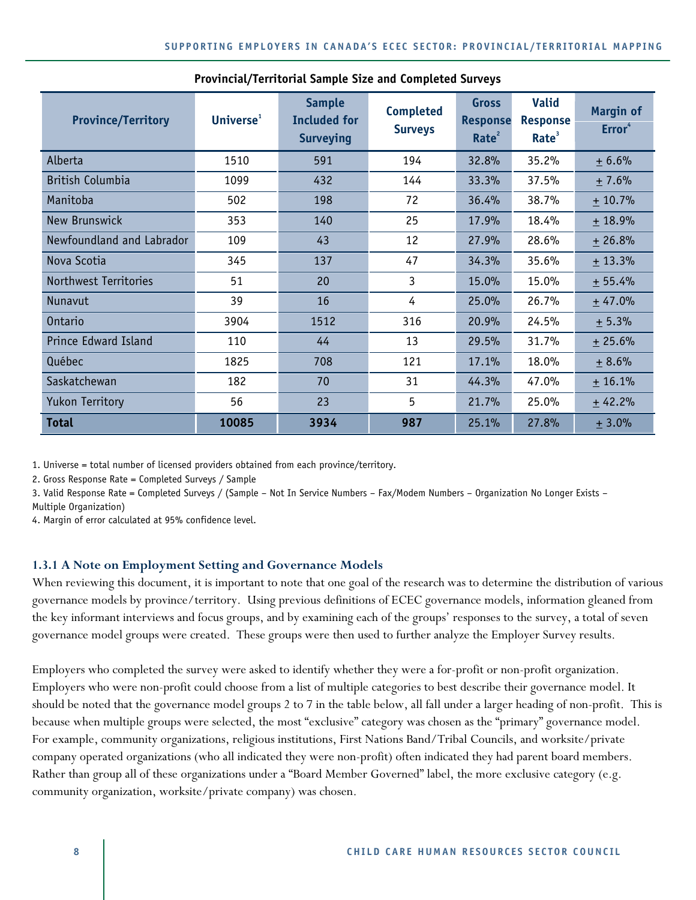**Provincial/Territorial Sample Size and Completed Surveys**

| Province/Territory | Universe[1] | Sample Included for Surveying | Completed Surveys | Gross Response Rate[2] | Valid Response Rate[3] | Margin of Error[4] |
|---|---|---|---|---|---|---|
| Alberta | 1510 | 591 | 194 | 32.8% | 35.2% | ± 6.6% |
| British Columbia | 1099 | 432 | 144 | 33.3% | 37.5% | ± 7.6% |
| Manitoba | 502 | 198 | 72 | 36.4% | 38.7% | ± 10.7% |
| New Brunswick | 353 | 140 | 25 | 17.9% | 18.4% | ± 18.9% |
| Newfoundland and Labrador | 109 | 43 | 12 | 27.9% | 28.6% | ± 26.8% |
| Nova Scotia | 345 | 137 | 47 | 34.3% | 35.6% | ± 13.3% |
| Northwest Territories | 51 | 20 | 3 | 15.0% | 15.0% | ± 55.4% |
| Nunavut | 39 | 16 | 4 | 25.0% | 26.7% | ± 47.0% |
| Ontario | 3904 | 1512 | 316 | 20.9% | 24.5% | ± 5.3% |
| Prince Edward Island | 110 | 44 | 13 | 29.5% | 31.7% | ± 25.6% |
| Québec | 1825 | 708 | 121 | 17.1% | 18.0% | ± 8.6% |
| Saskatchewan | 182 | 70 | 31 | 44.3% | 47.0% | ± 16.1% |
| Yukon Territory | 56 | 23 | 5 | 21.7% | 25.0% | ± 42.2% |
| **Total** | **10085** | **3934** | **987** | 25.1% | 27.8% | ± 3.0% |

1. Universe = total number of licensed providers obtained from each province/territory.
2. Gross Response Rate = Completed Surveys / Sample
3. Valid Response Rate = Completed Surveys / (Sample – Not In Service Numbers – Fax/Modem Numbers – Organization No Longer Exists – Multiple Organization)
4. Margin of error calculated at 95% confidence level.

### 1.3.1 A Note on Employment Setting and Governance Models

When reviewing this document, it is important to note that one goal of the research was to determine the distribution of various governance models by province/territory. Using previous definitions of ECEC governance models, information gleaned from the key informant interviews and focus groups, and by examining each of the groups' responses to the survey, a total of seven governance model groups were created. These groups were then used to further analyze the Employer Survey results.

Employers who completed the survey were asked to identify whether they were a for-profit or non-profit organization. Employers who were non-profit could choose from a list of multiple categories to best describe their governance model. It should be noted that the governance model groups 2 to 7 in the table below, all fall under a larger heading of non-profit. This is because when multiple groups were selected, the most "exclusive" category was chosen as the "primary" governance model. For example, community organizations, religious institutions, First Nations Band/Tribal Councils, and worksite/private company operated organizations (who all indicated they were non-profit) often indicated they had parent board members. Rather than group all of these organizations under a "Board Member Governed" label, the more exclusive category (e.g. community organization, worksite/private company) was chosen.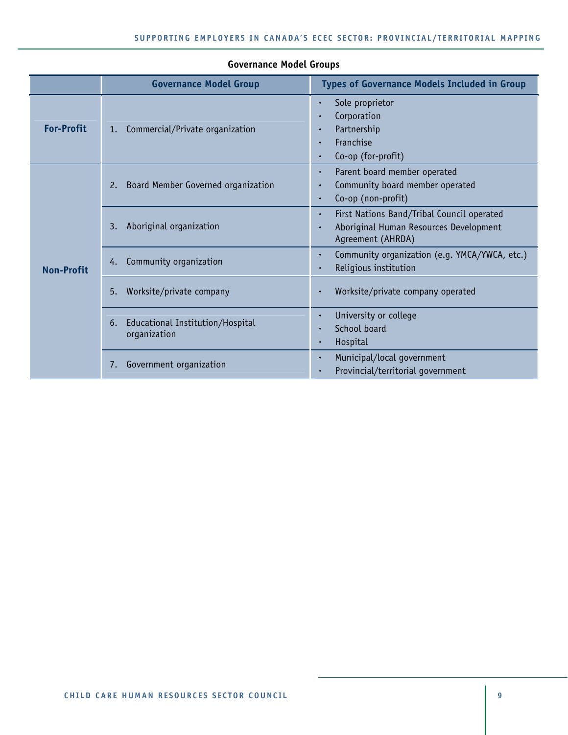**Governance Model Groups**

| | Governance Model Group | Types of Governance Models Included in Group |
|---|---|---|
| **For-Profit** | 1. Commercial/Private organization | • Sole proprietor<br>• Corporation<br>• Partnership<br>• Franchise<br>• Co-op (for-profit) |
| **Non-Profit** | 2. Board Member Governed organization | • Parent board member operated<br>• Community board member operated<br>• Co-op (non-profit) |
| | 3. Aboriginal organization | • First Nations Band/Tribal Council operated<br>• Aboriginal Human Resources Development Agreement (AHRDA) |
| | 4. Community organization | • Community organization (e.g. YMCA/YWCA, etc.)<br>• Religious institution |
| | 5. Worksite/private company | • Worksite/private company operated |
| | 6. Educational Institution/Hospital organization | • University or college<br>• School board<br>• Hospital |
| | 7. Government organization | • Municipal/local government<br>• Provincial/territorial government |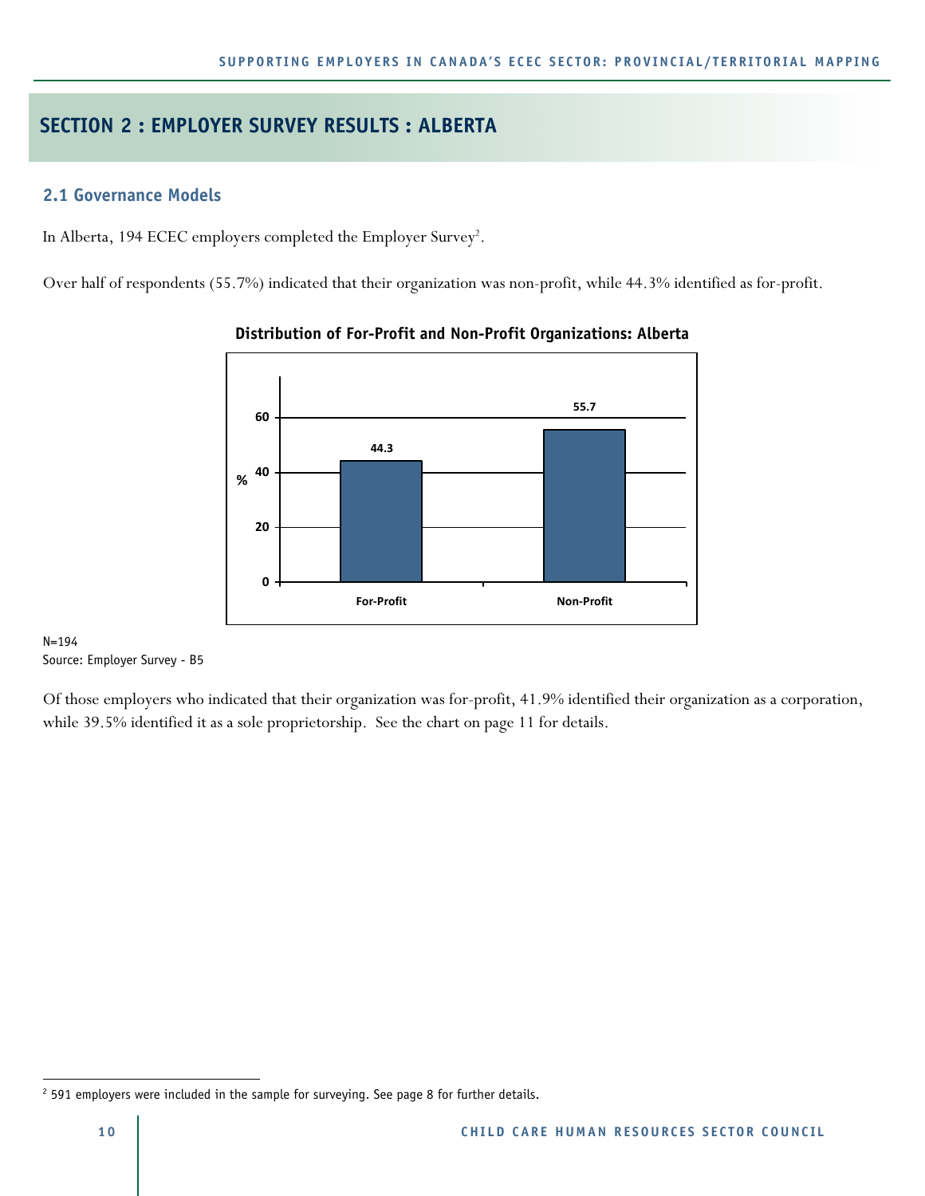## SECTION 2 : EMPLOYER SURVEY RESULTS : ALBERTA

### 2.1 Governance Models

In Alberta, 194 ECEC employers completed the Employer Survey[2].

Over half of respondents (55.7%) indicated that their organization was non-profit, while 44.3% identified as for-profit.

**Distribution of For-Profit and Non-Profit Organizations: Alberta**

| | % |
|---|---|
| For-Profit | 44.3 |
| Non-Profit | 55.7 |

N=194
Source: Employer Survey - B5

Of those employers who indicated that their organization was for-profit, 41.9% identified their organization as a corporation, while 39.5% identified it as a sole proprietorship. See the chart on page 11 for details.

---

[2] 591 employers were included in the sample for surveying. See page 8 for further details.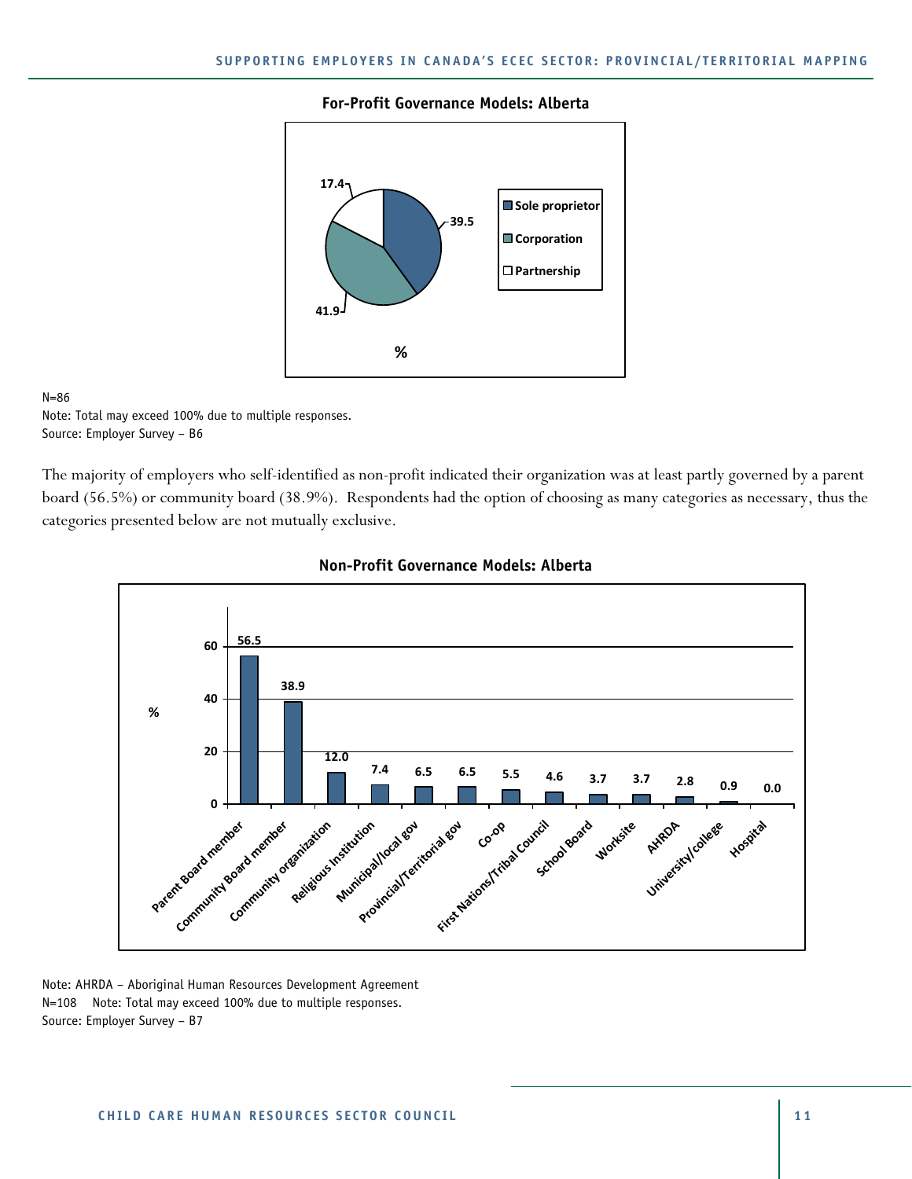**For-Profit Governance Models: Alberta**

| Governance model | % |
|---|---|
| Sole proprietor | 39.5 |
| Corporation | 41.9 |
| Partnership | 17.4 |

N=86
Note: Total may exceed 100% due to multiple responses.
Source: Employer Survey – B6

The majority of employers who self-identified as non-profit indicated their organization was at least partly governed by a parent board (56.5%) or community board (38.9%). Respondents had the option of choosing as many categories as necessary, thus the categories presented below are not mutually exclusive.

**Non-Profit Governance Models: Alberta**

| Governance model | % |
|---|---|
| Parent Board member | 56.5 |
| Community Board member | 38.9 |
| Community organization | 12.0 |
| Religious Institution | 7.4 |
| Municipal/local gov | 6.5 |
| Provincial/Territorial gov | 6.5 |
| Co-op | 5.5 |
| First Nations/Tribal Council | 4.6 |
| School Board | 3.7 |
| Worksite | 3.7 |
| AHRDA | 2.8 |
| University/college | 0.9 |
| Hospital | 0.0 |

Note: AHRDA – Aboriginal Human Resources Development Agreement
N=108 Note: Total may exceed 100% due to multiple responses.
Source: Employer Survey – B7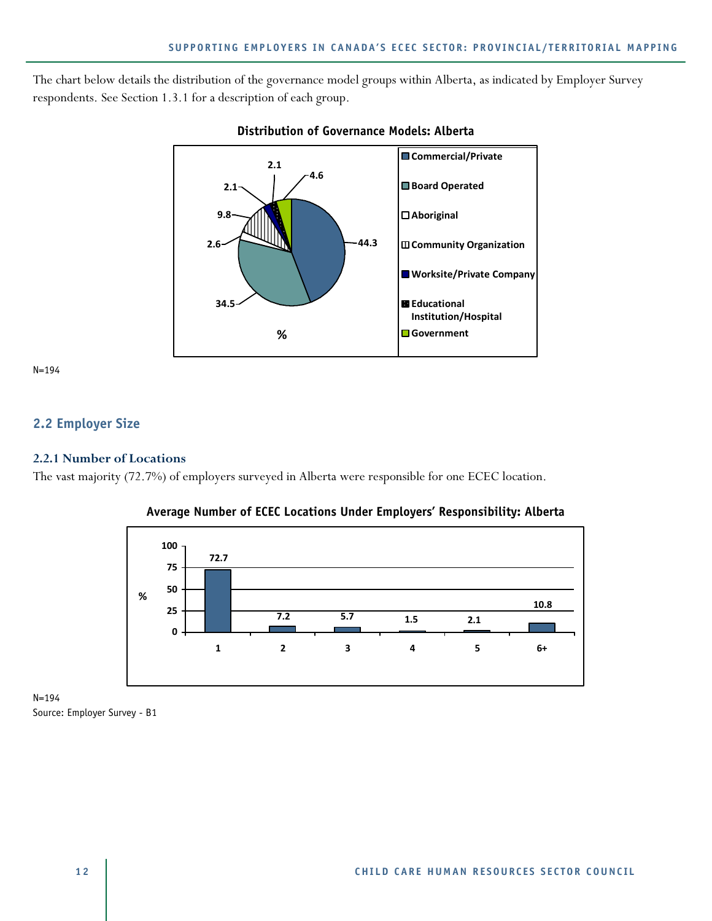The chart below details the distribution of the governance model groups within Alberta, as indicated by Employer Survey respondents. See Section 1.3.1 for a description of each group.

**Distribution of Governance Models: Alberta**

| Governance Model | % |
| --- | --- |
| Commercial/Private | 44.3 |
| Board Operated | 34.5 |
| Aboriginal | 2.6 |
| Community Organization | 9.8 |
| Worksite/Private Company | 2.1 |
| Educational Institution/Hospital | 2.1 |
| Government | 4.6 |

N=194

## 2.2 Employer Size

### 2.2.1 Number of Locations

The vast majority (72.7%) of employers surveyed in Alberta were responsible for one ECEC location.

**Average Number of ECEC Locations Under Employers' Responsibility: Alberta**

| Number of Locations | % |
| --- | --- |
| 1 | 72.7 |
| 2 | 7.2 |
| 3 | 5.7 |
| 4 | 1.5 |
| 5 | 2.1 |
| 6+ | 10.8 |

N=194
Source: Employer Survey - B1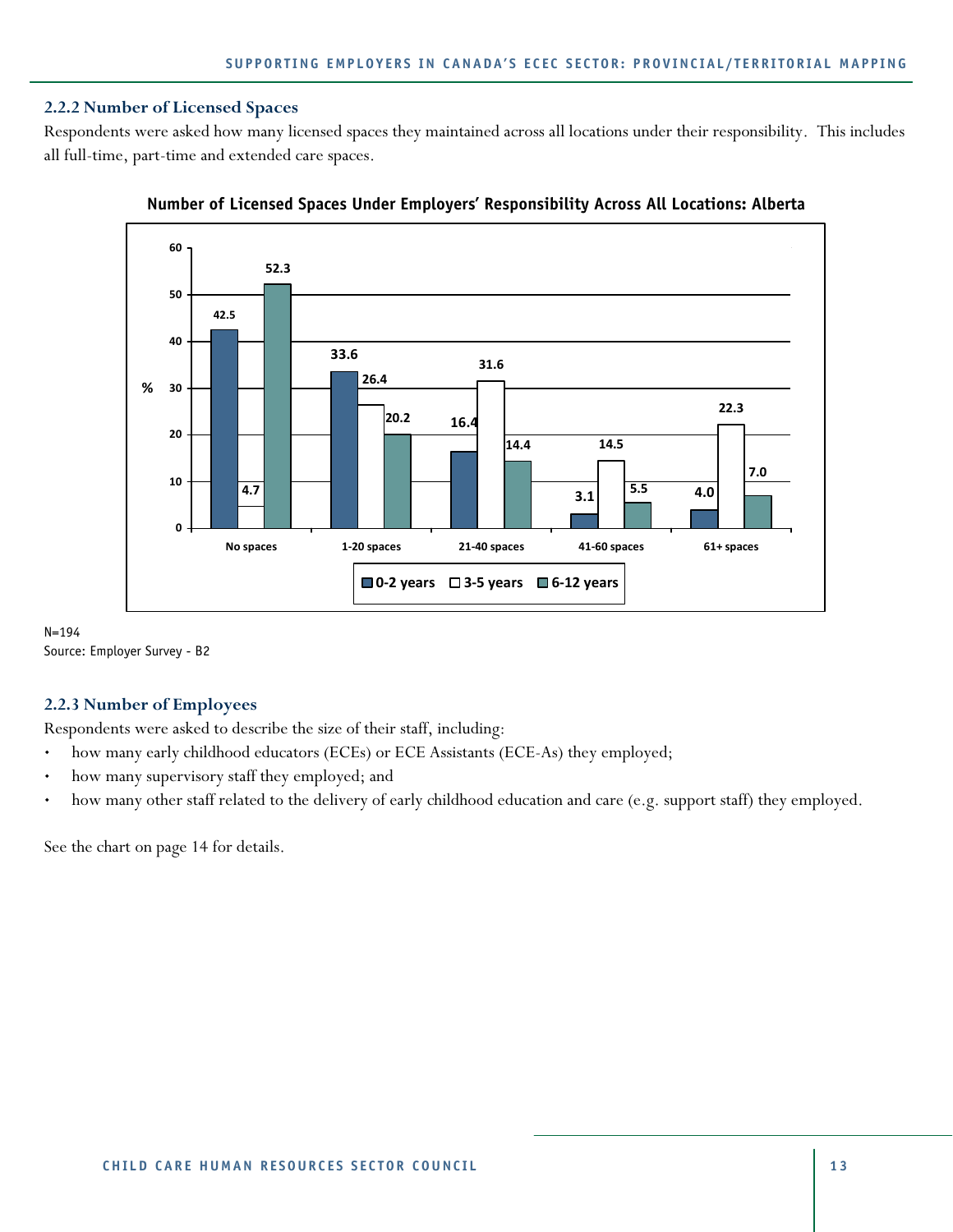### 2.2.2 Number of Licensed Spaces

Respondents were asked how many licensed spaces they maintained across all locations under their responsibility. This includes all full-time, part-time and extended care spaces.

**Number of Licensed Spaces Under Employers' Responsibility Across All Locations: Alberta**

| % | 0-2 years | 3-5 years | 6-12 years |
|---|---|---|---|
| No spaces | 42.5 | 4.7 | 52.3 |
| 1-20 spaces | 33.6 | 26.4 | 20.2 |
| 21-40 spaces | 16.4 | 31.6 | 14.4 |
| 41-60 spaces | 3.1 | 14.5 | 5.5 |
| 61+ spaces | 4.0 | 22.3 | 7.0 |

N=194

Source: Employer Survey - B2

### 2.2.3 Number of Employees

Respondents were asked to describe the size of their staff, including:

- how many early childhood educators (ECEs) or ECE Assistants (ECE-As) they employed;
- how many supervisory staff they employed; and
- how many other staff related to the delivery of early childhood education and care (e.g. support staff) they employed.

See the chart on page 14 for details.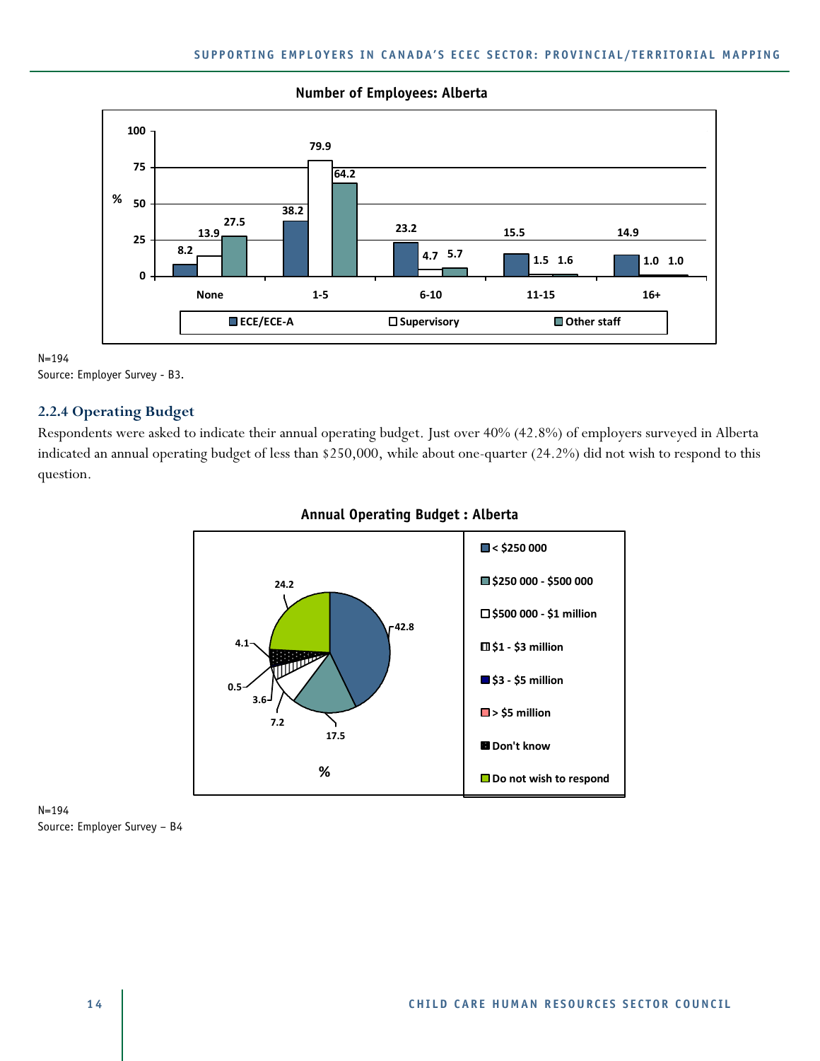**Number of Employees: Alberta**

| % | None | 1-5 | 6-10 | 11-15 | 16+ |
|---|---|---|---|---|---|
| ECE/ECE-A | 8.2 | 38.2 | 23.2 | 15.5 | 14.9 |
| Supervisory | 13.9 | 79.9 | 4.7 | 1.5 | 1.0 |
| Other staff | 27.5 | 64.2 | 5.7 | 1.6 | 1.0 |

N=194

Source: Employer Survey - B3.

### 2.2.4 Operating Budget

Respondents were asked to indicate their annual operating budget. Just over 40% (42.8%) of employers surveyed in Alberta indicated an annual operating budget of less than $250,000, while about one-quarter (24.2%) did not wish to respond to this question.

**Annual Operating Budget : Alberta**

| Annual Operating Budget | % |
|---|---|
| < $250 000 | 42.8 |
| $250 000 - $500 000 | 17.5 |
| $500 000 - $1 million | 7.2 |
| $1 - $3 million | 3.6 |
| $3 - $5 million | 0.5 |
| > $5 million | |
| Don't know | 4.1 |
| Do not wish to respond | 24.2 |

N=194

Source: Employer Survey – B4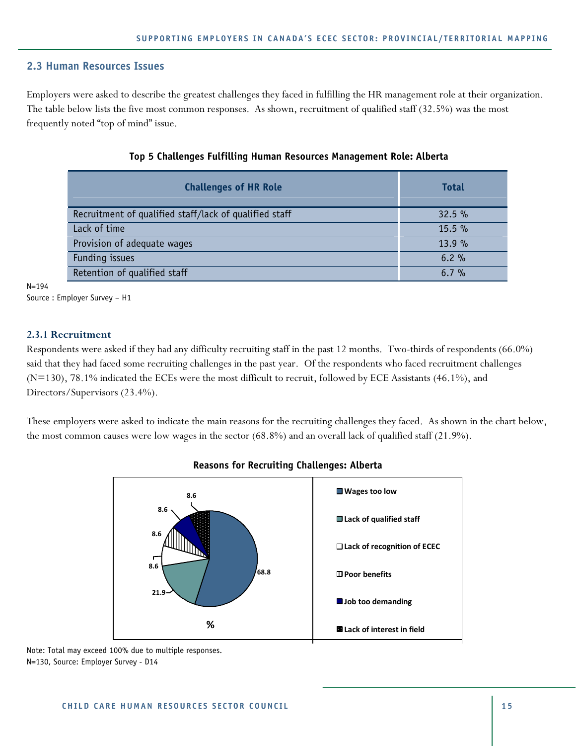## 2.3 Human Resources Issues

Employers were asked to describe the greatest challenges they faced in fulfilling the HR management role at their organization. The table below lists the five most common responses. As shown, recruitment of qualified staff (32.5%) was the most frequently noted "top of mind" issue.

**Top 5 Challenges Fulfilling Human Resources Management Role: Alberta**

| Challenges of HR Role | Total |
|---|---|
| Recruitment of qualified staff/lack of qualified staff | 32.5 % |
| Lack of time | 15.5 % |
| Provision of adequate wages | 13.9 % |
| Funding issues | 6.2 % |
| Retention of qualified staff | 6.7 % |

N=194
Source : Employer Survey – H1

### 2.3.1 Recruitment

Respondents were asked if they had any difficulty recruiting staff in the past 12 months. Two-thirds of respondents (66.0%) said that they had faced some recruiting challenges in the past year. Of the respondents who faced recruitment challenges (N=130), 78.1% indicated the ECEs were the most difficult to recruit, followed by ECE Assistants (46.1%), and Directors/Supervisors (23.4%).

These employers were asked to indicate the main reasons for the recruiting challenges they faced. As shown in the chart below, the most common causes were low wages in the sector (68.8%) and an overall lack of qualified staff (21.9%).

**Reasons for Recruiting Challenges: Alberta**

| Reason | % |
|---|---|
| Wages too low | 68.8 |
| Lack of qualified staff | 21.9 |
| Lack of recognition of ECEC | 8.6 |
| Poor benefits | 8.6 |
| Job too demanding | 8.6 |
| Lack of interest in field | 8.6 |

Note: Total may exceed 100% due to multiple responses.
N=130, Source: Employer Survey - D14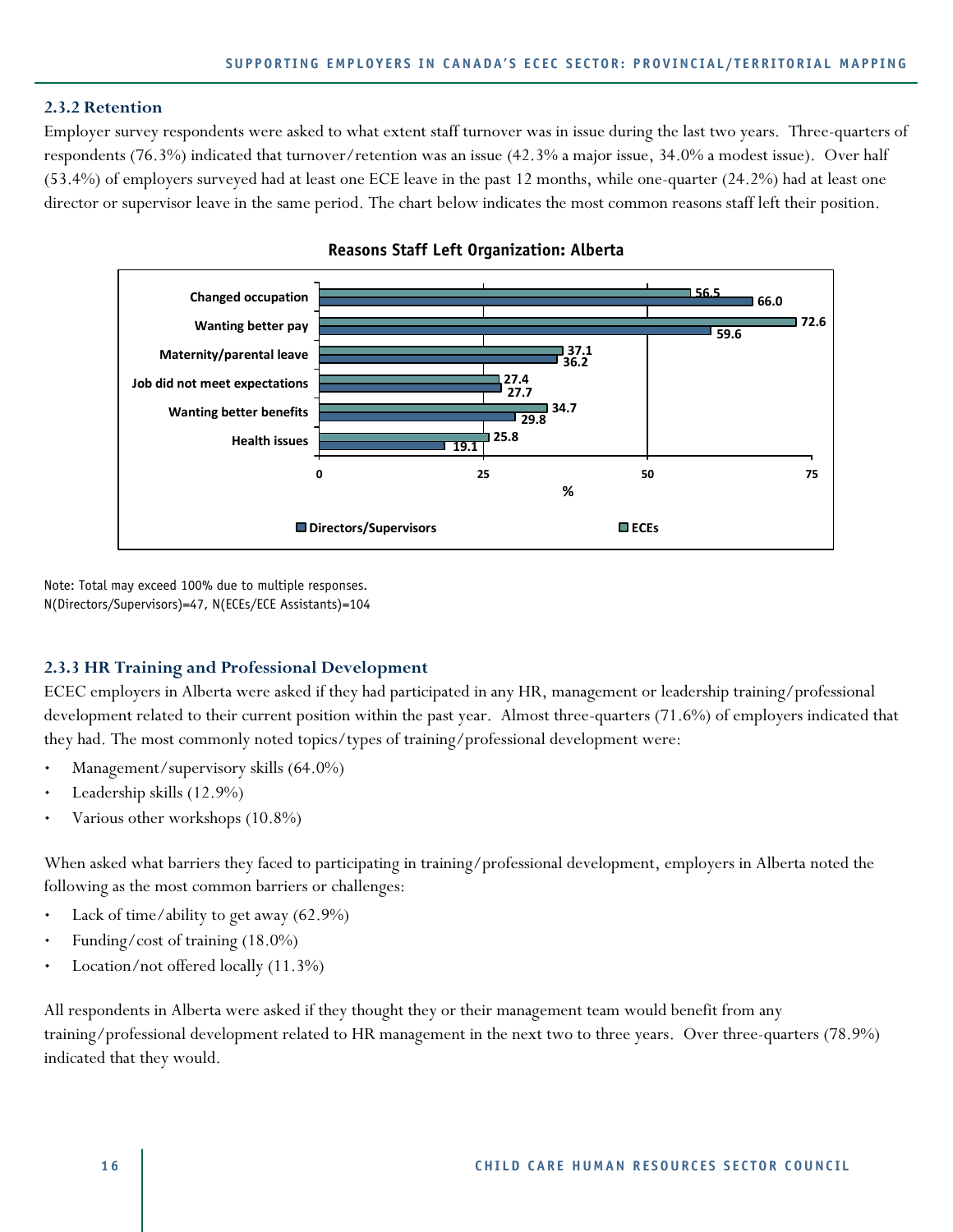### 2.3.2 Retention

Employer survey respondents were asked to what extent staff turnover was in issue during the last two years. Three-quarters of respondents (76.3%) indicated that turnover/retention was an issue (42.3% a major issue, 34.0% a modest issue). Over half (53.4%) of employers surveyed had at least one ECE leave in the past 12 months, while one-quarter (24.2%) had at least one director or supervisor leave in the same period. The chart below indicates the most common reasons staff left their position.

**Reasons Staff Left Organization: Alberta**

| Reason | Directors/Supervisors (%) | ECEs (%) |
|---|---|---|
| Changed occupation | 66.0 | 56.5 |
| Wanting better pay | 59.6 | 72.6 |
| Maternity/parental leave | 36.2 | 37.1 |
| Job did not meet expectations | 27.7 | 27.4 |
| Wanting better benefits | 29.8 | 34.7 |
| Health issues | 19.1 | 25.8 |

Note: Total may exceed 100% due to multiple responses.
N(Directors/Supervisors)=47, N(ECEs/ECE Assistants)=104

### 2.3.3 HR Training and Professional Development

ECEC employers in Alberta were asked if they had participated in any HR, management or leadership training/professional development related to their current position within the past year. Almost three-quarters (71.6%) of employers indicated that they had. The most commonly noted topics/types of training/professional development were:

- Management/supervisory skills (64.0%)
- Leadership skills (12.9%)
- Various other workshops (10.8%)

When asked what barriers they faced to participating in training/professional development, employers in Alberta noted the following as the most common barriers or challenges:

- Lack of time/ability to get away (62.9%)
- Funding/cost of training (18.0%)
- Location/not offered locally (11.3%)

All respondents in Alberta were asked if they thought they or their management team would benefit from any training/professional development related to HR management in the next two to three years. Over three-quarters (78.9%) indicated that they would.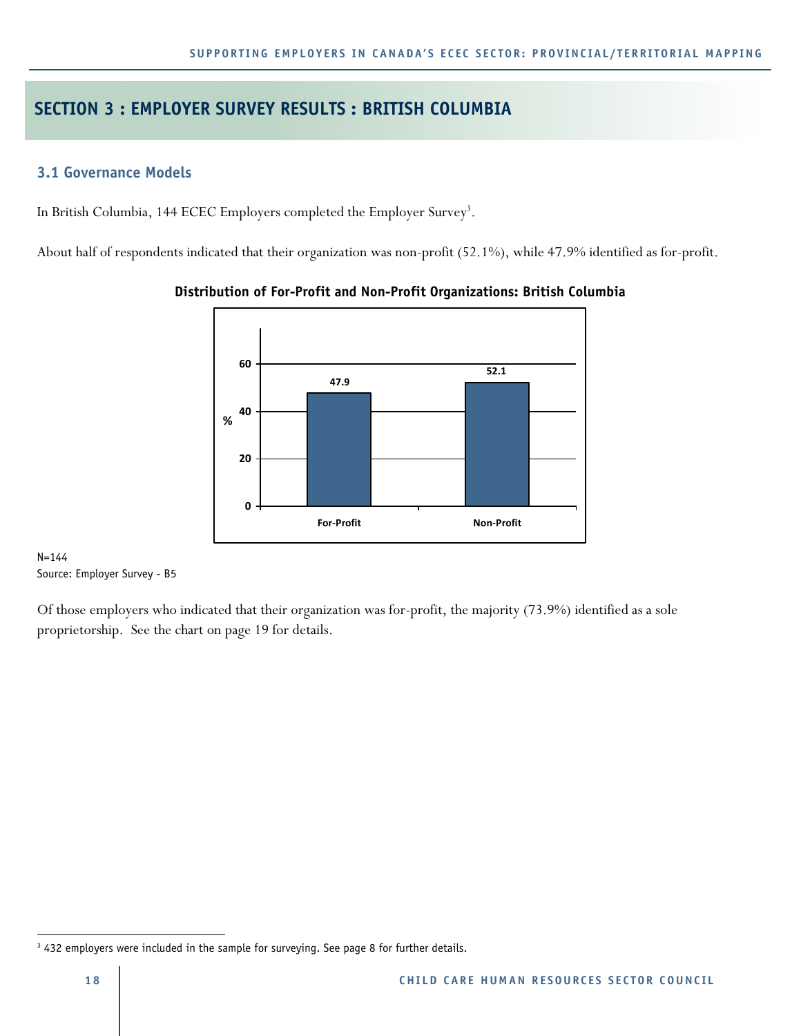## SECTION 3 : EMPLOYER SURVEY RESULTS : BRITISH COLUMBIA

### 3.1 Governance Models

In British Columbia, 144 ECEC Employers completed the Employer Survey[3].

About half of respondents indicated that their organization was non-profit (52.1%), while 47.9% identified as for-profit.

**Distribution of For-Profit and Non-Profit Organizations: British Columbia**

| | % |
|---|---|
| For-Profit | 47.9 |
| Non-Profit | 52.1 |

N=144
Source: Employer Survey - B5

Of those employers who indicated that their organization was for-profit, the majority (73.9%) identified as a sole proprietorship. See the chart on page 19 for details.

---

[3] 432 employers were included in the sample for surveying. See page 8 for further details.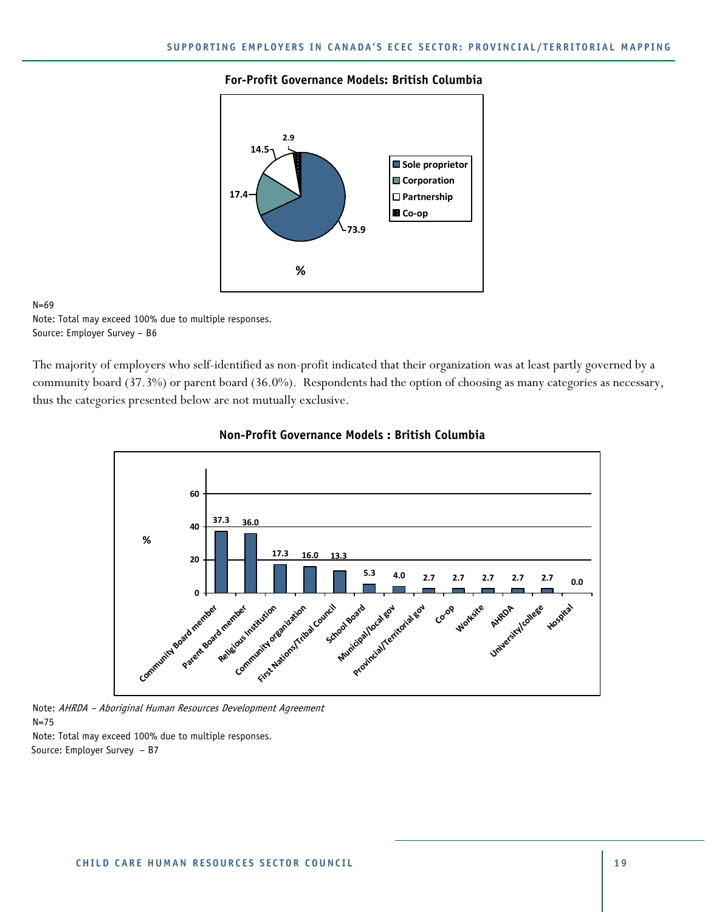**For-Profit Governance Models: British Columbia**

| Governance model | % |
|---|---|
| Sole proprietor | 73.9 |
| Corporation | 17.4 |
| Partnership | 14.5 |
| Co-op | 2.9 |

N=69

Note: Total may exceed 100% due to multiple responses.

Source: Employer Survey – B6

The majority of employers who self-identified as non-profit indicated that their organization was at least partly governed by a community board (37.3%) or parent board (36.0%). Respondents had the option of choosing as many categories as necessary, thus the categories presented below are not mutually exclusive.

**Non-Profit Governance Models : British Columbia**

| Governance model | % |
|---|---|
| Community Board member | 37.3 |
| Parent Board member | 36.0 |
| Religious Institution | 17.3 |
| Community organization | 16.0 |
| First Nations/Tribal Council | 13.3 |
| School Board | 5.3 |
| Municipal/local gov | 4.0 |
| Provincial/Territorial gov | 2.7 |
| Co-op | 2.7 |
| Worksite | 2.7 |
| AHRDA | 2.7 |
| University/college | 2.7 |
| Hospital | 0.0 |

Note: *AHRDA – Aboriginal Human Resources Development Agreement*

N=75

Note: Total may exceed 100% due to multiple responses.

Source: Employer Survey – B7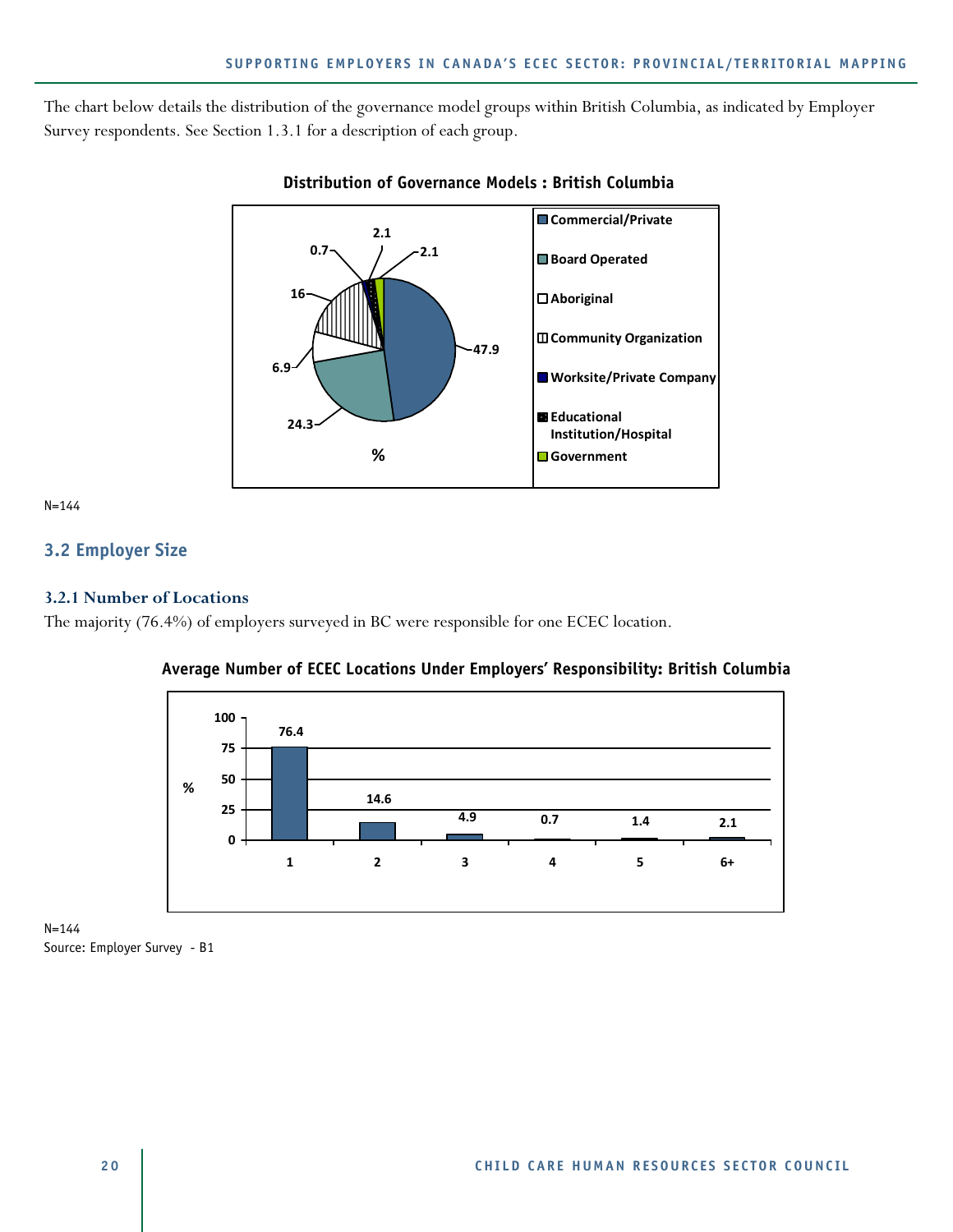The chart below details the distribution of the governance model groups within British Columbia, as indicated by Employer Survey respondents. See Section 1.3.1 for a description of each group.

**Distribution of Governance Models : British Columbia**

| Governance Model | % |
|---|---|
| Commercial/Private | 47.9 |
| Board Operated | 24.3 |
| Aboriginal | 6.9 |
| Community Organization | 16 |
| Worksite/Private Company | 0.7 |
| Educational Institution/Hospital | 2.1 |
| Government | 2.1 |

N=144

## 3.2 Employer Size

### 3.2.1 Number of Locations

The majority (76.4%) of employers surveyed in BC were responsible for one ECEC location.

**Average Number of ECEC Locations Under Employers' Responsibility: British Columbia**

| Number of Locations | % |
|---|---|
| 1 | 76.4 |
| 2 | 14.6 |
| 3 | 4.9 |
| 4 | 0.7 |
| 5 | 1.4 |
| 6+ | 2.1 |

N=144

Source: Employer Survey - B1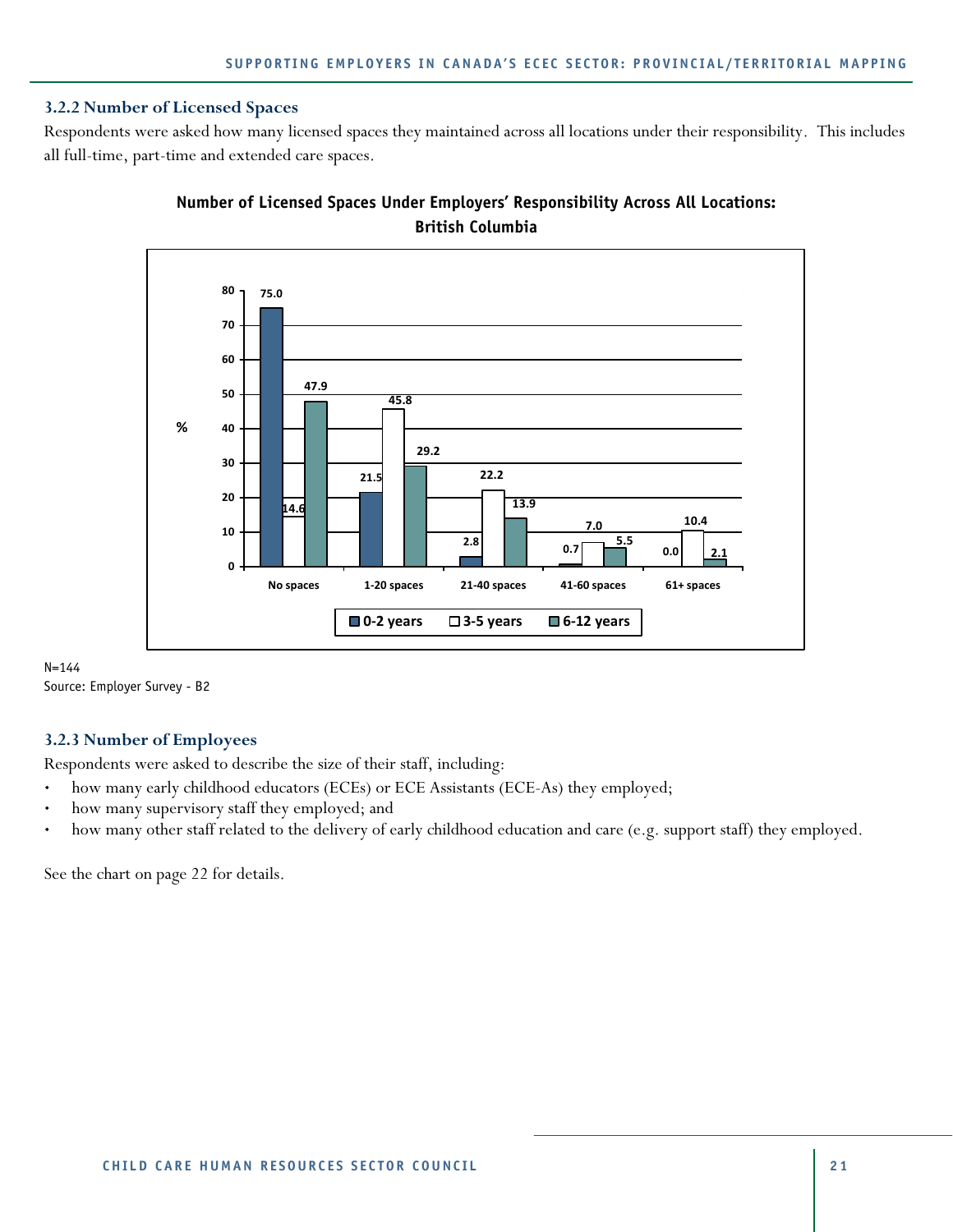### 3.2.2 Number of Licensed Spaces

Respondents were asked how many licensed spaces they maintained across all locations under their responsibility. This includes all full-time, part-time and extended care spaces.

**Number of Licensed Spaces Under Employers' Responsibility Across All Locations: British Columbia**

| % | 0-2 years | 3-5 years | 6-12 years |
|---|---|---|---|
| No spaces | 75.0 | 14.6 | 47.9 |
| 1-20 spaces | 21.5 | 45.8 | 29.2 |
| 21-40 spaces | 2.8 | 22.2 | 13.9 |
| 41-60 spaces | 0.7 | 7.0 | 5.5 |
| 61+ spaces | 0.0 | 10.4 | 2.1 |

N=144
Source: Employer Survey - B2

### 3.2.3 Number of Employees

Respondents were asked to describe the size of their staff, including:

- how many early childhood educators (ECEs) or ECE Assistants (ECE-As) they employed;
- how many supervisory staff they employed; and
- how many other staff related to the delivery of early childhood education and care (e.g. support staff) they employed.

See the chart on page 22 for details.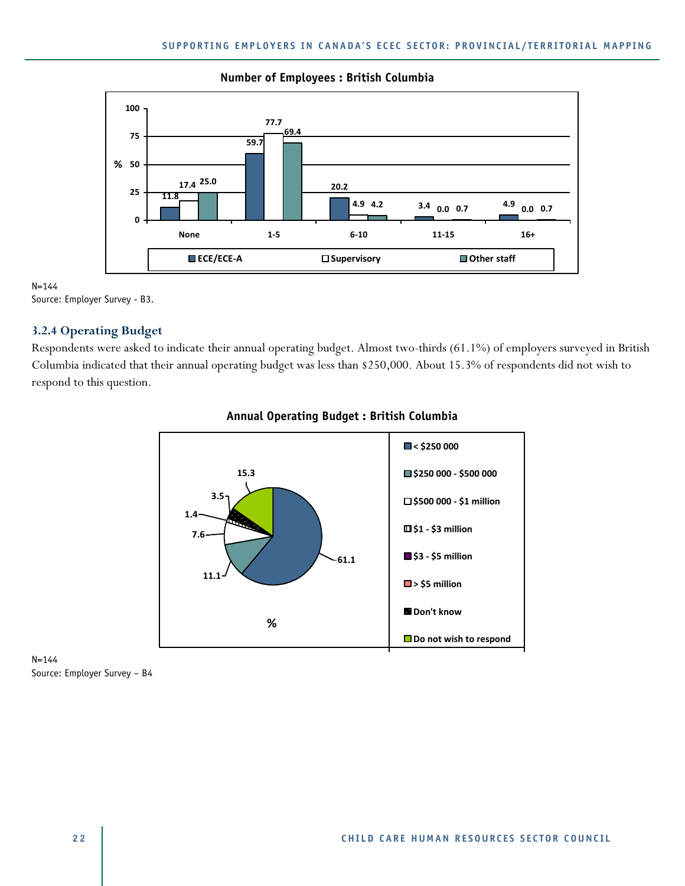**Number of Employees : British Columbia**

| % | ECE/ECE-A | Supervisory | Other staff |
|---|---|---|---|
| None | 11.8 | 17.4 | 25.0 |
| 1-5 | 59.7 | 77.7 | 69.4 |
| 6-10 | 20.2 | 4.9 | 4.2 |
| 11-15 | 3.4 | 0.0 | 0.7 |
| 16+ | 4.9 | 0.0 | 0.7 |

N=144
Source: Employer Survey - B3.

### 3.2.4 Operating Budget

Respondents were asked to indicate their annual operating budget. Almost two-thirds (61.1%) of employers surveyed in British Columbia indicated that their annual operating budget was less than $250,000. About 15.3% of respondents did not wish to respond to this question.

**Annual Operating Budget : British Columbia**

| Budget | % |
|---|---|
| < $250 000 | 61.1 |
| $250 000 - $500 000 | 11.1 |
| $500 000 - $1 million | 7.6 |
| $1 - $3 million | 1.4 |
| $3 - $5 million | |
| > $5 million | |
| Don't know | 3.5 |
| Do not wish to respond | 15.3 |

N=144
Source: Employer Survey – B4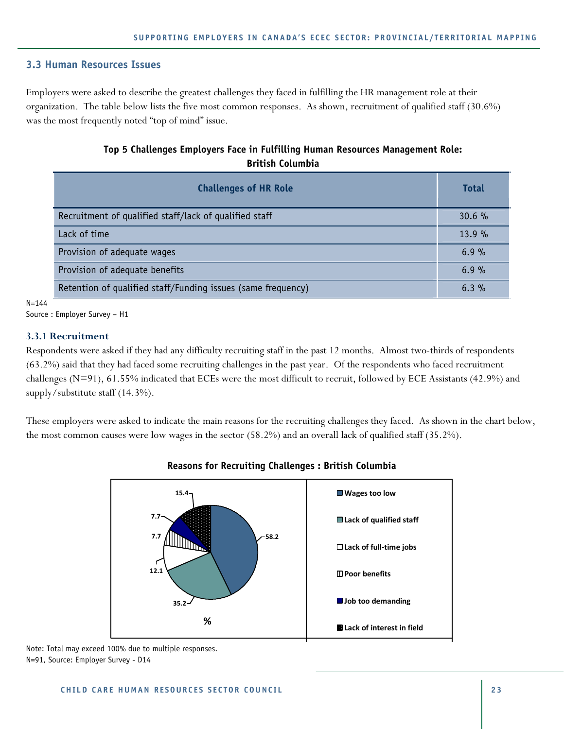## 3.3 Human Resources Issues

Employers were asked to describe the greatest challenges they faced in fulfilling the HR management role at their organization. The table below lists the five most common responses. As shown, recruitment of qualified staff (30.6%) was the most frequently noted "top of mind" issue.

**Top 5 Challenges Employers Face in Fulfilling Human Resources Management Role: British Columbia**

| Challenges of HR Role | Total |
|---|---|
| Recruitment of qualified staff/lack of qualified staff | 30.6 % |
| Lack of time | 13.9 % |
| Provision of adequate wages | 6.9 % |
| Provision of adequate benefits | 6.9 % |
| Retention of qualified staff/Funding issues (same frequency) | 6.3 % |

N=144

Source : Employer Survey – H1

### 3.3.1 Recruitment

Respondents were asked if they had any difficulty recruiting staff in the past 12 months. Almost two-thirds of respondents (63.2%) said that they had faced some recruiting challenges in the past year. Of the respondents who faced recruitment challenges (N=91), 61.55% indicated that ECEs were the most difficult to recruit, followed by ECE Assistants (42.9%) and supply/substitute staff (14.3%).

These employers were asked to indicate the main reasons for the recruiting challenges they faced. As shown in the chart below, the most common causes were low wages in the sector (58.2%) and an overall lack of qualified staff (35.2%).

**Reasons for Recruiting Challenges : British Columbia**

| Reason | % |
|---|---|
| Wages too low | 58.2 |
| Lack of qualified staff | 35.2 |
| Lack of full-time jobs | 12.1 |
| Poor benefits | 7.7 |
| Job too demanding | 7.7 |
| Lack of interest in field | 15.4 |

Note: Total may exceed 100% due to multiple responses.

N=91, Source: Employer Survey - D14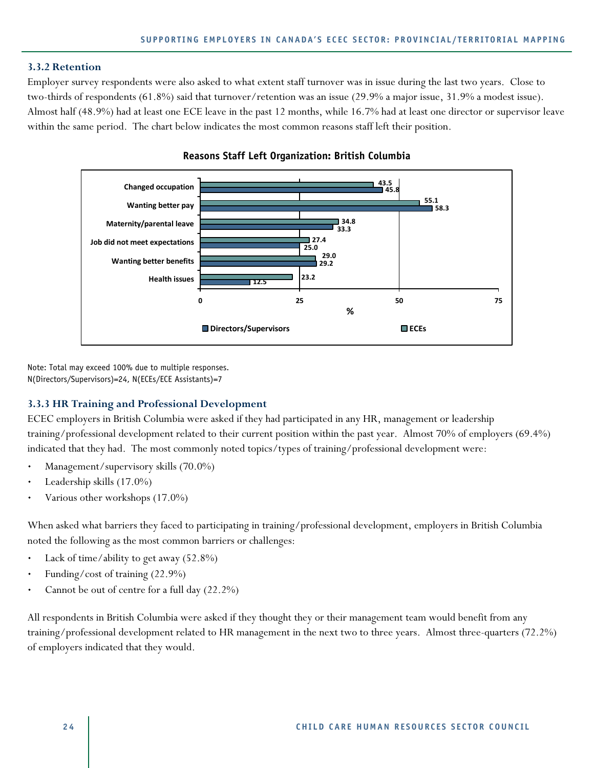### 3.3.2 Retention

Employer survey respondents were also asked to what extent staff turnover was in issue during the last two years. Close to two-thirds of respondents (61.8%) said that turnover/retention was an issue (29.9% a major issue, 31.9% a modest issue). Almost half (48.9%) had at least one ECE leave in the past 12 months, while 16.7% had at least one director or supervisor leave within the same period. The chart below indicates the most common reasons staff left their position.

**Reasons Staff Left Organization: British Columbia**

| Reason | ECEs (%) | Directors/Supervisors (%) |
|---|---|---|
| Changed occupation | 43.5 | 45.8 |
| Wanting better pay | 55.1 | 58.3 |
| Maternity/parental leave | 34.8 | 33.3 |
| Job did not meet expectations | 27.4 | 25.0 |
| Wanting better benefits | 29.0 | 29.2 |
| Health issues | 23.2 | 12.5 |

Note: Total may exceed 100% due to multiple responses.
N(Directors/Supervisors)=24, N(ECEs/ECE Assistants)=7

### 3.3.3 HR Training and Professional Development

ECEC employers in British Columbia were asked if they had participated in any HR, management or leadership training/professional development related to their current position within the past year. Almost 70% of employers (69.4%) indicated that they had. The most commonly noted topics/types of training/professional development were:

- Management/supervisory skills (70.0%)
- Leadership skills (17.0%)
- Various other workshops (17.0%)

When asked what barriers they faced to participating in training/professional development, employers in British Columbia noted the following as the most common barriers or challenges:

- Lack of time/ability to get away (52.8%)
- Funding/cost of training (22.9%)
- Cannot be out of centre for a full day (22.2%)

All respondents in British Columbia were asked if they thought they or their management team would benefit from any training/professional development related to HR management in the next two to three years. Almost three-quarters (72.2%) of employers indicated that they would.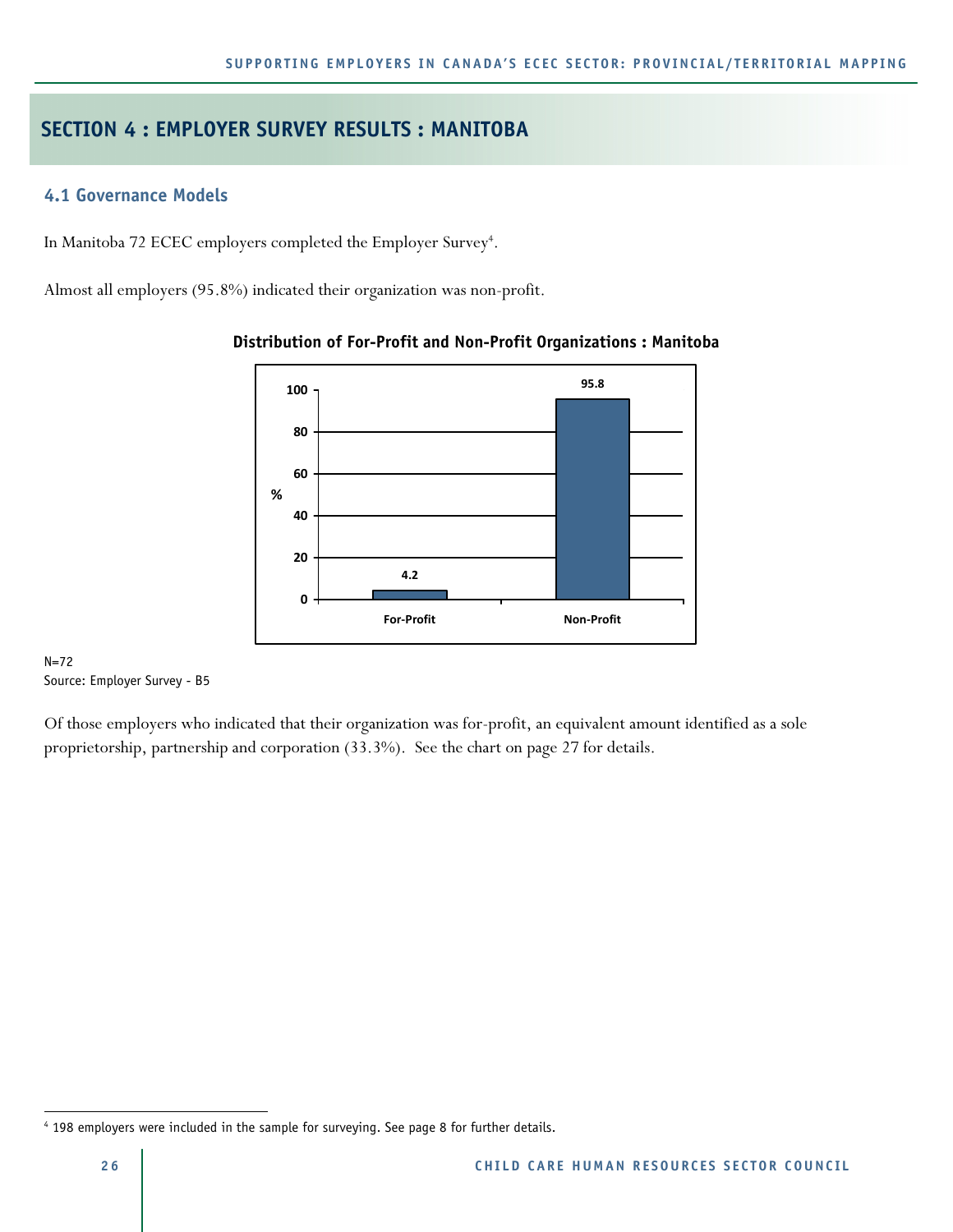## SECTION 4 : EMPLOYER SURVEY RESULTS : MANITOBA

### 4.1 Governance Models

In Manitoba 72 ECEC employers completed the Employer Survey[4].

Almost all employers (95.8%) indicated their organization was non-profit.

**Distribution of For-Profit and Non-Profit Organizations : Manitoba**

| | % |
|---|---|
| For-Profit | 4.2 |
| Non-Profit | 95.8 |

N=72
Source: Employer Survey - B5

Of those employers who indicated that their organization was for-profit, an equivalent amount identified as a sole proprietorship, partnership and corporation (33.3%). See the chart on page 27 for details.

[4] 198 employers were included in the sample for surveying. See page 8 for further details.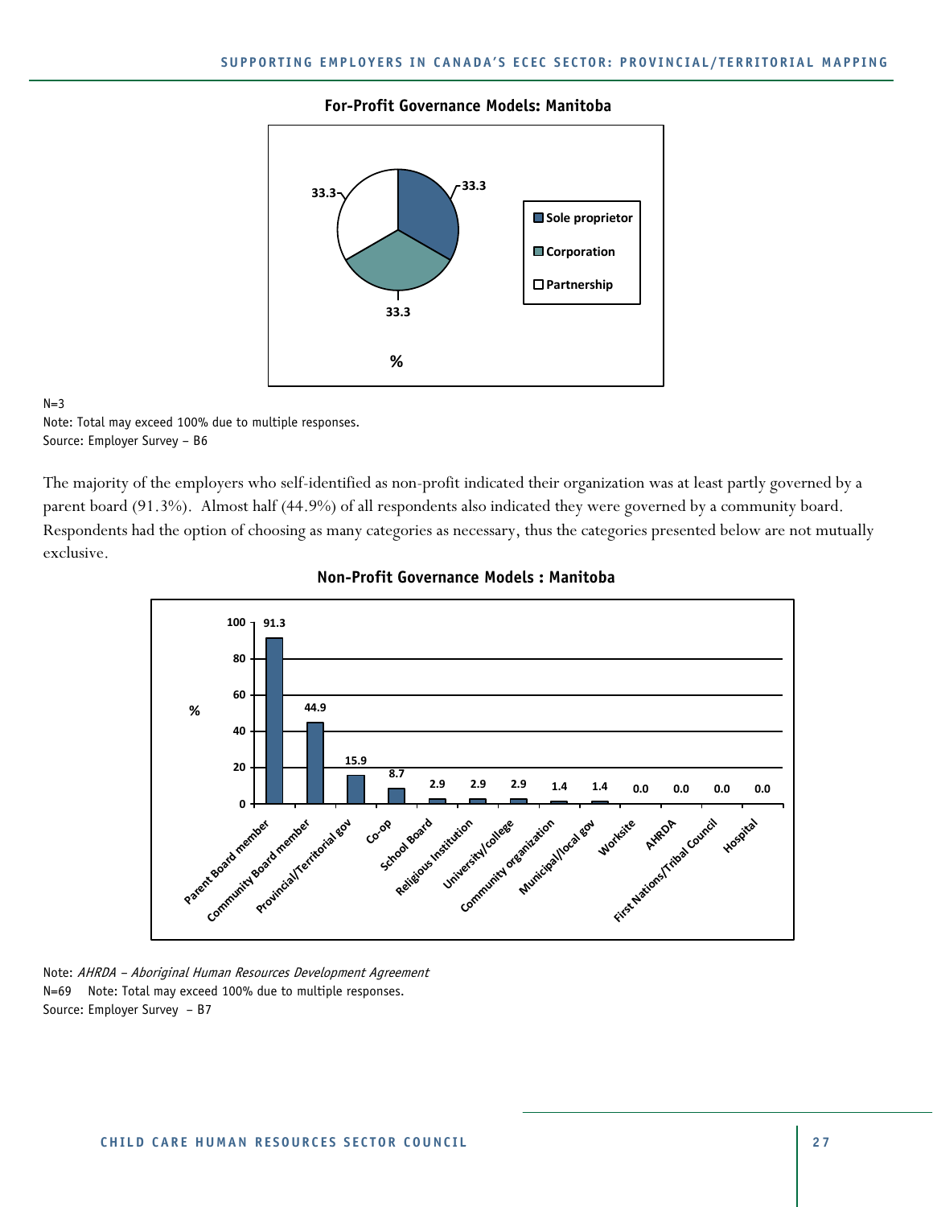**For-Profit Governance Models: Manitoba**

| Governance model | % |
|---|---|
| Sole proprietor | 33.3 |
| Corporation | 33.3 |
| Partnership | 33.3 |

N=3
Note: Total may exceed 100% due to multiple responses.
Source: Employer Survey – B6

The majority of the employers who self-identified as non-profit indicated their organization was at least partly governed by a parent board (91.3%). Almost half (44.9%) of all respondents also indicated they were governed by a community board. Respondents had the option of choosing as many categories as necessary, thus the categories presented below are not mutually exclusive.

**Non-Profit Governance Models : Manitoba**

| Governance model | % |
|---|---|
| Parent Board member | 91.3 |
| Community Board member | 44.9 |
| Provincial/Territorial gov | 15.9 |
| Co-op | 8.7 |
| School Board | 2.9 |
| Religious Institution | 2.9 |
| University/college | 2.9 |
| Community organization | 1.4 |
| Municipal/local gov | 1.4 |
| Worksite | 0.0 |
| AHRDA | 0.0 |
| First Nations/Tribal Council | 0.0 |
| Hospital | 0.0 |

Note: *AHRDA – Aboriginal Human Resources Development Agreement*
N=69 Note: Total may exceed 100% due to multiple responses.
Source: Employer Survey – B7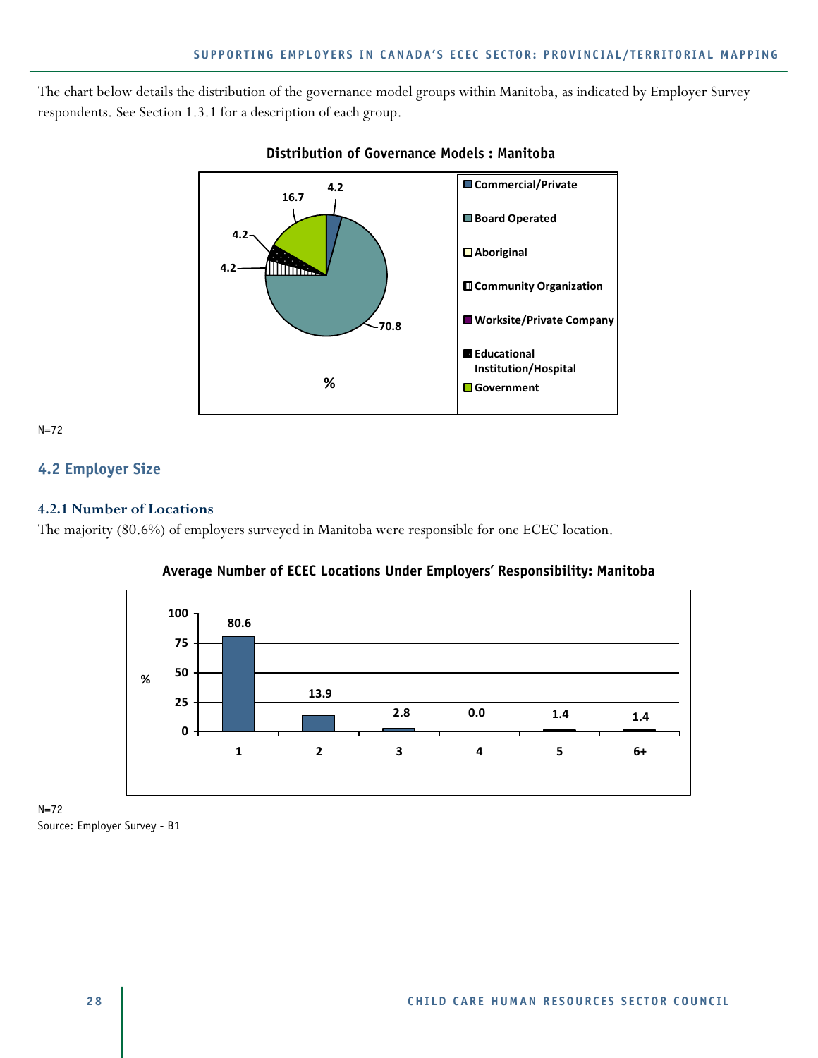The chart below details the distribution of the governance model groups within Manitoba, as indicated by Employer Survey respondents. See Section 1.3.1 for a description of each group.

**Distribution of Governance Models : Manitoba**

| Governance Model | % |
|---|---|
| Commercial/Private | 4.2 |
| Board Operated | 70.8 |
| Aboriginal | |
| Community Organization | 4.2 |
| Worksite/Private Company | |
| Educational Institution/Hospital | 4.2 |
| Government | 16.7 |

N=72

## 4.2 Employer Size

### 4.2.1 Number of Locations

The majority (80.6%) of employers surveyed in Manitoba were responsible for one ECEC location.

**Average Number of ECEC Locations Under Employers' Responsibility: Manitoba**

| Number of Locations | % |
|---|---|
| 1 | 80.6 |
| 2 | 13.9 |
| 3 | 2.8 |
| 4 | 0.0 |
| 5 | 1.4 |
| 6+ | 1.4 |

N=72

Source: Employer Survey - B1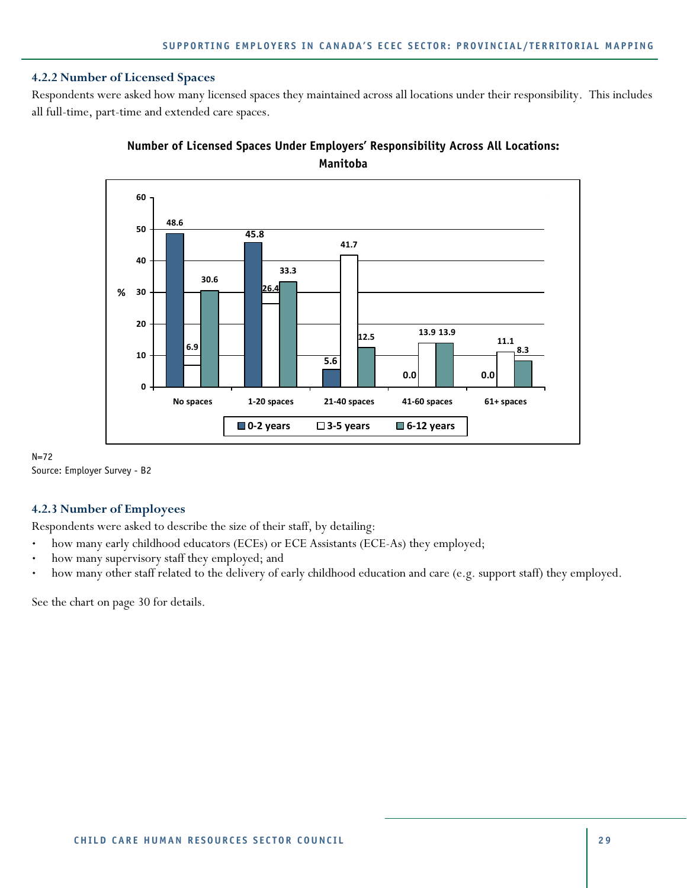### 4.2.2 Number of Licensed Spaces

Respondents were asked how many licensed spaces they maintained across all locations under their responsibility. This includes all full-time, part-time and extended care spaces.

**Number of Licensed Spaces Under Employers' Responsibility Across All Locations: Manitoba**

| % | 0-2 years | 3-5 years | 6-12 years |
|---|---|---|---|
| No spaces | 48.6 | 6.9 | 30.6 |
| 1-20 spaces | 45.8 | 26.4 | 33.3 |
| 21-40 spaces | 5.6 | 41.7 | 12.5 |
| 41-60 spaces | 0.0 | 13.9 | 13.9 |
| 61+ spaces | 0.0 | 11.1 | 8.3 |

N=72
Source: Employer Survey - B2

### 4.2.3 Number of Employees

Respondents were asked to describe the size of their staff, by detailing:

- how many early childhood educators (ECEs) or ECE Assistants (ECE-As) they employed;
- how many supervisory staff they employed; and
- how many other staff related to the delivery of early childhood education and care (e.g. support staff) they employed.

See the chart on page 30 for details.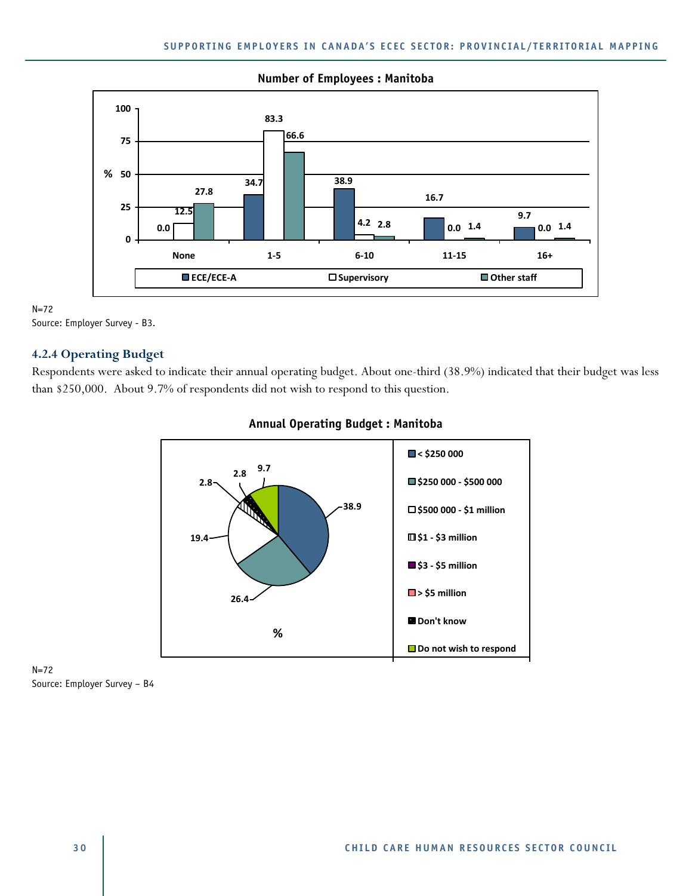**Number of Employees : Manitoba**

| % | None | 1-5 | 6-10 | 11-15 | 16+ |
|---|---|---|---|---|---|
| ECE/ECE-A | 0.0 | 34.7 | 38.9 | 16.7 | 9.7 |
| Supervisory | 12.5 | 83.3 | 4.2 | 0.0 | 0.0 |
| Other staff | 27.8 | 66.6 | 2.8 | 1.4 | 1.4 |

N=72
Source: Employer Survey - B3.

### 4.2.4 Operating Budget

Respondents were asked to indicate their annual operating budget. About one-third (38.9%) indicated that their budget was less than $250,000. About 9.7% of respondents did not wish to respond to this question.

**Annual Operating Budget : Manitoba**

| Budget | % |
|---|---|
| < $250 000 | 38.9 |
| $250 000 - $500 000 | 26.4 |
| $500 000 - $1 million | 19.4 |
| $1 - $3 million | 2.8 |
| $3 - $5 million | |
| > $5 million | |
| Don't know | 2.8 |
| Do not wish to respond | 9.7 |

N=72
Source: Employer Survey – B4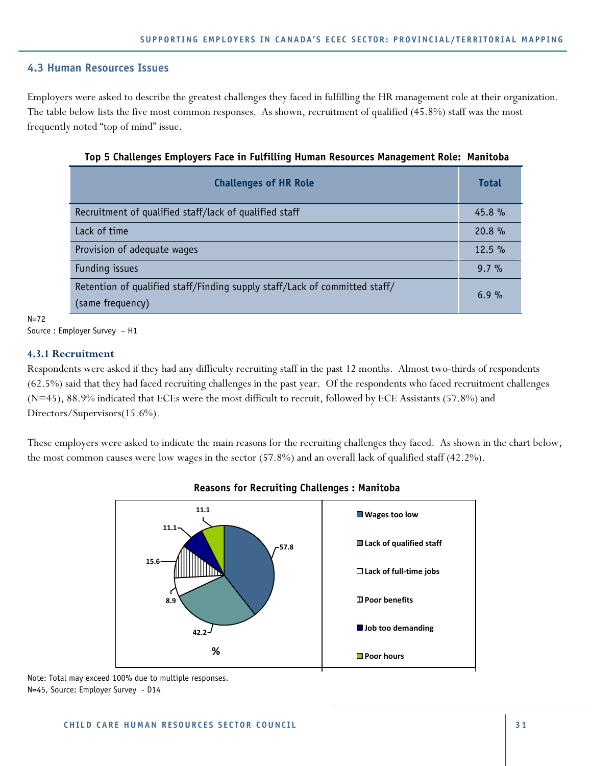## 4.3 Human Resources Issues

Employers were asked to describe the greatest challenges they faced in fulfilling the HR management role at their organization. The table below lists the five most common responses. As shown, recruitment of qualified (45.8%) staff was the most frequently noted "top of mind" issue.

**Top 5 Challenges Employers Face in Fulfilling Human Resources Management Role: Manitoba**

| Challenges of HR Role | Total |
|---|---|
| Recruitment of qualified staff/lack of qualified staff | 45.8 % |
| Lack of time | 20.8 % |
| Provision of adequate wages | 12.5 % |
| Funding issues | 9.7 % |
| Retention of qualified staff/Finding supply staff/Lack of committed staff/ (same frequency) | 6.9 % |

N=72
Source : Employer Survey – H1

### 4.3.1 Recruitment

Respondents were asked if they had any difficulty recruiting staff in the past 12 months. Almost two-thirds of respondents (62.5%) said that they had faced recruiting challenges in the past year. Of the respondents who faced recruitment challenges (N=45), 88.9% indicated that ECEs were the most difficult to recruit, followed by ECE Assistants (57.8%) and Directors/Supervisors(15.6%).

These employers were asked to indicate the main reasons for the recruiting challenges they faced. As shown in the chart below, the most common causes were low wages in the sector (57.8%) and an overall lack of qualified staff (42.2%).

**Reasons for Recruiting Challenges : Manitoba**

| Reason | % |
|---|---|
| Wages too low | 57.8 |
| Lack of qualified staff | 42.2 |
| Lack of full-time jobs | 8.9 |
| Poor benefits | 15.6 |
| Job too demanding | 11.1 |
| Poor hours | 11.1 |

Note: Total may exceed 100% due to multiple responses.
N=45, Source: Employer Survey - D14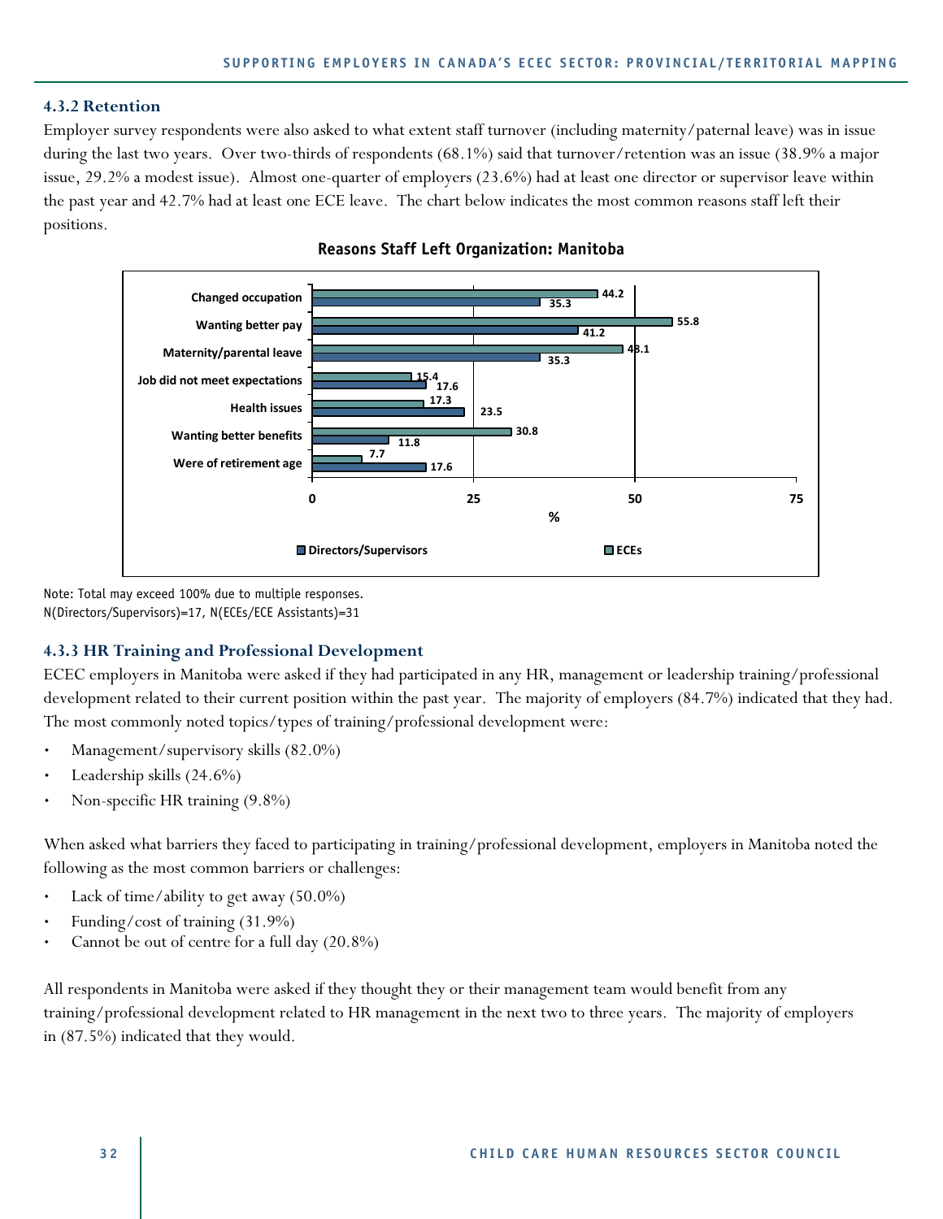### 4.3.2 Retention

Employer survey respondents were also asked to what extent staff turnover (including maternity/paternal leave) was in issue during the last two years. Over two-thirds of respondents (68.1%) said that turnover/retention was an issue (38.9% a major issue, 29.2% a modest issue). Almost one-quarter of employers (23.6%) had at least one director or supervisor leave within the past year and 42.7% had at least one ECE leave. The chart below indicates the most common reasons staff left their positions.

**Reasons Staff Left Organization: Manitoba**

| Reason | ECEs (%) | Directors/Supervisors (%) |
| --- | --- | --- |
| Changed occupation | 44.2 | 35.3 |
| Wanting better pay | 55.8 | 41.2 |
| Maternity/parental leave | 48.1 | 35.3 |
| Job did not meet expectations | 15.4 | 17.6 |
| Health issues | 17.3 | 23.5 |
| Wanting better benefits | 30.8 | 11.8 |
| Were of retirement age | 7.7 | 17.6 |

Note: Total may exceed 100% due to multiple responses.
N(Directors/Supervisors)=17, N(ECEs/ECE Assistants)=31

### 4.3.3 HR Training and Professional Development

ECEC employers in Manitoba were asked if they had participated in any HR, management or leadership training/professional development related to their current position within the past year. The majority of employers (84.7%) indicated that they had. The most commonly noted topics/types of training/professional development were:

- Management/supervisory skills (82.0%)
- Leadership skills (24.6%)
- Non-specific HR training (9.8%)

When asked what barriers they faced to participating in training/professional development, employers in Manitoba noted the following as the most common barriers or challenges:

- Lack of time/ability to get away (50.0%)
- Funding/cost of training (31.9%)
- Cannot be out of centre for a full day (20.8%)

All respondents in Manitoba were asked if they thought they or their management team would benefit from any training/professional development related to HR management in the next two to three years. The majority of employers in (87.5%) indicated that they would.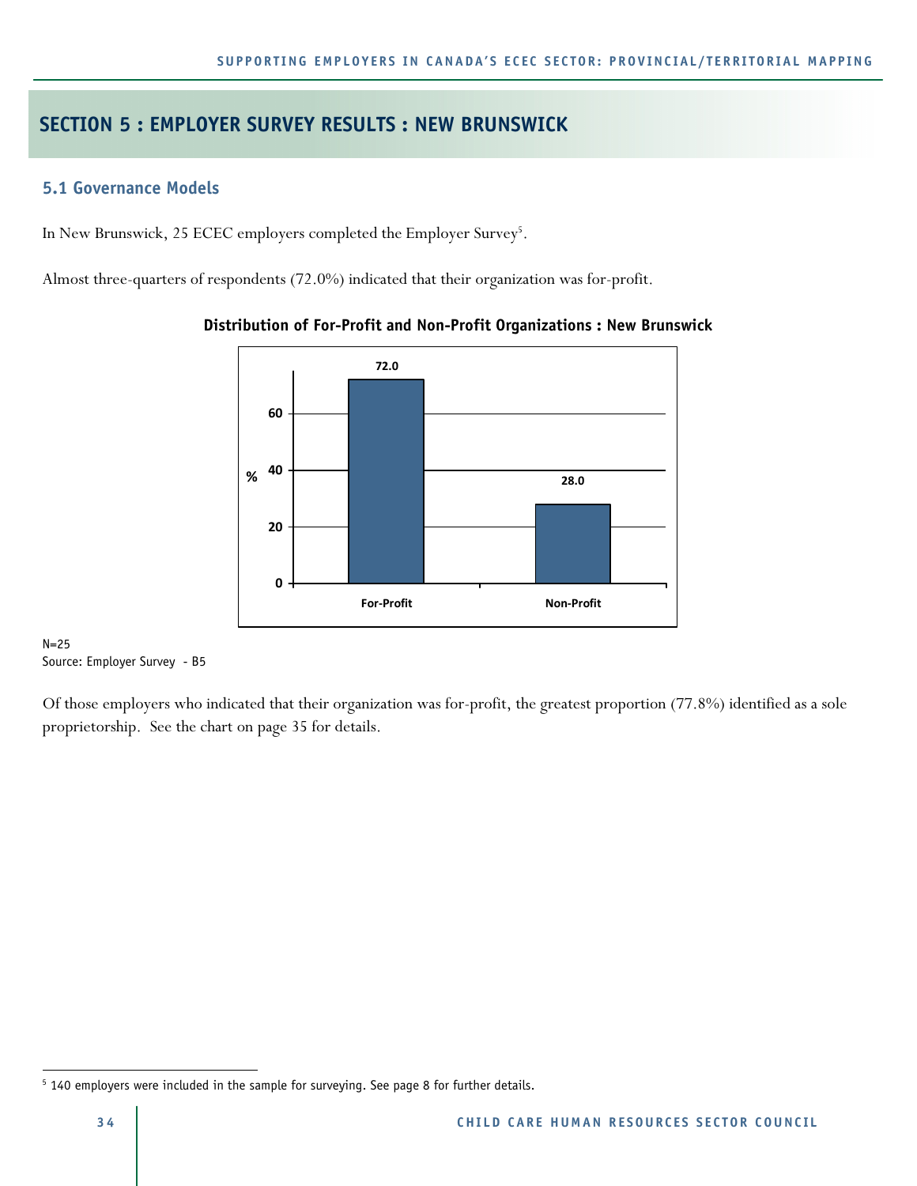## SECTION 5 : EMPLOYER SURVEY RESULTS : NEW BRUNSWICK

### 5.1 Governance Models

In New Brunswick, 25 ECEC employers completed the Employer Survey[5].

Almost three-quarters of respondents (72.0%) indicated that their organization was for-profit.

**Distribution of For-Profit and Non-Profit Organizations : New Brunswick**

| | % |
|---|---|
| For-Profit | 72.0 |
| Non-Profit | 28.0 |

N=25
Source: Employer Survey - B5

Of those employers who indicated that their organization was for-profit, the greatest proportion (77.8%) identified as a sole proprietorship. See the chart on page 35 for details.

---

[5] 140 employers were included in the sample for surveying. See page 8 for further details.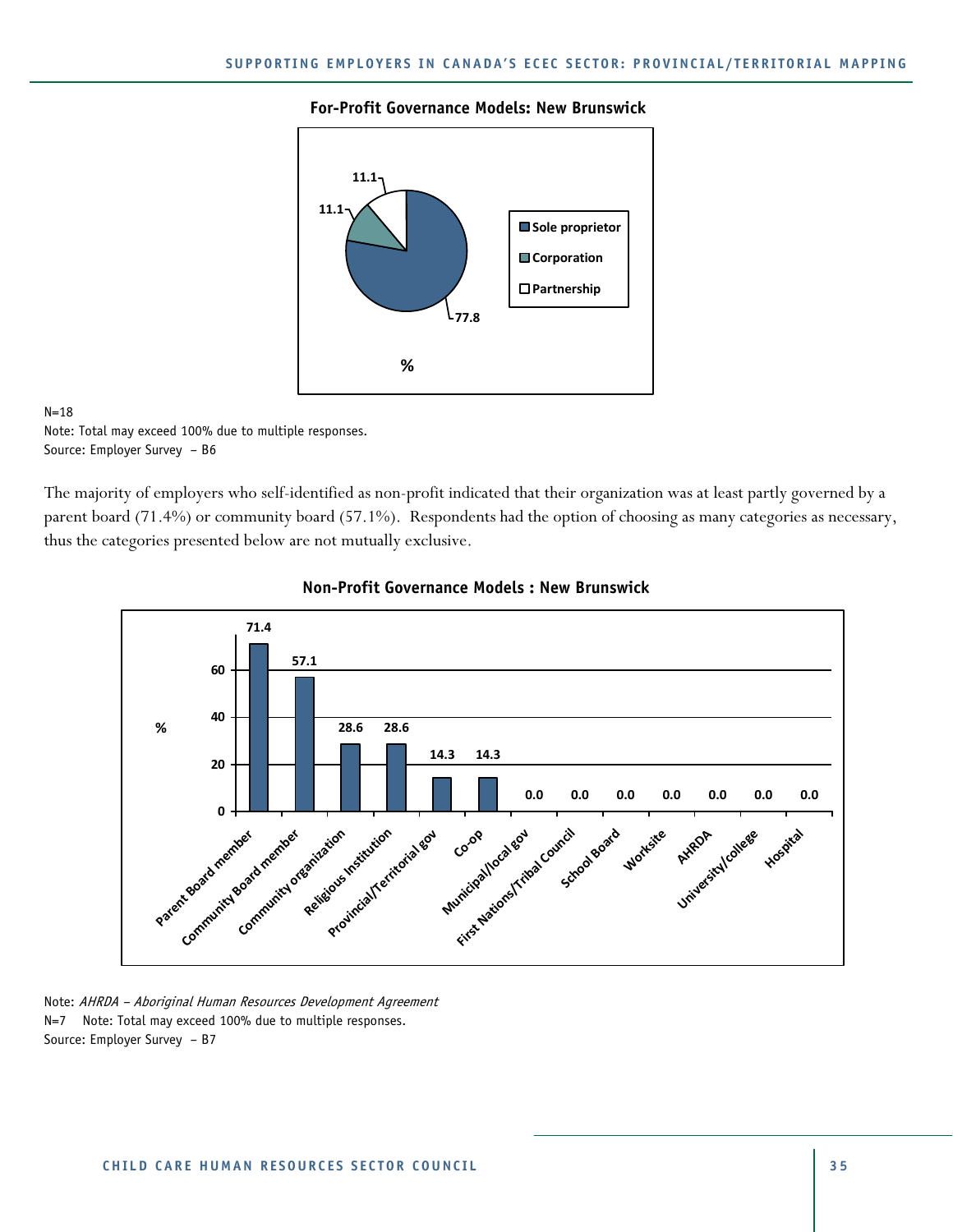**For-Profit Governance Models: New Brunswick**

| Governance model | % |
|---|---|
| Sole proprietor | 77.8 |
| Corporation | 11.1 |
| Partnership | 11.1 |

N=18
Note: Total may exceed 100% due to multiple responses.
Source: Employer Survey – B6

The majority of employers who self-identified as non-profit indicated that their organization was at least partly governed by a parent board (71.4%) or community board (57.1%). Respondents had the option of choosing as many categories as necessary, thus the categories presented below are not mutually exclusive.

**Non-Profit Governance Models : New Brunswick**

| Governance model | % |
|---|---|
| Parent Board member | 71.4 |
| Community Board member | 57.1 |
| Community organization | 28.6 |
| Religious Institution | 28.6 |
| Provincial/Territorial gov | 14.3 |
| Co-op | 14.3 |
| Municipal/local gov | 0.0 |
| First Nations/Tribal Council | 0.0 |
| School Board | 0.0 |
| Worksite | 0.0 |
| AHRDA | 0.0 |
| University/college | 0.0 |
| Hospital | 0.0 |

Note: *AHRDA – Aboriginal Human Resources Development Agreement*
N=7 Note: Total may exceed 100% due to multiple responses.
Source: Employer Survey – B7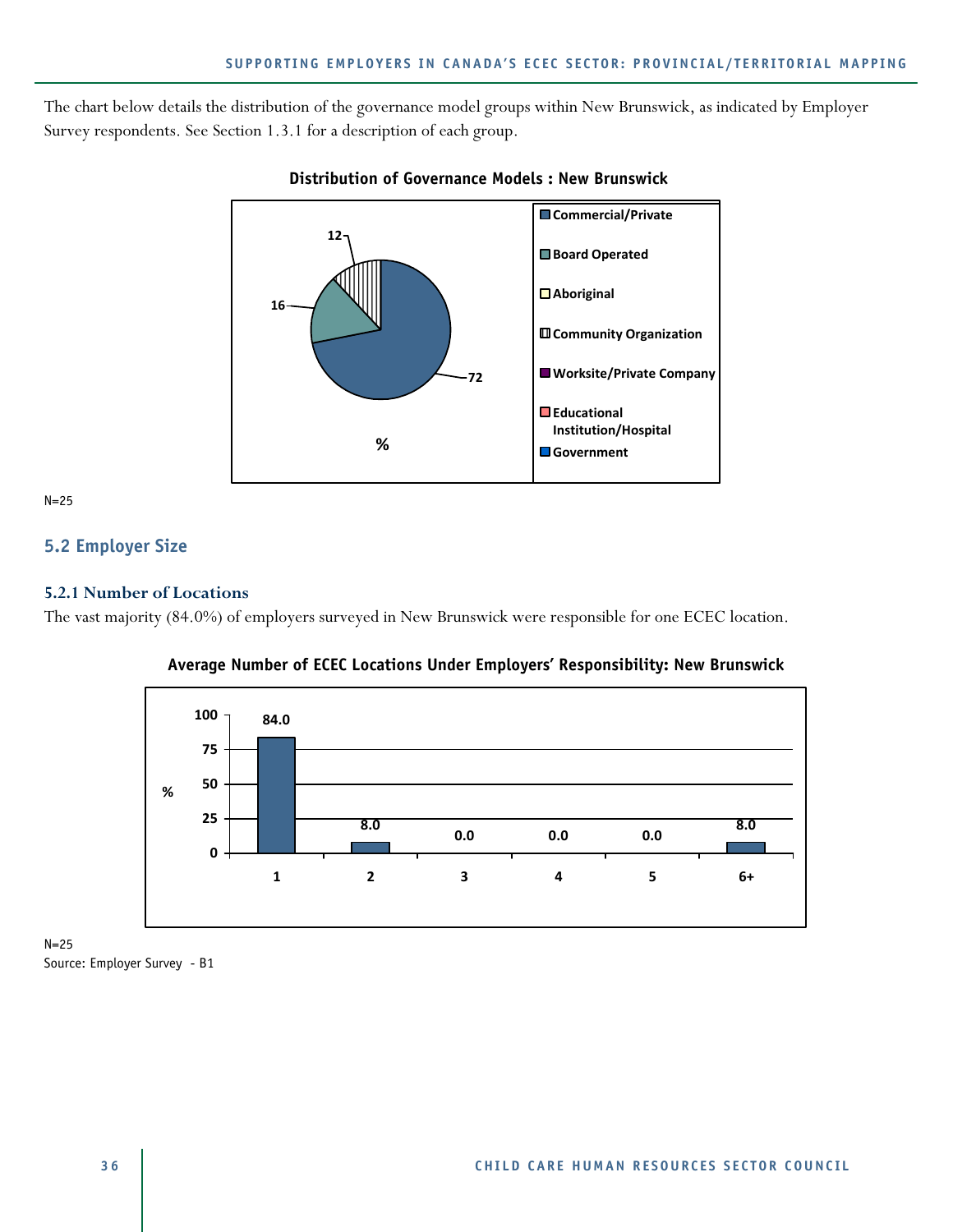The chart below details the distribution of the governance model groups within New Brunswick, as indicated by Employer Survey respondents. See Section 1.3.1 for a description of each group.

**Distribution of Governance Models : New Brunswick**

| Governance Model | % |
| --- | --- |
| Commercial/Private | 72 |
| Board Operated | 16 |
| Aboriginal | |
| Community Organization | 12 |
| Worksite/Private Company | |
| Educational Institution/Hospital | |
| Government | |

N=25

## 5.2 Employer Size

### 5.2.1 Number of Locations

The vast majority (84.0%) of employers surveyed in New Brunswick were responsible for one ECEC location.

**Average Number of ECEC Locations Under Employers' Responsibility: New Brunswick**

| Number of Locations | % |
| --- | --- |
| 1 | 84.0 |
| 2 | 8.0 |
| 3 | 0.0 |
| 4 | 0.0 |
| 5 | 0.0 |
| 6+ | 8.0 |

N=25
Source: Employer Survey - B1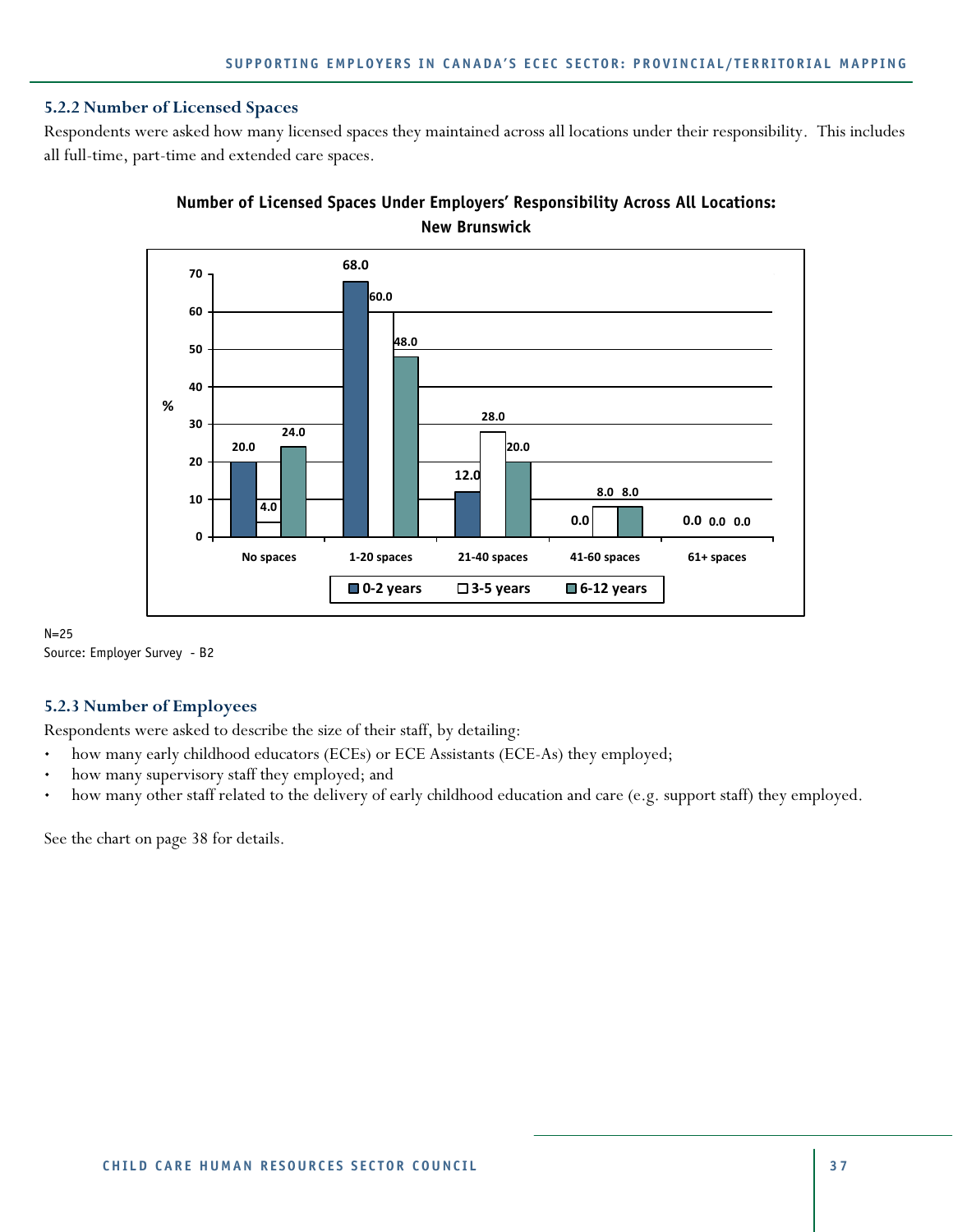### 5.2.2 Number of Licensed Spaces

Respondents were asked how many licensed spaces they maintained across all locations under their responsibility. This includes all full-time, part-time and extended care spaces.

**Number of Licensed Spaces Under Employers' Responsibility Across All Locations: New Brunswick**

| % | 0-2 years | 3-5 years | 6-12 years |
|---|---|---|---|
| No spaces | 20.0 | 4.0 | 24.0 |
| 1-20 spaces | 68.0 | 60.0 | 48.0 |
| 21-40 spaces | 12.0 | 28.0 | 20.0 |
| 41-60 spaces | 0.0 | 8.0 | 8.0 |
| 61+ spaces | 0.0 | 0.0 | 0.0 |

N=25

Source: Employer Survey - B2

### 5.2.3 Number of Employees

Respondents were asked to describe the size of their staff, by detailing:

- how many early childhood educators (ECEs) or ECE Assistants (ECE-As) they employed;
- how many supervisory staff they employed; and
- how many other staff related to the delivery of early childhood education and care (e.g. support staff) they employed.

See the chart on page 38 for details.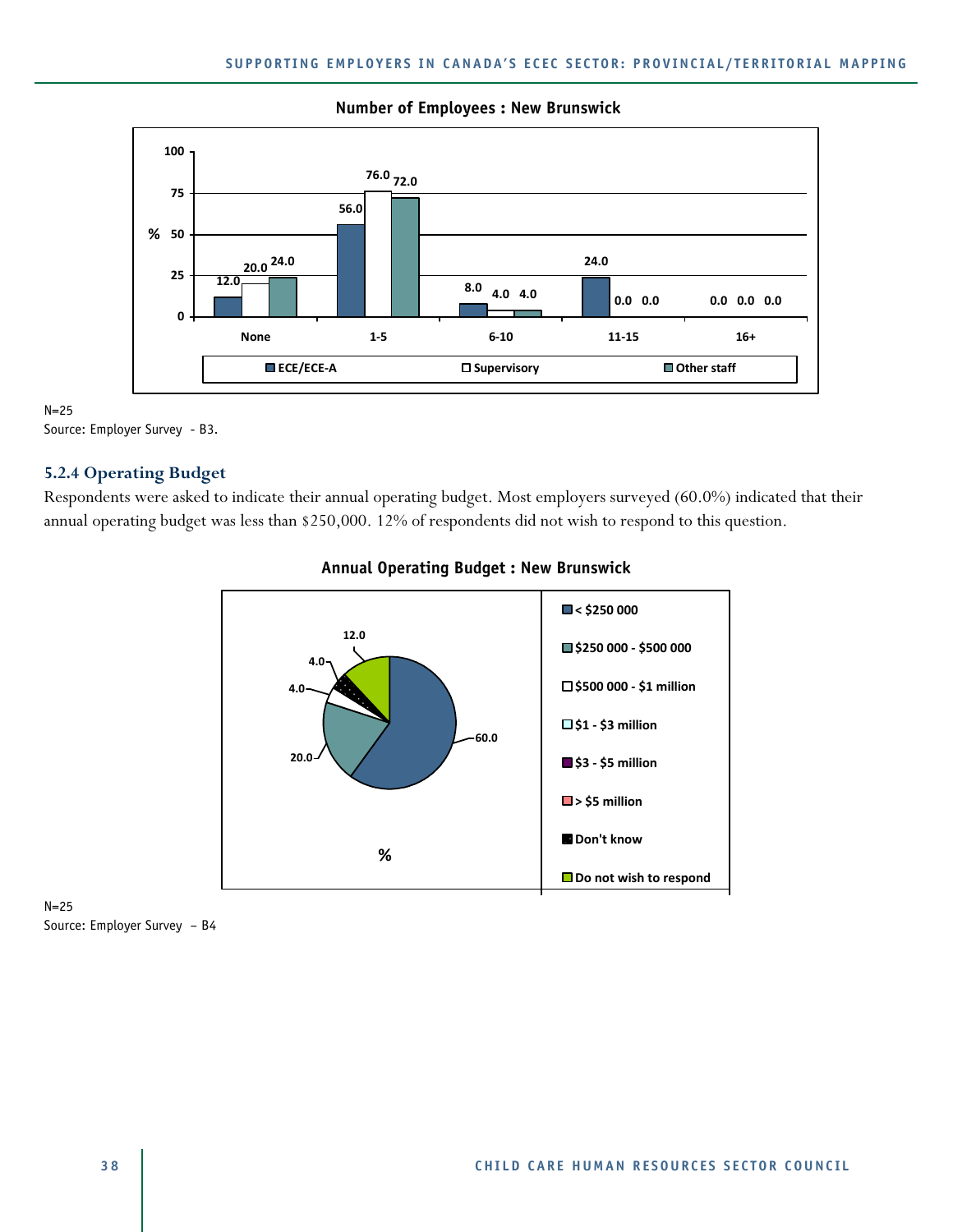**Number of Employees : New Brunswick**

| % | None | 1-5 | 6-10 | 11-15 | 16+ |
|---|---|---|---|---|---|
| ECE/ECE-A | 12.0 | 56.0 | 8.0 | 24.0 | 0.0 |
| Supervisory | 20.0 | 76.0 | 4.0 | 0.0 | 0.0 |
| Other staff | 24.0 | 72.0 | 4.0 | 0.0 | 0.0 |

N=25
Source: Employer Survey - B3.

### 5.2.4 Operating Budget

Respondents were asked to indicate their annual operating budget. Most employers surveyed (60.0%) indicated that their annual operating budget was less than $250,000. 12% of respondents did not wish to respond to this question.

**Annual Operating Budget : New Brunswick**

| Budget | % |
|---|---|
| < $250 000 | 60.0 |
| $250 000 - $500 000 | 20.0 |
| $500 000 - $1 million | 4.0 |
| $1 - $3 million | |
| $3 - $5 million | |
| > $5 million | |
| Don't know | 4.0 |
| Do not wish to respond | 12.0 |

N=25
Source: Employer Survey – B4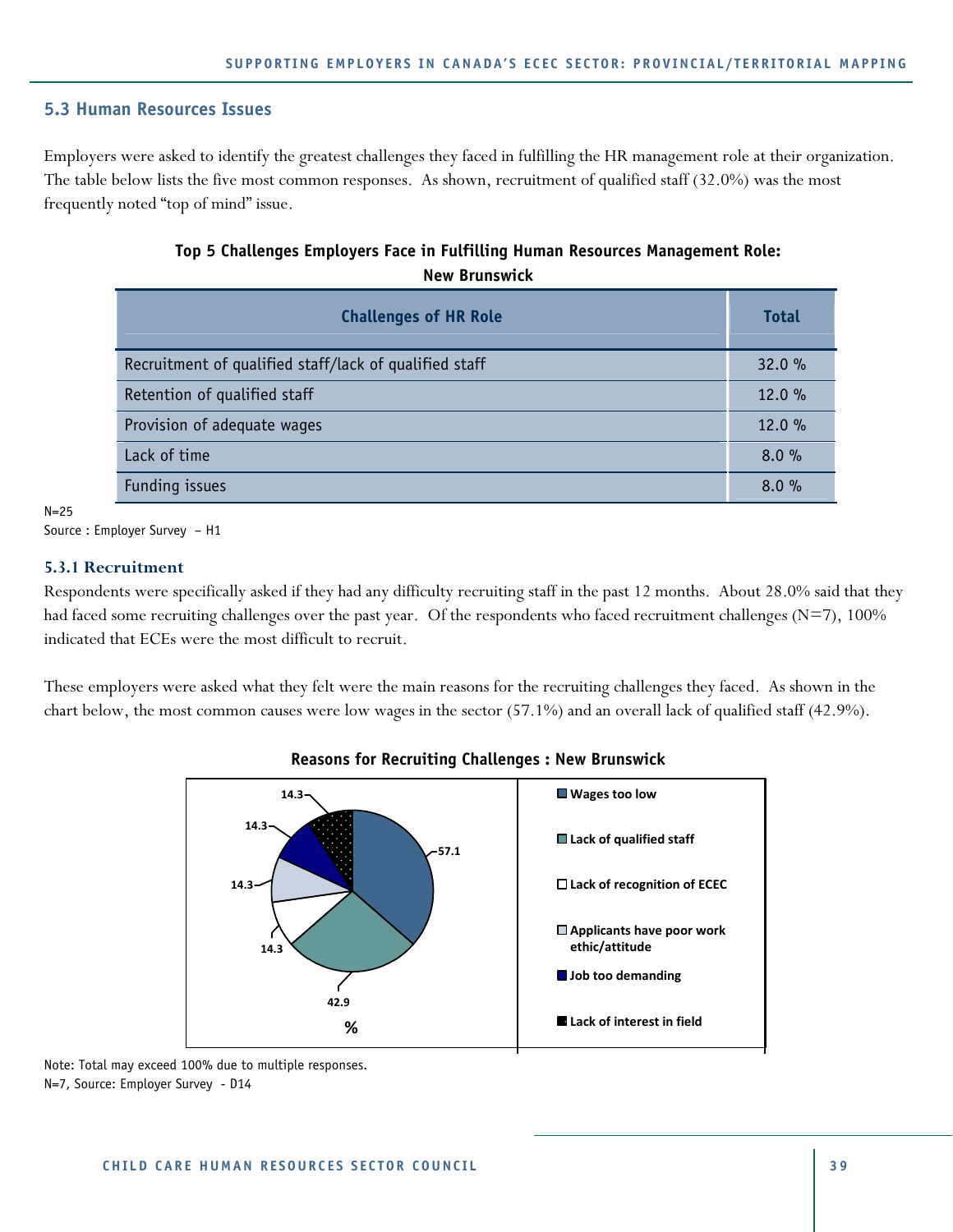## 5.3 Human Resources Issues

Employers were asked to identify the greatest challenges they faced in fulfilling the HR management role at their organization. The table below lists the five most common responses. As shown, recruitment of qualified staff (32.0%) was the most frequently noted "top of mind" issue.

**Top 5 Challenges Employers Face in Fulfilling Human Resources Management Role: New Brunswick**

| Challenges of HR Role | Total |
|---|---|
| Recruitment of qualified staff/lack of qualified staff | 32.0 % |
| Retention of qualified staff | 12.0 % |
| Provision of adequate wages | 12.0 % |
| Lack of time | 8.0 % |
| Funding issues | 8.0 % |

N=25
Source : Employer Survey – H1

### 5.3.1 Recruitment

Respondents were specifically asked if they had any difficulty recruiting staff in the past 12 months. About 28.0% said that they had faced some recruiting challenges over the past year. Of the respondents who faced recruitment challenges (N=7), 100% indicated that ECEs were the most difficult to recruit.

These employers were asked what they felt were the main reasons for the recruiting challenges they faced. As shown in the chart below, the most common causes were low wages in the sector (57.1%) and an overall lack of qualified staff (42.9%).

**Reasons for Recruiting Challenges : New Brunswick**

| Reason | % |
|---|---|
| Wages too low | 57.1 |
| Lack of qualified staff | 42.9 |
| Lack of recognition of ECEC | 14.3 |
| Applicants have poor work ethic/attitude | 14.3 |
| Job too demanding | 14.3 |
| Lack of interest in field | 14.3 |

Note: Total may exceed 100% due to multiple responses.
N=7, Source: Employer Survey - D14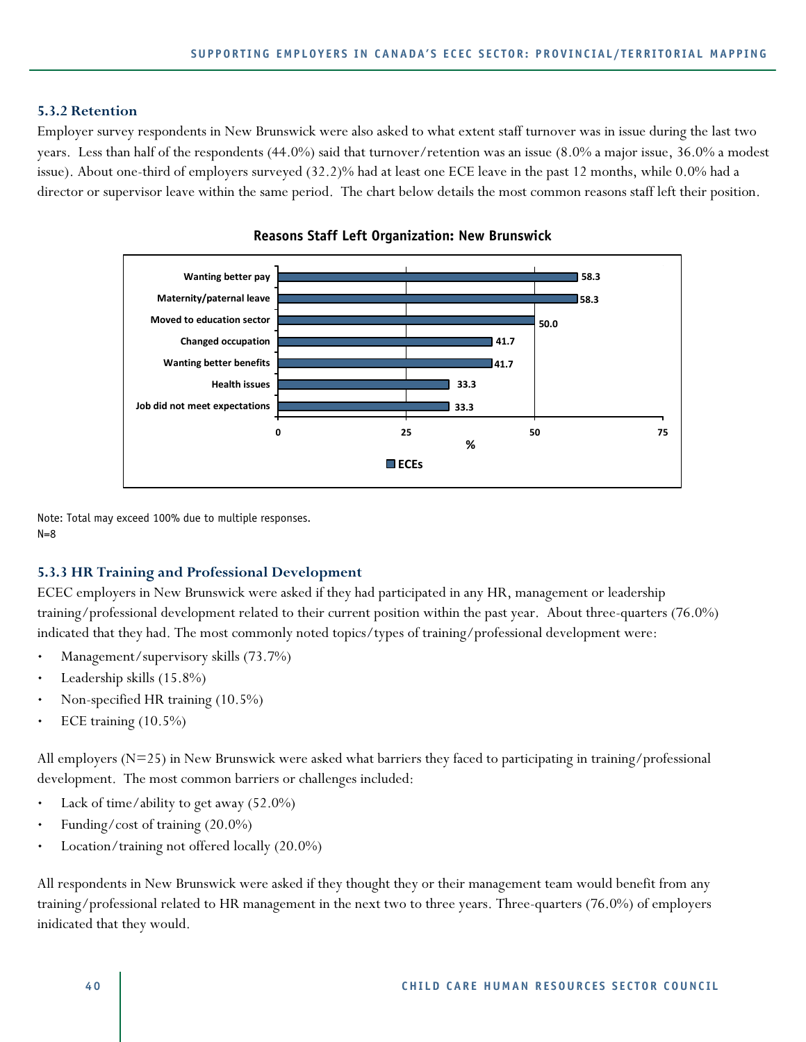### 5.3.2 Retention

Employer survey respondents in New Brunswick were also asked to what extent staff turnover was in issue during the last two years. Less than half of the respondents (44.0%) said that turnover/retention was an issue (8.0% a major issue, 36.0% a modest issue). About one-third of employers surveyed (32.2)% had at least one ECE leave in the past 12 months, while 0.0% had a director or supervisor leave within the same period. The chart below details the most common reasons staff left their position.

**Reasons Staff Left Organization: New Brunswick**

| Reason | ECEs (%) |
|---|---|
| Wanting better pay | 58.3 |
| Maternity/paternal leave | 58.3 |
| Moved to education sector | 50.0 |
| Changed occupation | 41.7 |
| Wanting better benefits | 41.7 |
| Health issues | 33.3 |
| Job did not meet expectations | 33.3 |

Note: Total may exceed 100% due to multiple responses.
N=8

### 5.3.3 HR Training and Professional Development

ECEC employers in New Brunswick were asked if they had participated in any HR, management or leadership training/professional development related to their current position within the past year. About three-quarters (76.0%) indicated that they had. The most commonly noted topics/types of training/professional development were:

- Management/supervisory skills (73.7%)
- Leadership skills (15.8%)
- Non-specified HR training (10.5%)
- ECE training (10.5%)

All employers (N=25) in New Brunswick were asked what barriers they faced to participating in training/professional development. The most common barriers or challenges included:

- Lack of time/ability to get away (52.0%)
- Funding/cost of training (20.0%)
- Location/training not offered locally (20.0%)

All respondents in New Brunswick were asked if they thought they or their management team would benefit from any training/professional related to HR management in the next two to three years. Three-quarters (76.0%) of employers inidicated that they would.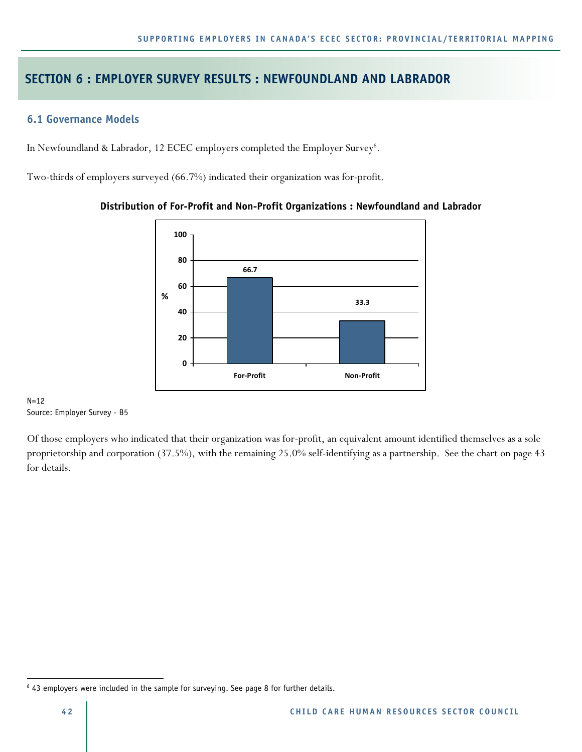# SECTION 6 : EMPLOYER SURVEY RESULTS : NEWFOUNDLAND AND LABRADOR

## 6.1 Governance Models

In Newfoundland & Labrador, 12 ECEC employers completed the Employer Survey[6].

Two-thirds of employers surveyed (66.7%) indicated their organization was for-profit.

**Distribution of For-Profit and Non-Profit Organizations : Newfoundland and Labrador**

| | % |
|---|---|
| For-Profit | 66.7 |
| Non-Profit | 33.3 |

N=12
Source: Employer Survey - B5

Of those employers who indicated that their organization was for-profit, an equivalent amount identified themselves as a sole proprietorship and corporation (37.5%), with the remaining 25.0% self-identifying as a partnership. See the chart on page 43 for details.

[6] 43 employers were included in the sample for surveying. See page 8 for further details.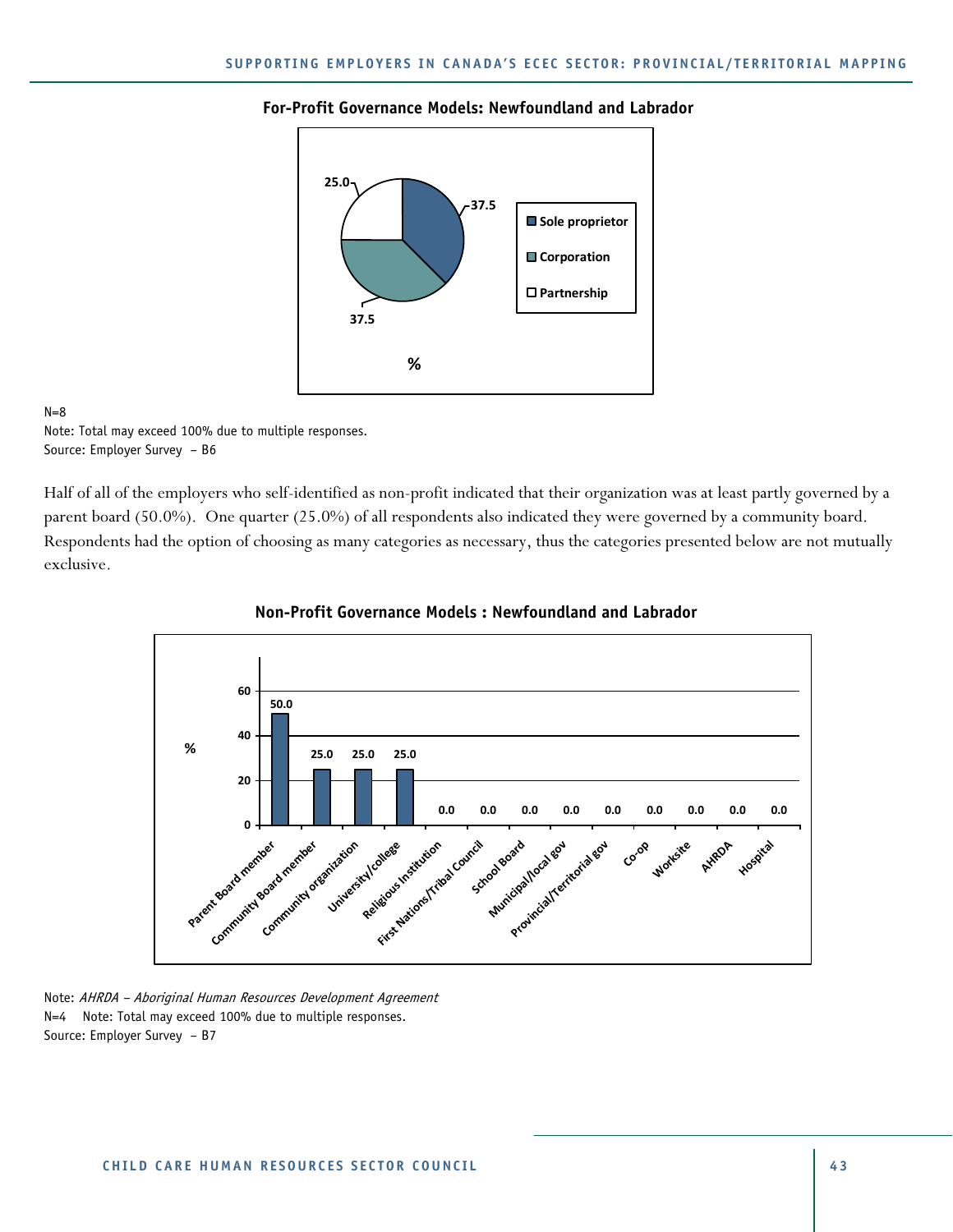**For-Profit Governance Models: Newfoundland and Labrador**

| Governance model | % |
|---|---|
| Sole proprietor | 37.5 |
| Corporation | 37.5 |
| Partnership | 25.0 |

N=8
Note: Total may exceed 100% due to multiple responses.
Source: Employer Survey – B6

Half of all of the employers who self-identified as non-profit indicated that their organization was at least partly governed by a parent board (50.0%). One quarter (25.0%) of all respondents also indicated they were governed by a community board. Respondents had the option of choosing as many categories as necessary, thus the categories presented below are not mutually exclusive.

**Non-Profit Governance Models : Newfoundland and Labrador**

| Governance model | % |
|---|---|
| Parent Board member | 50.0 |
| Community Board member | 25.0 |
| Community organization | 25.0 |
| University/college | 25.0 |
| Religious Institution | 0.0 |
| First Nations/Tribal Council | 0.0 |
| School Board | 0.0 |
| Municipal/local gov | 0.0 |
| Provincial/Territorial gov | 0.0 |
| Co-op | 0.0 |
| Worksite | 0.0 |
| AHRDA | 0.0 |
| Hospital | 0.0 |

Note: *AHRDA – Aboriginal Human Resources Development Agreement*
N=4 Note: Total may exceed 100% due to multiple responses.
Source: Employer Survey – B7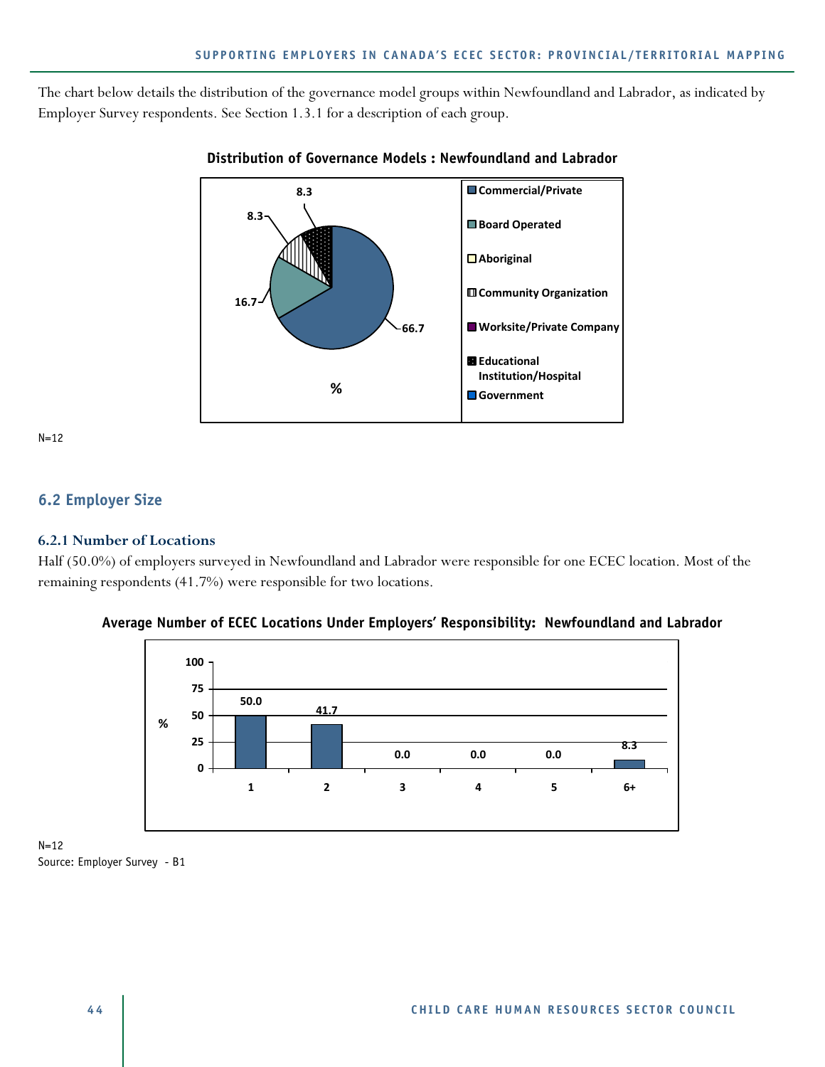The chart below details the distribution of the governance model groups within Newfoundland and Labrador, as indicated by Employer Survey respondents. See Section 1.3.1 for a description of each group.

**Distribution of Governance Models : Newfoundland and Labrador**

| Governance Model | % |
|---|---|
| Commercial/Private | 66.7 |
| Board Operated | 16.7 |
| Community Organization | 8.3 |
| Educational Institution/Hospital | 8.3 |

N=12

## 6.2 Employer Size

### 6.2.1 Number of Locations

Half (50.0%) of employers surveyed in Newfoundland and Labrador were responsible for one ECEC location. Most of the remaining respondents (41.7%) were responsible for two locations.

**Average Number of ECEC Locations Under Employers' Responsibility: Newfoundland and Labrador**

| Number of Locations | % |
|---|---|
| 1 | 50.0 |
| 2 | 41.7 |
| 3 | 0.0 |
| 4 | 0.0 |
| 5 | 0.0 |
| 6+ | 8.3 |

N=12

Source: Employer Survey - B1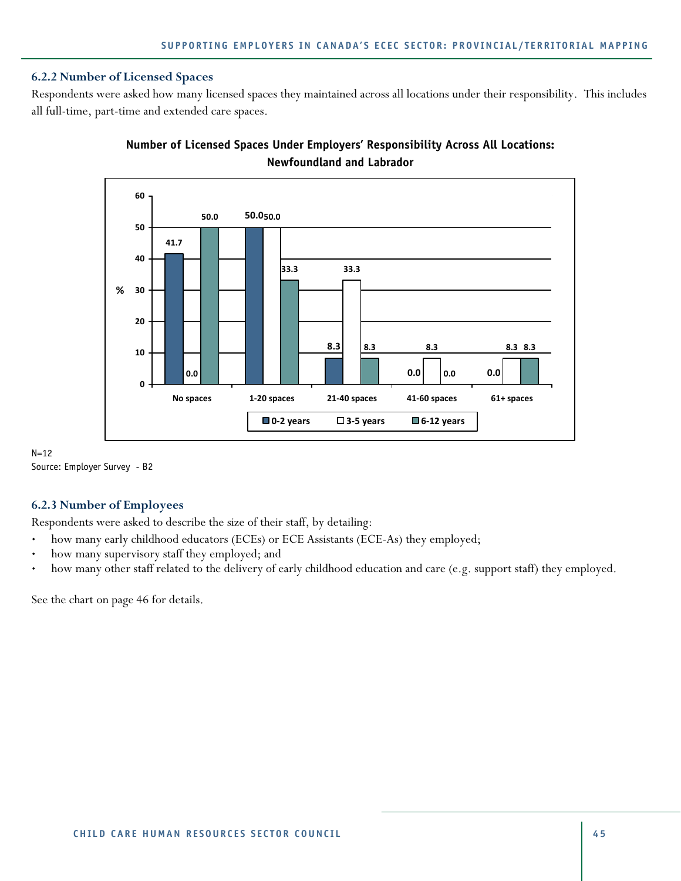### 6.2.2 Number of Licensed Spaces

Respondents were asked how many licensed spaces they maintained across all locations under their responsibility. This includes all full-time, part-time and extended care spaces.

**Number of Licensed Spaces Under Employers' Responsibility Across All Locations: Newfoundland and Labrador**

| % | 0-2 years | 3-5 years | 6-12 years |
|---|---|---|---|
| No spaces | 41.7 | 0.0 | 50.0 |
| 1-20 spaces | 50.0 | 50.0 | 33.3 |
| 21-40 spaces | 8.3 | 33.3 | 8.3 |
| 41-60 spaces | 0.0 | 8.3 | 0.0 |
| 61+ spaces | 0.0 | 8.3 | 8.3 |

N=12

Source: Employer Survey - B2

### 6.2.3 Number of Employees

Respondents were asked to describe the size of their staff, by detailing:

- how many early childhood educators (ECEs) or ECE Assistants (ECE-As) they employed;
- how many supervisory staff they employed; and
- how many other staff related to the delivery of early childhood education and care (e.g. support staff) they employed.

See the chart on page 46 for details.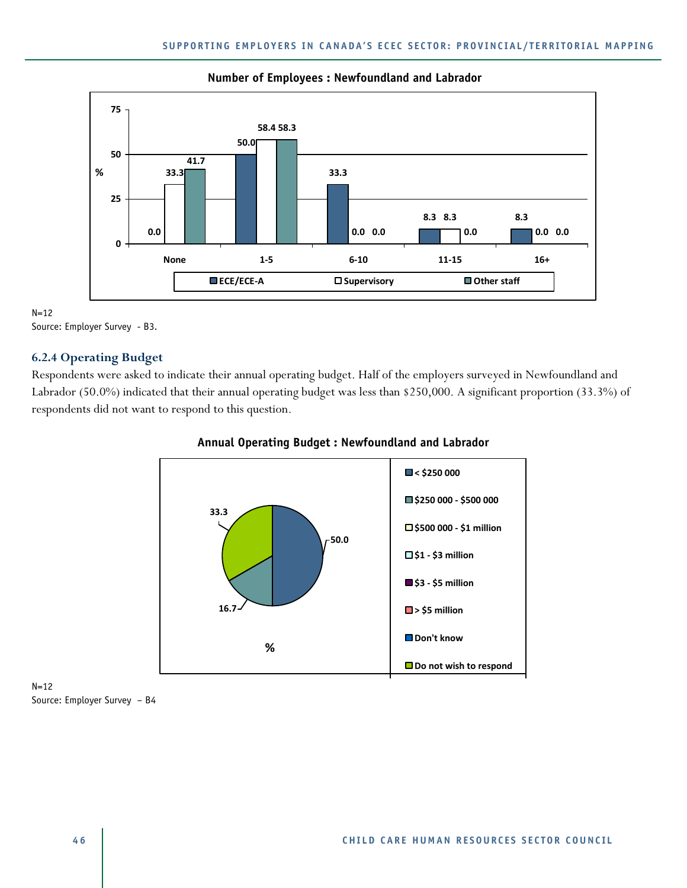**Number of Employees : Newfoundland and Labrador**

| % | None | 1-5 | 6-10 | 11-15 | 16+ |
|---|---|---|---|---|---|
| ECE/ECE-A | 0.0 | 50.0 | 33.3 | 8.3 | 8.3 |
| Supervisory | 33.3 | 58.4 | 0.0 | 8.3 | 0.0 |
| Other staff | 41.7 | 58.3 | 0.0 | 0.0 | 0.0 |

N=12
Source: Employer Survey - B3.

### 6.2.4 Operating Budget

Respondents were asked to indicate their annual operating budget. Half of the employers surveyed in Newfoundland and Labrador (50.0%) indicated that their annual operating budget was less than $250,000. A significant proportion (33.3%) of respondents did not want to respond to this question.

**Annual Operating Budget : Newfoundland and Labrador**

| Annual Operating Budget | % |
|---|---|
| < $250 000 | 50.0 |
| $250 000 - $500 000 | 16.7 |
| $500 000 - $1 million | |
| $1 - $3 million | |
| $3 - $5 million | |
| > $5 million | |
| Don't know | |
| Do not wish to respond | 33.3 |

N=12
Source: Employer Survey – B4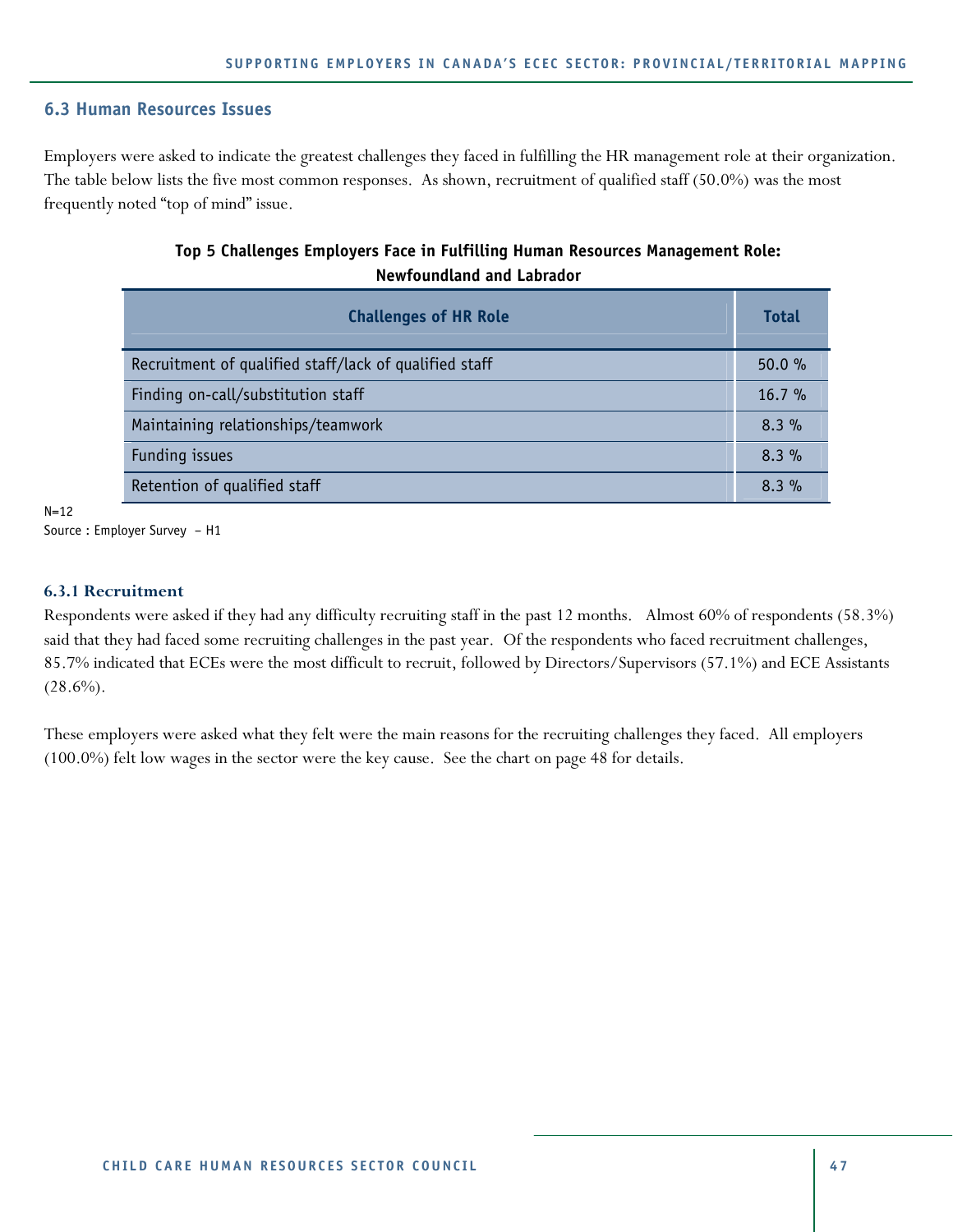## 6.3 Human Resources Issues

Employers were asked to indicate the greatest challenges they faced in fulfilling the HR management role at their organization. The table below lists the five most common responses. As shown, recruitment of qualified staff (50.0%) was the most frequently noted "top of mind" issue.

**Top 5 Challenges Employers Face in Fulfilling Human Resources Management Role: Newfoundland and Labrador**

| Challenges of HR Role | Total |
|---|---|
| Recruitment of qualified staff/lack of qualified staff | 50.0 % |
| Finding on-call/substitution staff | 16.7 % |
| Maintaining relationships/teamwork | 8.3 % |
| Funding issues | 8.3 % |
| Retention of qualified staff | 8.3 % |

N=12

Source : Employer Survey – H1

### 6.3.1 Recruitment

Respondents were asked if they had any difficulty recruiting staff in the past 12 months. Almost 60% of respondents (58.3%) said that they had faced some recruiting challenges in the past year. Of the respondents who faced recruitment challenges, 85.7% indicated that ECEs were the most difficult to recruit, followed by Directors/Supervisors (57.1%) and ECE Assistants (28.6%).

These employers were asked what they felt were the main reasons for the recruiting challenges they faced. All employers (100.0%) felt low wages in the sector were the key cause. See the chart on page 48 for details.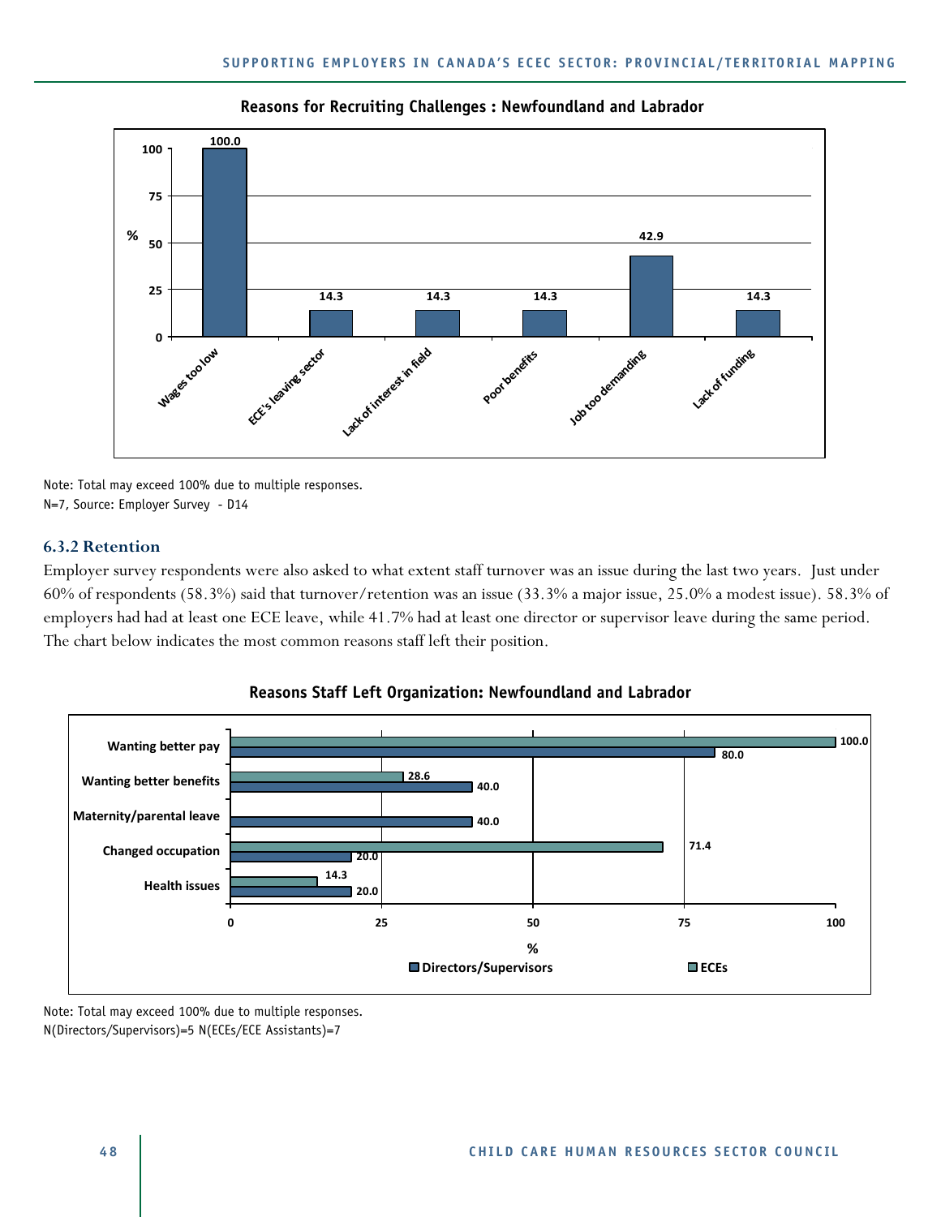**Reasons for Recruiting Challenges : Newfoundland and Labrador**

| Reason | % |
|---|---|
| Wages too low | 100.0 |
| ECE's leaving sector | 14.3 |
| Lack of interest in field | 14.3 |
| Poor benefits | 14.3 |
| Job too demanding | 42.9 |
| Lack of funding | 14.3 |

Note: Total may exceed 100% due to multiple responses.
N=7, Source: Employer Survey - D14

### 6.3.2 Retention

Employer survey respondents were also asked to what extent staff turnover was an issue during the last two years. Just under 60% of respondents (58.3%) said that turnover/retention was an issue (33.3% a major issue, 25.0% a modest issue). 58.3% of employers had had at least one ECE leave, while 41.7% had at least one director or supervisor leave during the same period. The chart below indicates the most common reasons staff left their position.

**Reasons Staff Left Organization: Newfoundland and Labrador**

| Reason | Directors/Supervisors (%) | ECEs (%) |
|---|---|---|
| Wanting better pay | 80.0 | 100.0 |
| Wanting better benefits | 40.0 | 28.6 |
| Maternity/parental leave | 40.0 | |
| Changed occupation | 20.0 | 71.4 |
| Health issues | 20.0 | 14.3 |

Note: Total may exceed 100% due to multiple responses.
N(Directors/Supervisors)=5 N(ECEs/ECE Assistants)=7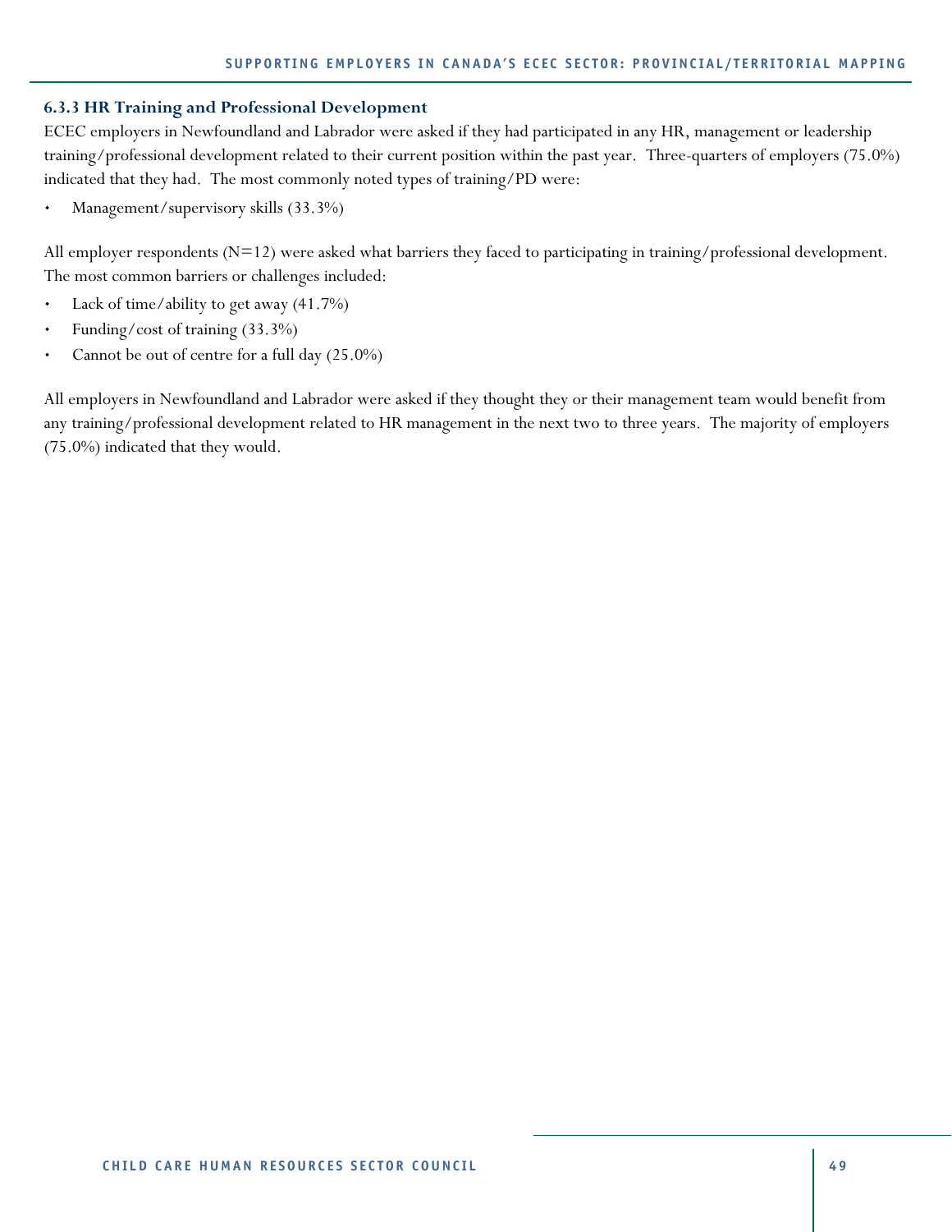### 6.3.3 HR Training and Professional Development

ECEC employers in Newfoundland and Labrador were asked if they had participated in any HR, management or leadership training/professional development related to their current position within the past year. Three-quarters of employers (75.0%) indicated that they had. The most commonly noted types of training/PD were:

- Management/supervisory skills (33.3%)

All employer respondents (N=12) were asked what barriers they faced to participating in training/professional development. The most common barriers or challenges included:

- Lack of time/ability to get away (41.7%)
- Funding/cost of training (33.3%)
- Cannot be out of centre for a full day (25.0%)

All employers in Newfoundland and Labrador were asked if they thought they or their management team would benefit from any training/professional development related to HR management in the next two to three years. The majority of employers (75.0%) indicated that they would.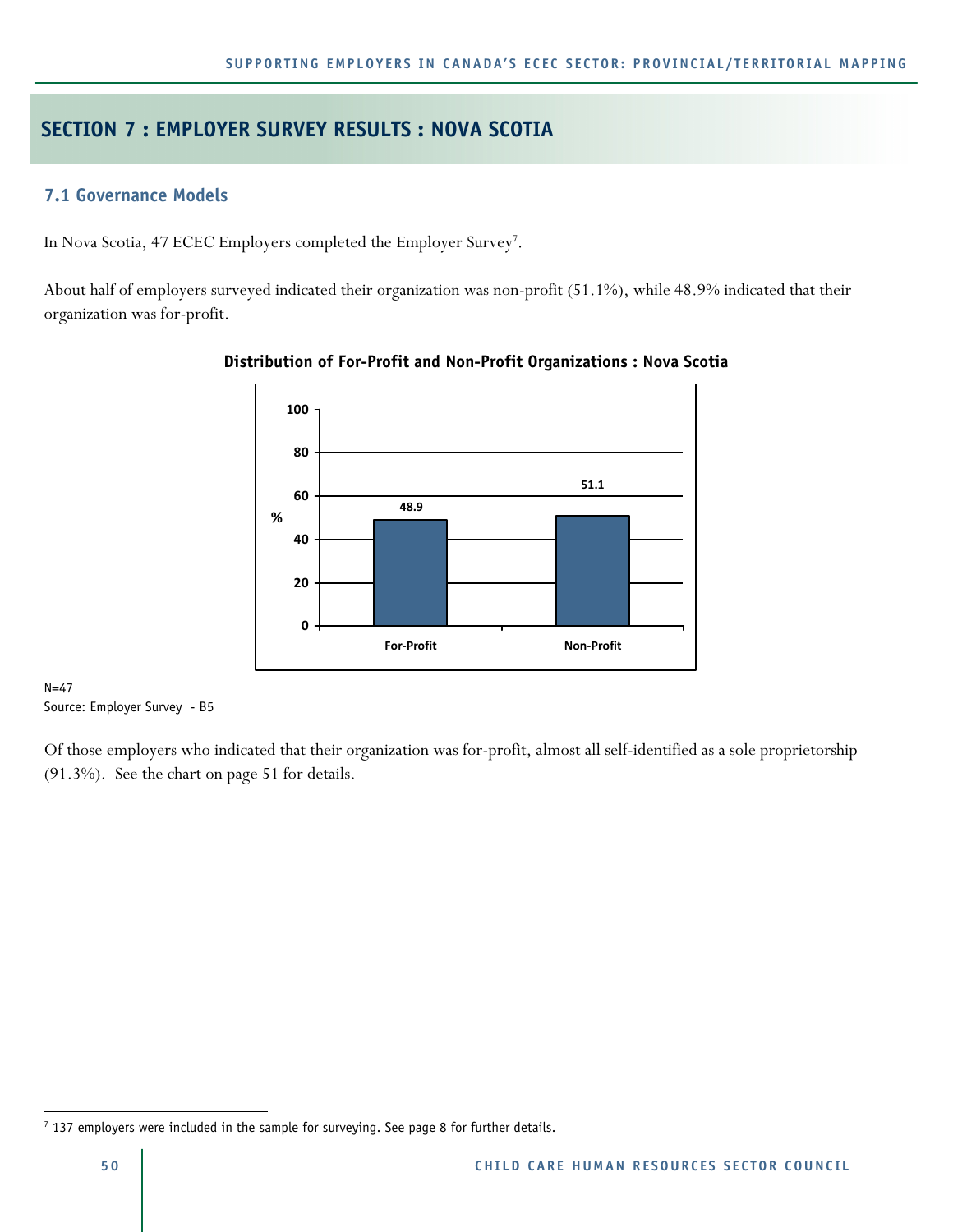## SECTION 7 : EMPLOYER SURVEY RESULTS : NOVA SCOTIA

### 7.1 Governance Models

In Nova Scotia, 47 ECEC Employers completed the Employer Survey[7].

About half of employers surveyed indicated their organization was non-profit (51.1%), while 48.9% indicated that their organization was for-profit.

**Distribution of For-Profit and Non-Profit Organizations : Nova Scotia**

| | % |
|---|---|
| For-Profit | 48.9 |
| Non-Profit | 51.1 |

N=47
Source: Employer Survey - B5

Of those employers who indicated that their organization was for-profit, almost all self-identified as a sole proprietorship (91.3%). See the chart on page 51 for details.

[7] 137 employers were included in the sample for surveying. See page 8 for further details.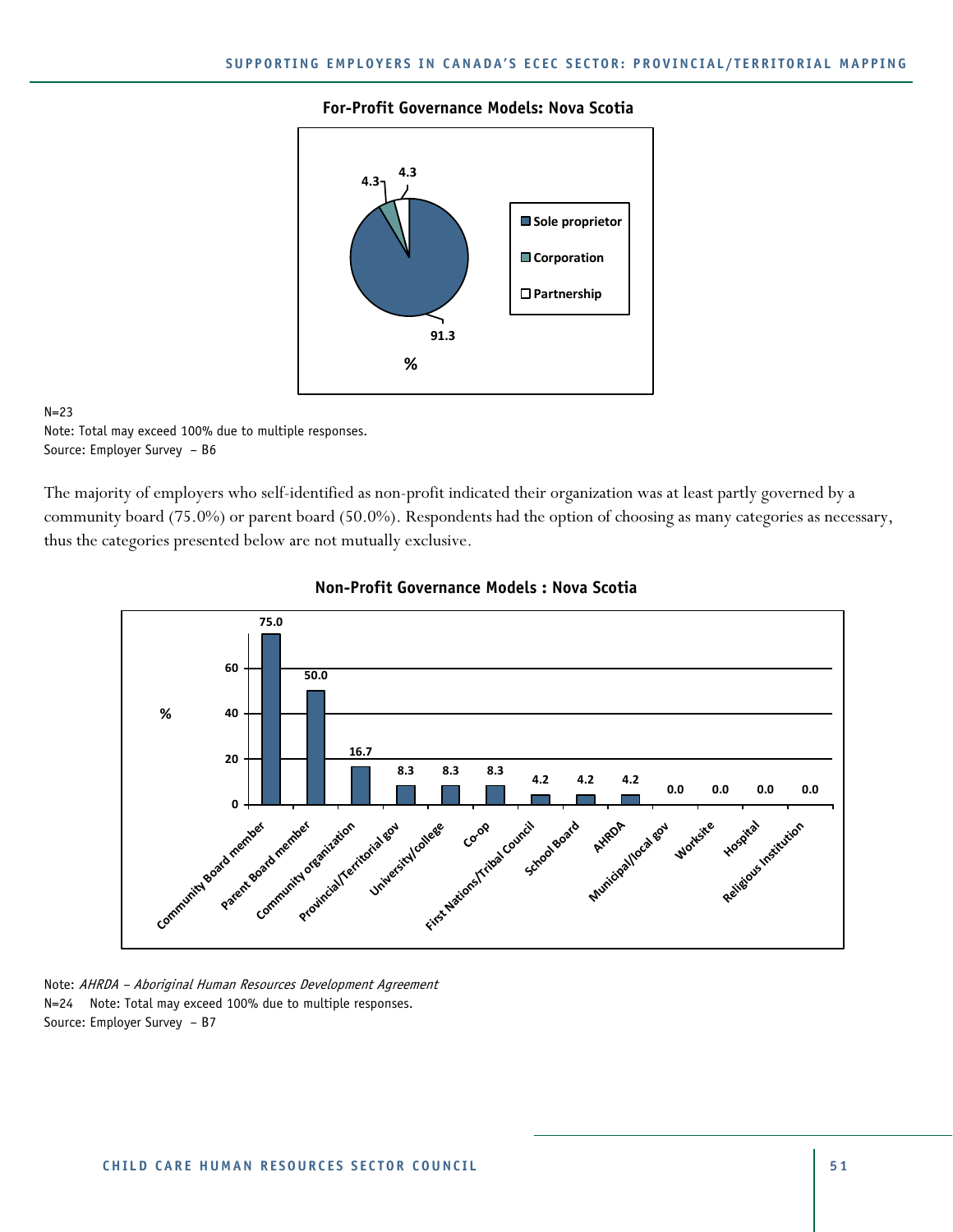**For-Profit Governance Models: Nova Scotia**

| Governance model | % |
|---|---|
| Sole proprietor | 91.3 |
| Corporation | 4.3 |
| Partnership | 4.3 |

N=23
Note: Total may exceed 100% due to multiple responses.
Source: Employer Survey – B6

The majority of employers who self-identified as non-profit indicated their organization was at least partly governed by a community board (75.0%) or parent board (50.0%). Respondents had the option of choosing as many categories as necessary, thus the categories presented below are not mutually exclusive.

**Non-Profit Governance Models : Nova Scotia**

| Governance model | % |
|---|---|
| Community Board member | 75.0 |
| Parent Board member | 50.0 |
| Community organization | 16.7 |
| Provincial/Territorial gov | 8.3 |
| University/college | 8.3 |
| Co-op | 8.3 |
| First Nations/Tribal Council | 4.2 |
| School Board | 4.2 |
| AHRDA | 4.2 |
| Municipal/local gov | 0.0 |
| Worksite | 0.0 |
| Hospital | 0.0 |
| Religious Institution | 0.0 |

Note: *AHRDA – Aboriginal Human Resources Development Agreement*
N=24 Note: Total may exceed 100% due to multiple responses.
Source: Employer Survey – B7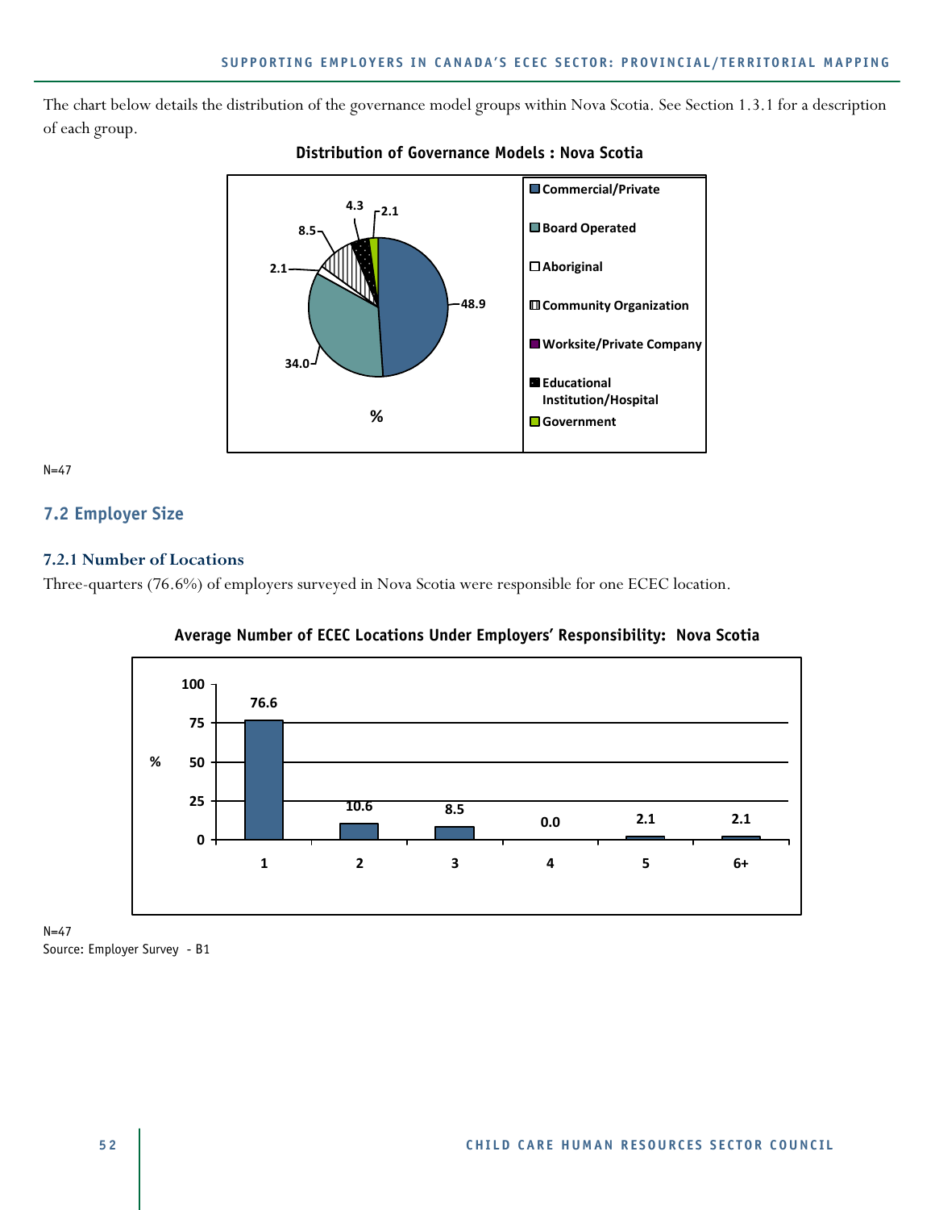The chart below details the distribution of the governance model groups within Nova Scotia. See Section 1.3.1 for a description of each group.

**Distribution of Governance Models : Nova Scotia**

| Governance Model | % |
|---|---|
| Commercial/Private | 48.9 |
| Board Operated | 34.0 |
| Aboriginal | 2.1 |
| Community Organization | 8.5 |
| Worksite/Private Company | |
| Educational Institution/Hospital | 4.3 |
| Government | 2.1 |

N=47

## 7.2 Employer Size

### 7.2.1 Number of Locations

Three-quarters (76.6%) of employers surveyed in Nova Scotia were responsible for one ECEC location.

**Average Number of ECEC Locations Under Employers' Responsibility: Nova Scotia**

| Number of Locations | % |
|---|---|
| 1 | 76.6 |
| 2 | 10.6 |
| 3 | 8.5 |
| 4 | 0.0 |
| 5 | 2.1 |
| 6+ | 2.1 |

N=47

Source: Employer Survey - B1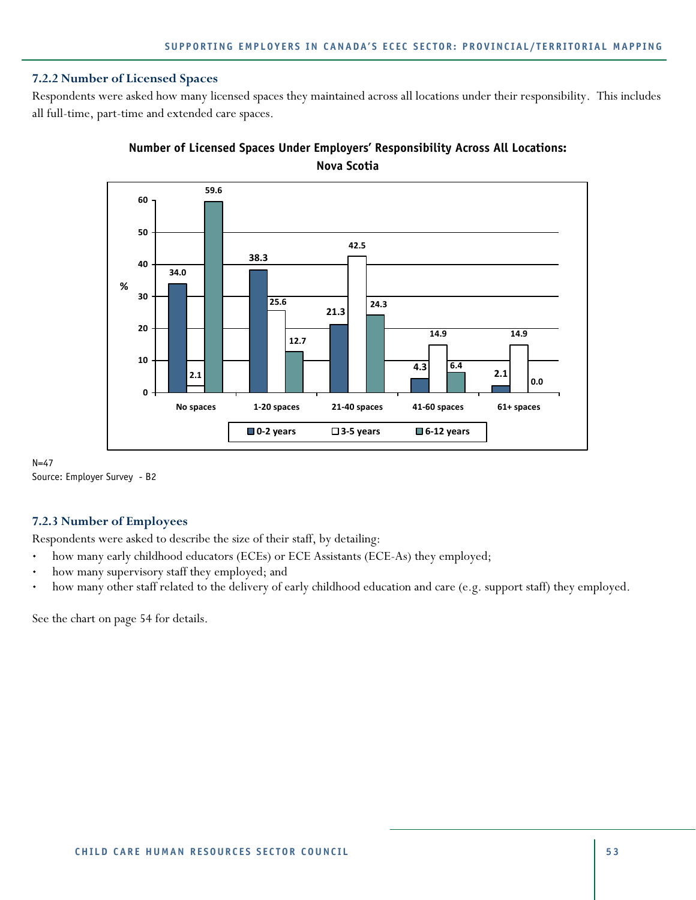### 7.2.2 Number of Licensed Spaces

Respondents were asked how many licensed spaces they maintained across all locations under their responsibility. This includes all full-time, part-time and extended care spaces.

**Number of Licensed Spaces Under Employers' Responsibility Across All Locations: Nova Scotia**

| % | 0-2 years | 3-5 years | 6-12 years |
|---|---|---|---|
| No spaces | 34.0 | 2.1 | 59.6 |
| 1-20 spaces | 38.3 | 25.6 | 12.7 |
| 21-40 spaces | 21.3 | 42.5 | 24.3 |
| 41-60 spaces | 4.3 | 14.9 | 6.4 |
| 61+ spaces | 2.1 | 14.9 | 0.0 |

N=47

Source: Employer Survey - B2

### 7.2.3 Number of Employees

Respondents were asked to describe the size of their staff, by detailing:

- how many early childhood educators (ECEs) or ECE Assistants (ECE-As) they employed;
- how many supervisory staff they employed; and
- how many other staff related to the delivery of early childhood education and care (e.g. support staff) they employed.

See the chart on page 54 for details.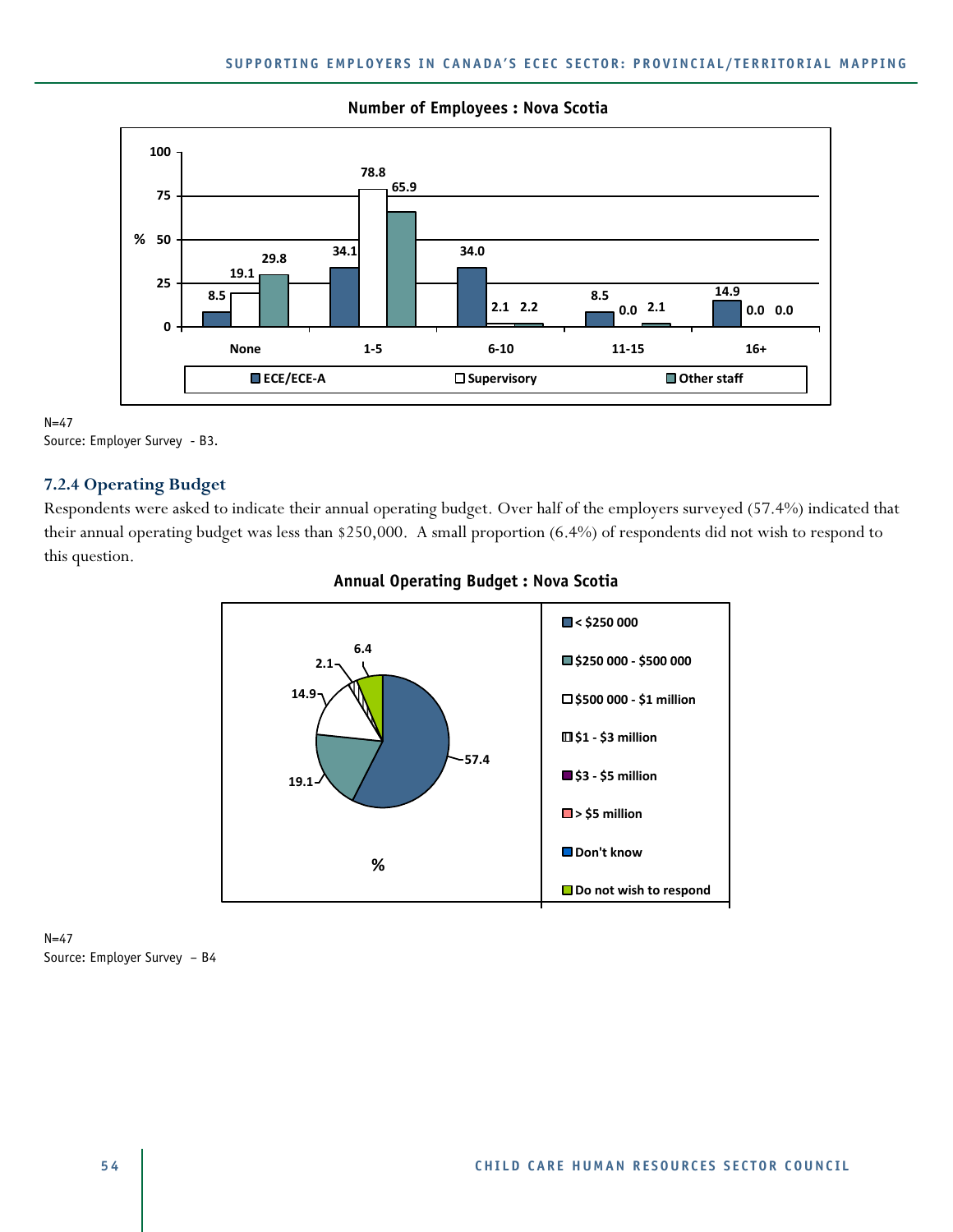**Number of Employees : Nova Scotia**

| % | None | 1-5 | 6-10 | 11-15 | 16+ |
|---|---|---|---|---|---|
| ECE/ECE-A | 8.5 | 34.1 | 34.0 | 8.5 | 14.9 |
| Supervisory | 19.1 | 78.8 | 2.1 | 0.0 | 0.0 |
| Other staff | 29.8 | 65.9 | 2.2 | 2.1 | 0.0 |

N=47
Source: Employer Survey - B3.

### 7.2.4 Operating Budget

Respondents were asked to indicate their annual operating budget. Over half of the employers surveyed (57.4%) indicated that their annual operating budget was less than $250,000. A small proportion (6.4%) of respondents did not wish to respond to this question.

**Annual Operating Budget : Nova Scotia**

| Budget | % |
|---|---|
| < $250 000 | 57.4 |
| $250 000 - $500 000 | 19.1 |
| $500 000 - $1 million | 14.9 |
| $1 - $3 million | 2.1 |
| $3 - $5 million | |
| > $5 million | |
| Don't know | |
| Do not wish to respond | 6.4 |

N=47
Source: Employer Survey – B4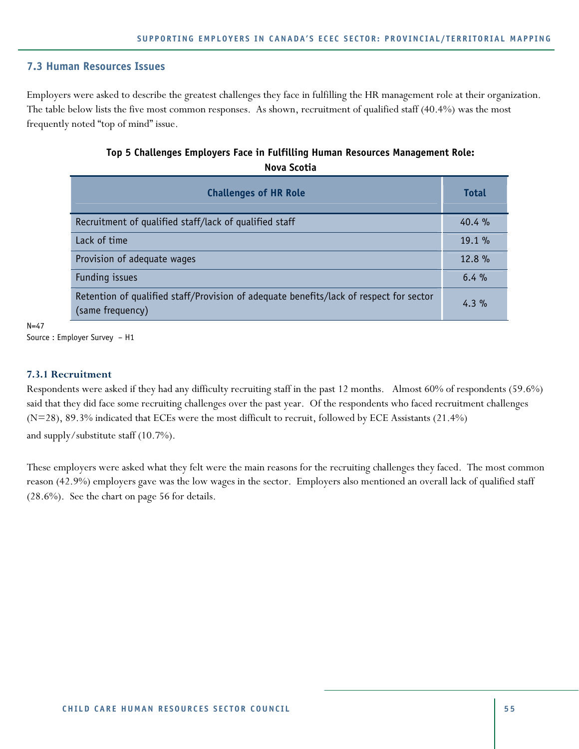## 7.3 Human Resources Issues

Employers were asked to describe the greatest challenges they face in fulfilling the HR management role at their organization. The table below lists the five most common responses. As shown, recruitment of qualified staff (40.4%) was the most frequently noted "top of mind" issue.

**Top 5 Challenges Employers Face in Fulfilling Human Resources Management Role: Nova Scotia**

| Challenges of HR Role | Total |
|---|---|
| Recruitment of qualified staff/lack of qualified staff | 40.4 % |
| Lack of time | 19.1 % |
| Provision of adequate wages | 12.8 % |
| Funding issues | 6.4 % |
| Retention of qualified staff/Provision of adequate benefits/lack of respect for sector (same frequency) | 4.3 % |

N=47
Source : Employer Survey – H1

### 7.3.1 Recruitment

Respondents were asked if they had any difficulty recruiting staff in the past 12 months. Almost 60% of respondents (59.6%) said that they did face some recruiting challenges over the past year. Of the respondents who faced recruitment challenges (N=28), 89.3% indicated that ECEs were the most difficult to recruit, followed by ECE Assistants (21.4%) and supply/substitute staff (10.7%).

These employers were asked what they felt were the main reasons for the recruiting challenges they faced. The most common reason (42.9%) employers gave was the low wages in the sector. Employers also mentioned an overall lack of qualified staff (28.6%). See the chart on page 56 for details.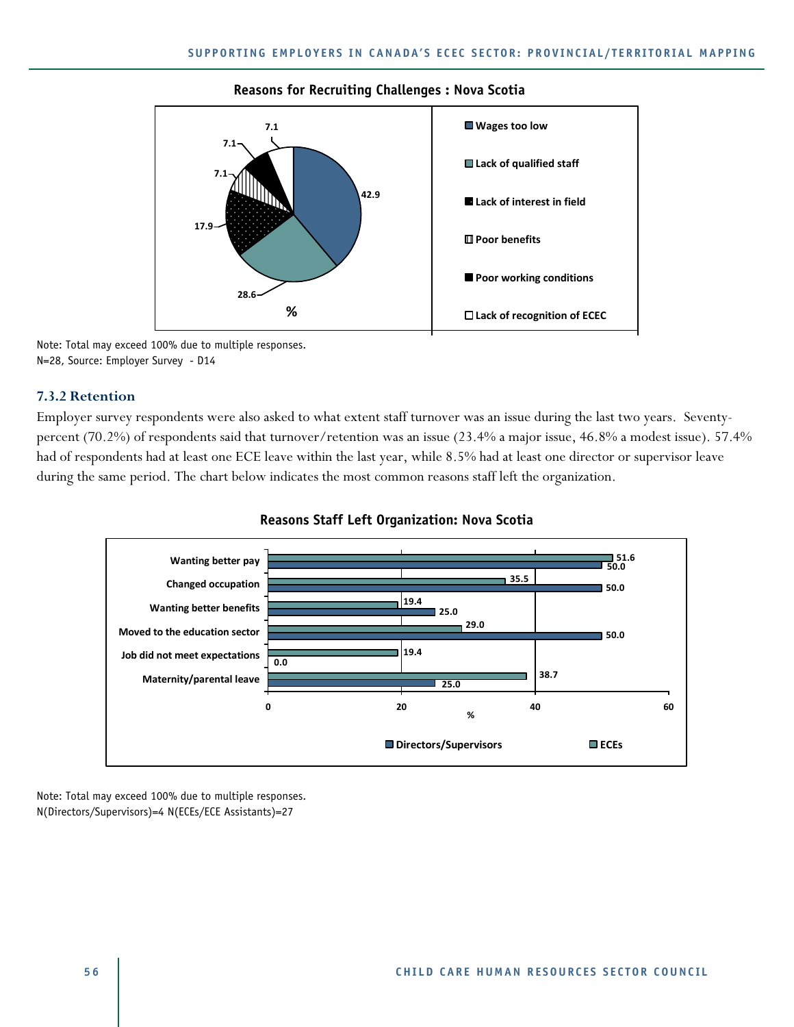**Reasons for Recruiting Challenges : Nova Scotia**

| Reason | % |
|---|---|
| Wages too low | 42.9 |
| Lack of qualified staff | 28.6 |
| Lack of interest in field | 17.9 |
| Poor benefits | 7.1 |
| Poor working conditions | 7.1 |
| Lack of recognition of ECEC | 7.1 |

Note: Total may exceed 100% due to multiple responses.
N=28, Source: Employer Survey - D14

### 7.3.2 Retention

Employer survey respondents were also asked to what extent staff turnover was an issue during the last two years. Seventy-percent (70.2%) of respondents said that turnover/retention was an issue (23.4% a major issue, 46.8% a modest issue). 57.4% had of respondents had at least one ECE leave within the last year, while 8.5% had at least one director or supervisor leave during the same period. The chart below indicates the most common reasons staff left the organization.

**Reasons Staff Left Organization: Nova Scotia**

| Reason | ECEs (%) | Directors/Supervisors (%) |
|---|---|---|
| Wanting better pay | 51.6 | 50.0 |
| Changed occupation | 35.5 | 50.0 |
| Wanting better benefits | 19.4 | 25.0 |
| Moved to the education sector | 29.0 | 50.0 |
| Job did not meet expectations | 19.4 | 0.0 |
| Maternity/parental leave | 38.7 | 25.0 |

Note: Total may exceed 100% due to multiple responses.
N(Directors/Supervisors)=4 N(ECEs/ECE Assistants)=27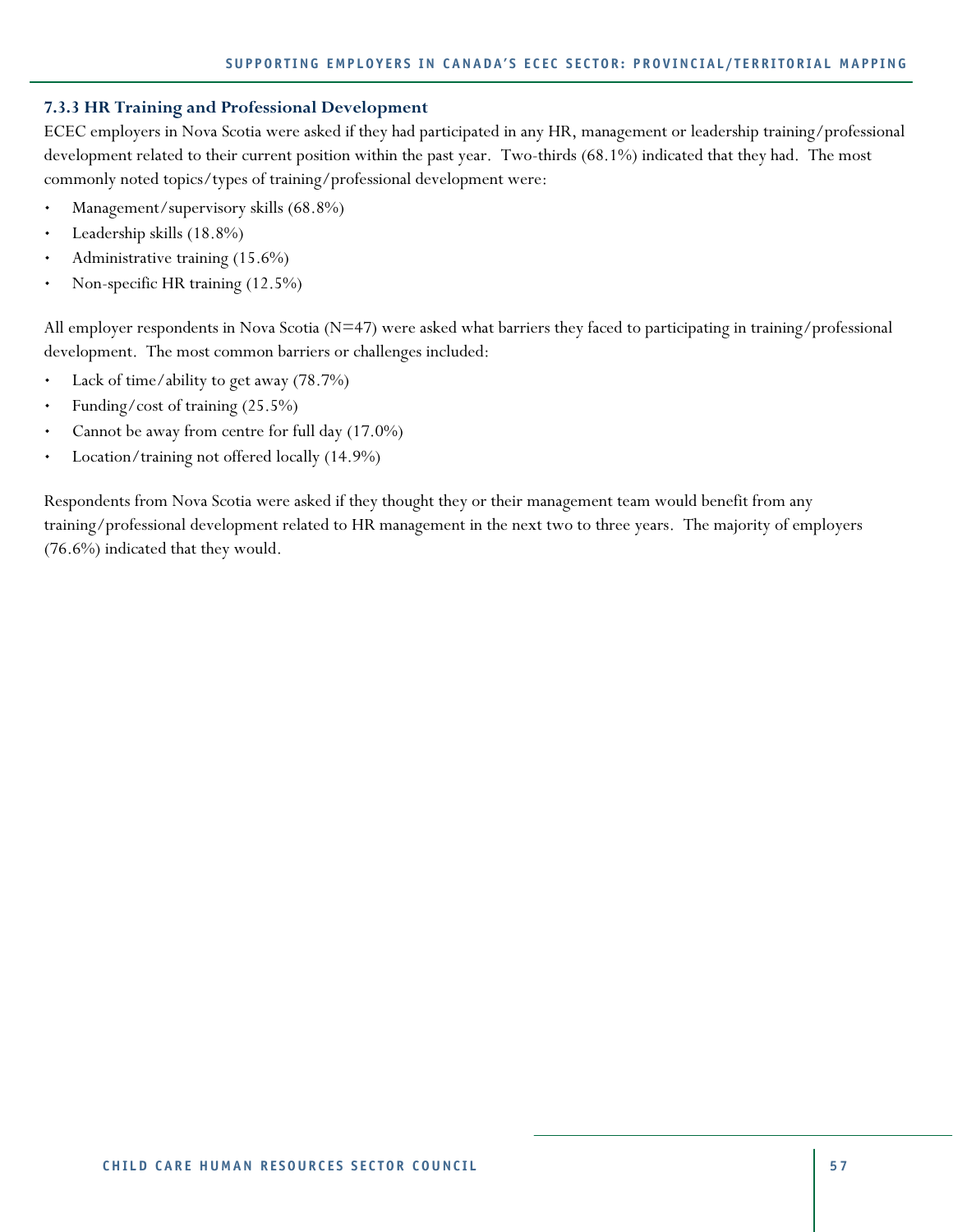### 7.3.3 HR Training and Professional Development

ECEC employers in Nova Scotia were asked if they had participated in any HR, management or leadership training/professional development related to their current position within the past year. Two-thirds (68.1%) indicated that they had. The most commonly noted topics/types of training/professional development were:

- Management/supervisory skills (68.8%)
- Leadership skills (18.8%)
- Administrative training (15.6%)
- Non-specific HR training (12.5%)

All employer respondents in Nova Scotia (N=47) were asked what barriers they faced to participating in training/professional development. The most common barriers or challenges included:

- Lack of time/ability to get away (78.7%)
- Funding/cost of training (25.5%)
- Cannot be away from centre for full day (17.0%)
- Location/training not offered locally (14.9%)

Respondents from Nova Scotia were asked if they thought they or their management team would benefit from any training/professional development related to HR management in the next two to three years. The majority of employers (76.6%) indicated that they would.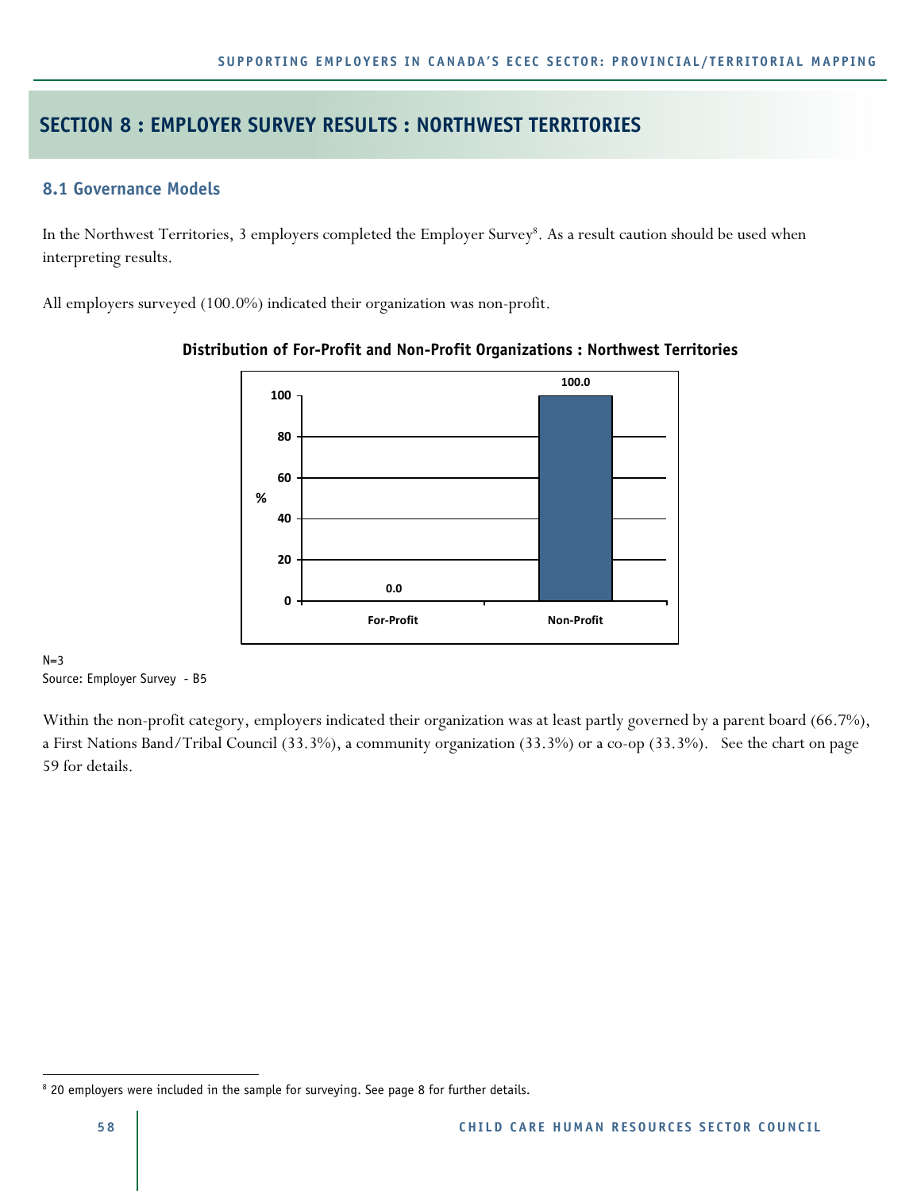# SECTION 8 : EMPLOYER SURVEY RESULTS : NORTHWEST TERRITORIES

## 8.1 Governance Models

In the Northwest Territories, 3 employers completed the Employer Survey[8]. As a result caution should be used when interpreting results.

All employers surveyed (100.0%) indicated their organization was non-profit.

**Distribution of For-Profit and Non-Profit Organizations : Northwest Territories**

| | % |
|---|---|
| For-Profit | 0.0 |
| Non-Profit | 100.0 |

N=3
Source: Employer Survey - B5

Within the non-profit category, employers indicated their organization was at least partly governed by a parent board (66.7%), a First Nations Band/Tribal Council (33.3%), a community organization (33.3%) or a co-op (33.3%). See the chart on page 59 for details.

[8] 20 employers were included in the sample for surveying. See page 8 for further details.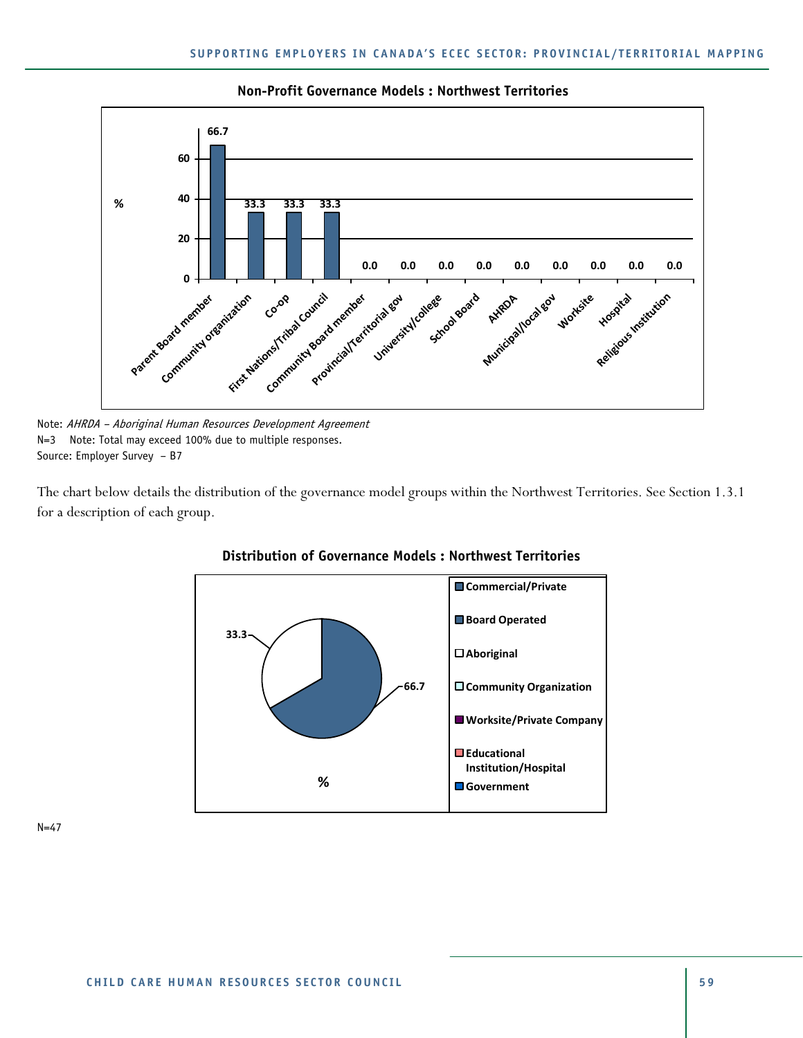**Non-Profit Governance Models : Northwest Territories**

| Governance Model | % |
|---|---|
| Parent Board member | 66.7 |
| Community organization | 33.3 |
| Co-op | 33.3 |
| First Nations/Tribal Council | 33.3 |
| Community Board member | 0.0 |
| Provincial/Territorial gov | 0.0 |
| University/college | 0.0 |
| School Board | 0.0 |
| AHRDA | 0.0 |
| Municipal/local gov | 0.0 |
| Worksite | 0.0 |
| Hospital | 0.0 |
| Religious Institution | 0.0 |

Note: *AHRDA – Aboriginal Human Resources Development Agreement*
N=3 Note: Total may exceed 100% due to multiple responses.
Source: Employer Survey – B7

The chart below details the distribution of the governance model groups within the Northwest Territories. See Section 1.3.1 for a description of each group.

**Distribution of Governance Models : Northwest Territories**

| Governance Model | % |
|---|---|
| Board Operated | 66.7 |
| Aboriginal | 33.3 |

Legend: Commercial/Private; Board Operated; Aboriginal; Community Organization; Worksite/Private Company; Educational Institution/Hospital; Government

N=47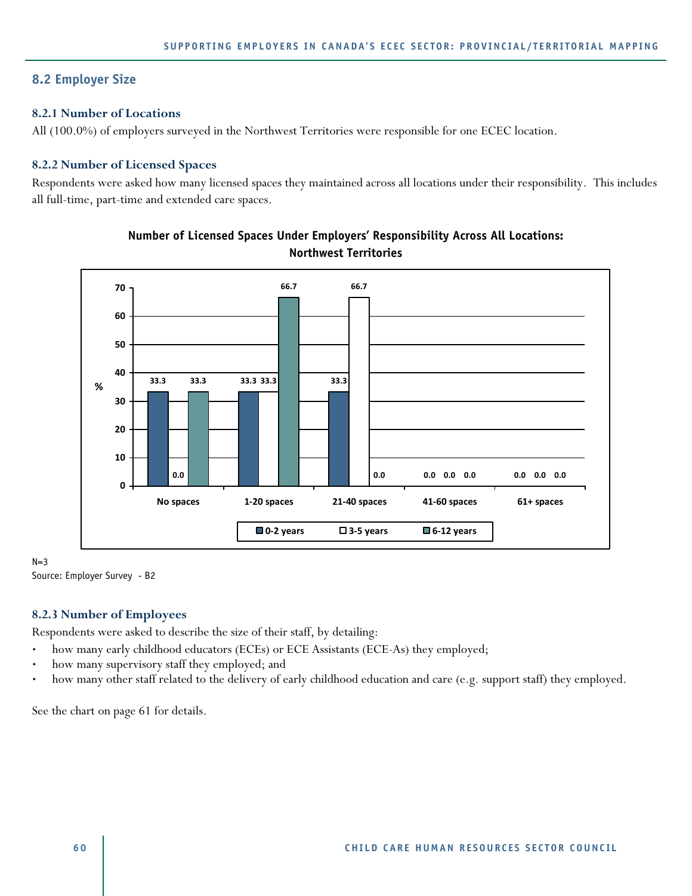## 8.2 Employer Size

### 8.2.1 Number of Locations

All (100.0%) of employers surveyed in the Northwest Territories were responsible for one ECEC location.

### 8.2.2 Number of Licensed Spaces

Respondents were asked how many licensed spaces they maintained across all locations under their responsibility. This includes all full-time, part-time and extended care spaces.

**Number of Licensed Spaces Under Employers' Responsibility Across All Locations: Northwest Territories**

| % | No spaces | 1-20 spaces | 21-40 spaces | 41-60 spaces | 61+ spaces |
|---|---|---|---|---|---|
| 0-2 years | 33.3 | 33.3 | 33.3 | 0.0 | 0.0 |
| 3-5 years | 0.0 | 33.3 | 66.7 | 0.0 | 0.0 |
| 6-12 years | 33.3 | 66.7 | 0.0 | 0.0 | 0.0 |

N=3
Source: Employer Survey - B2

### 8.2.3 Number of Employees

Respondents were asked to describe the size of their staff, by detailing:

- how many early childhood educators (ECEs) or ECE Assistants (ECE-As) they employed;
- how many supervisory staff they employed; and
- how many other staff related to the delivery of early childhood education and care (e.g. support staff) they employed.

See the chart on page 61 for details.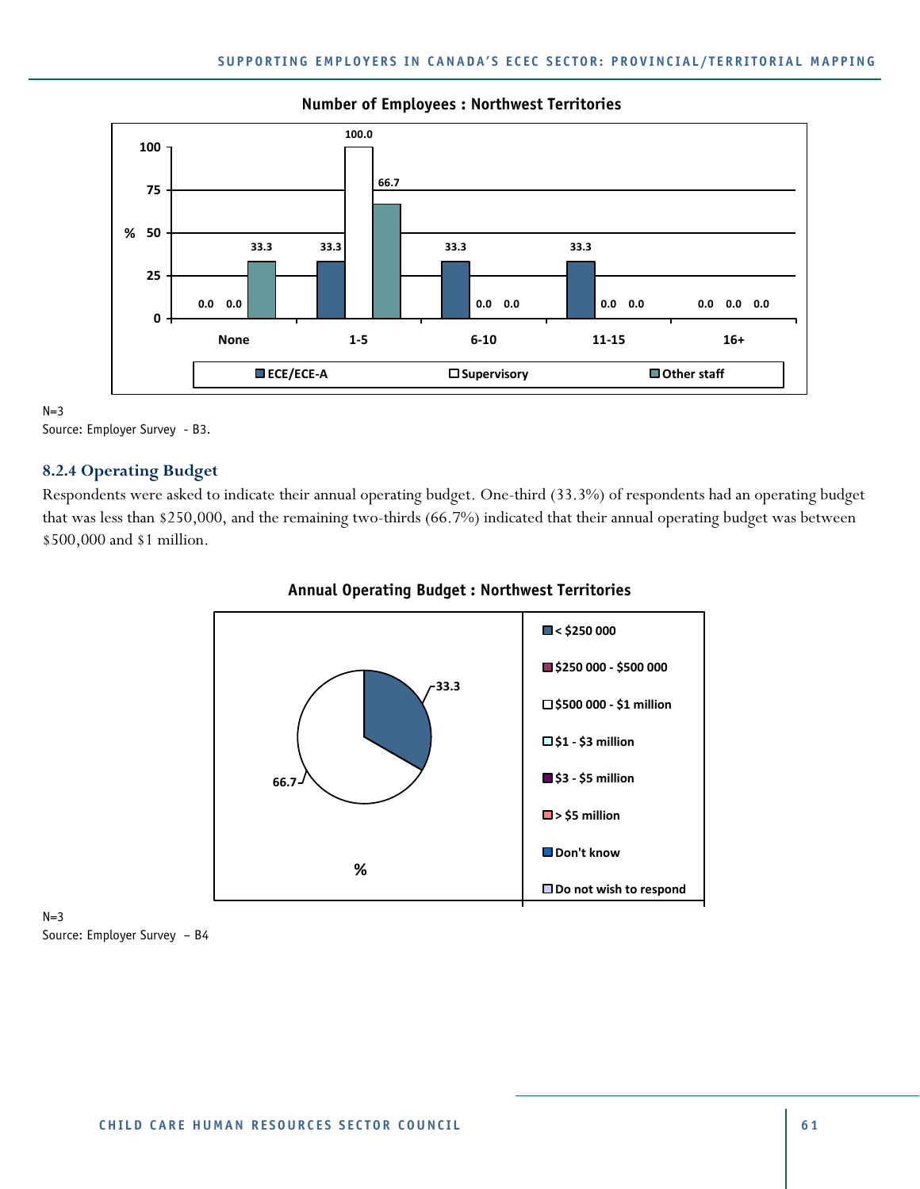**Number of Employees : Northwest Territories**

| | None | 1-5 | 6-10 | 11-15 | 16+ |
|---|---|---|---|---|---|
| ECE/ECE-A | 0.0 | 33.3 | 33.3 | 33.3 | 0.0 |
| Supervisory | 0.0 | 100.0 | 0.0 | 0.0 | 0.0 |
| Other staff | 33.3 | 66.7 | 0.0 | 0.0 | 0.0 |

N=3
Source: Employer Survey - B3.

### 8.2.4 Operating Budget

Respondents were asked to indicate their annual operating budget. One-third (33.3%) of respondents had an operating budget that was less than $250,000, and the remaining two-thirds (66.7%) indicated that their annual operating budget was between $500,000 and $1 million.

**Annual Operating Budget : Northwest Territories**

| Budget | % |
|---|---|
| < $250 000 | 33.3 |
| $250 000 - $500 000 | |
| $500 000 - $1 million | 66.7 |
| $1 - $3 million | |
| $3 - $5 million | |
| > $5 million | |
| Don't know | |
| Do not wish to respond | |

N=3
Source: Employer Survey – B4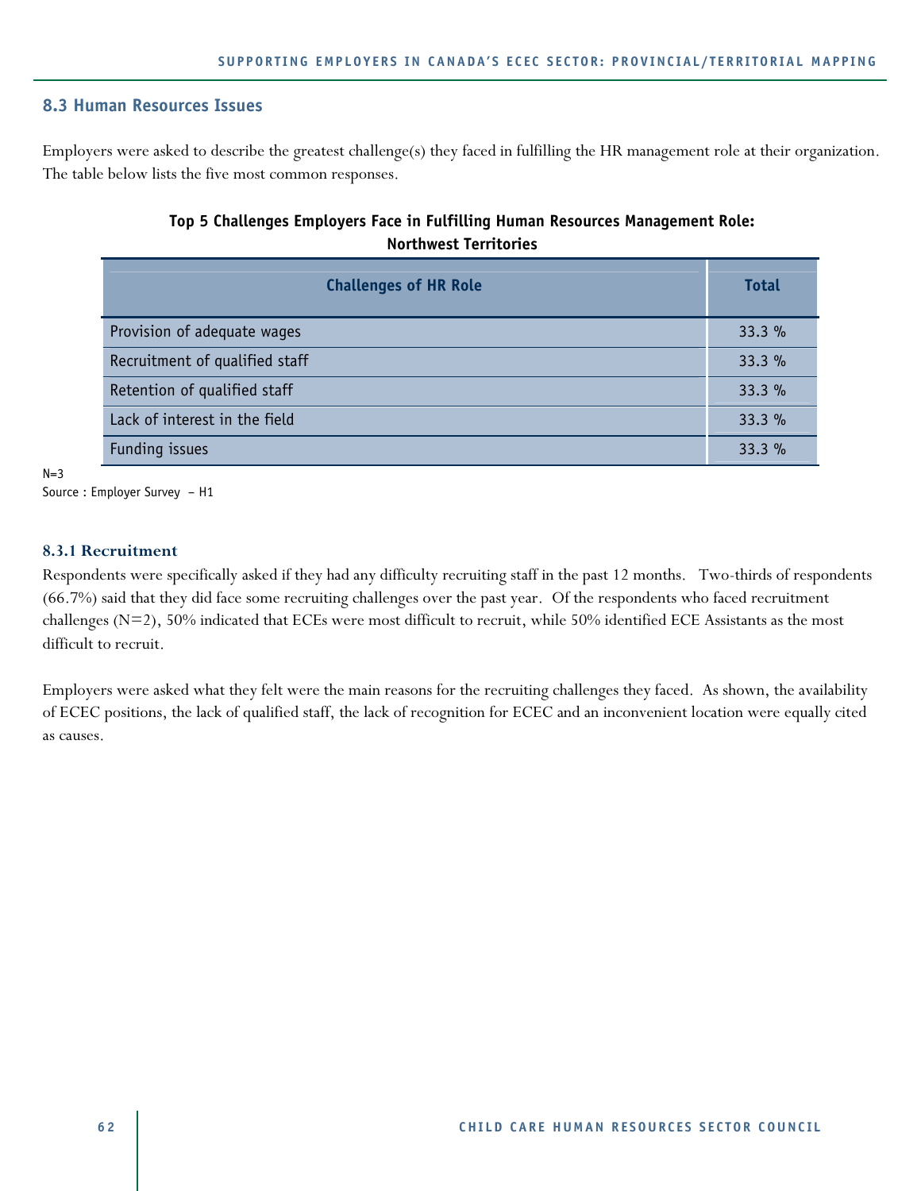## 8.3 Human Resources Issues

Employers were asked to describe the greatest challenge(s) they faced in fulfilling the HR management role at their organization. The table below lists the five most common responses.

**Top 5 Challenges Employers Face in Fulfilling Human Resources Management Role: Northwest Territories**

| Challenges of HR Role | Total |
|---|---|
| Provision of adequate wages | 33.3 % |
| Recruitment of qualified staff | 33.3 % |
| Retention of qualified staff | 33.3 % |
| Lack of interest in the field | 33.3 % |
| Funding issues | 33.3 % |

N=3

Source : Employer Survey – H1

### 8.3.1 Recruitment

Respondents were specifically asked if they had any difficulty recruiting staff in the past 12 months. Two-thirds of respondents (66.7%) said that they did face some recruiting challenges over the past year. Of the respondents who faced recruitment challenges (N=2), 50% indicated that ECEs were most difficult to recruit, while 50% identified ECE Assistants as the most difficult to recruit.

Employers were asked what they felt were the main reasons for the recruiting challenges they faced. As shown, the availability of ECEC positions, the lack of qualified staff, the lack of recognition for ECEC and an inconvenient location were equally cited as causes.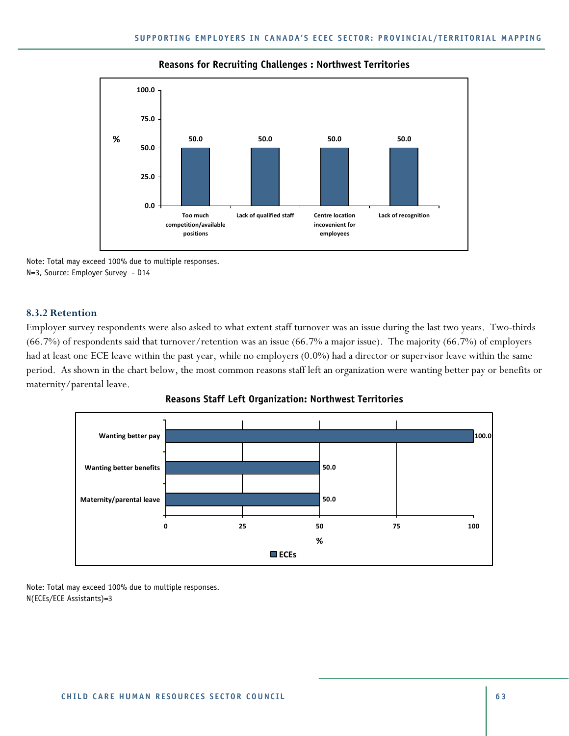**Reasons for Recruiting Challenges : Northwest Territories**

| Reason | % |
|---|---|
| Too much competition/available positions | 50.0 |
| Lack of qualified staff | 50.0 |
| Centre location incovenient for employees | 50.0 |
| Lack of recognition | 50.0 |

Note: Total may exceed 100% due to multiple responses.
N=3, Source: Employer Survey - D14

### 8.3.2 Retention

Employer survey respondents were also asked to what extent staff turnover was an issue during the last two years. Two-thirds (66.7%) of respondents said that turnover/retention was an issue (66.7% a major issue). The majority (66.7%) of employers had at least one ECE leave within the past year, while no employers (0.0%) had a director or supervisor leave within the same period. As shown in the chart below, the most common reasons staff left an organization were wanting better pay or benefits or maternity/parental leave.

**Reasons Staff Left Organization: Northwest Territories**

| Reason | ECEs (%) |
|---|---|
| Wanting better pay | 100.0 |
| Wanting better benefits | 50.0 |
| Maternity/parental leave | 50.0 |

Note: Total may exceed 100% due to multiple responses.
N(ECEs/ECE Assistants)=3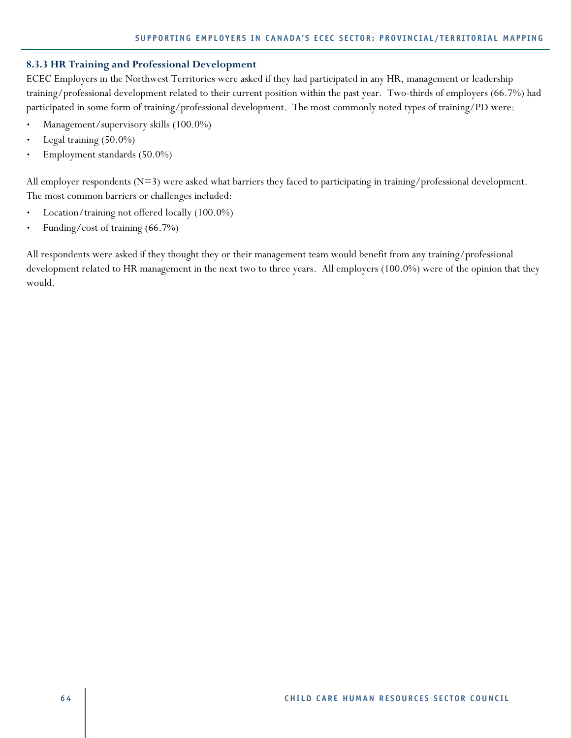### 8.3.3 HR Training and Professional Development

ECEC Employers in the Northwest Territories were asked if they had participated in any HR, management or leadership training/professional development related to their current position within the past year. Two-thirds of employers (66.7%) had participated in some form of training/professional development. The most commonly noted types of training/PD were:

- Management/supervisory skills (100.0%)
- Legal training (50.0%)
- Employment standards (50.0%)

All employer respondents (N=3) were asked what barriers they faced to participating in training/professional development. The most common barriers or challenges included:

- Location/training not offered locally (100.0%)
- Funding/cost of training (66.7%)

All respondents were asked if they thought they or their management team would benefit from any training/professional development related to HR management in the next two to three years. All employers (100.0%) were of the opinion that they would.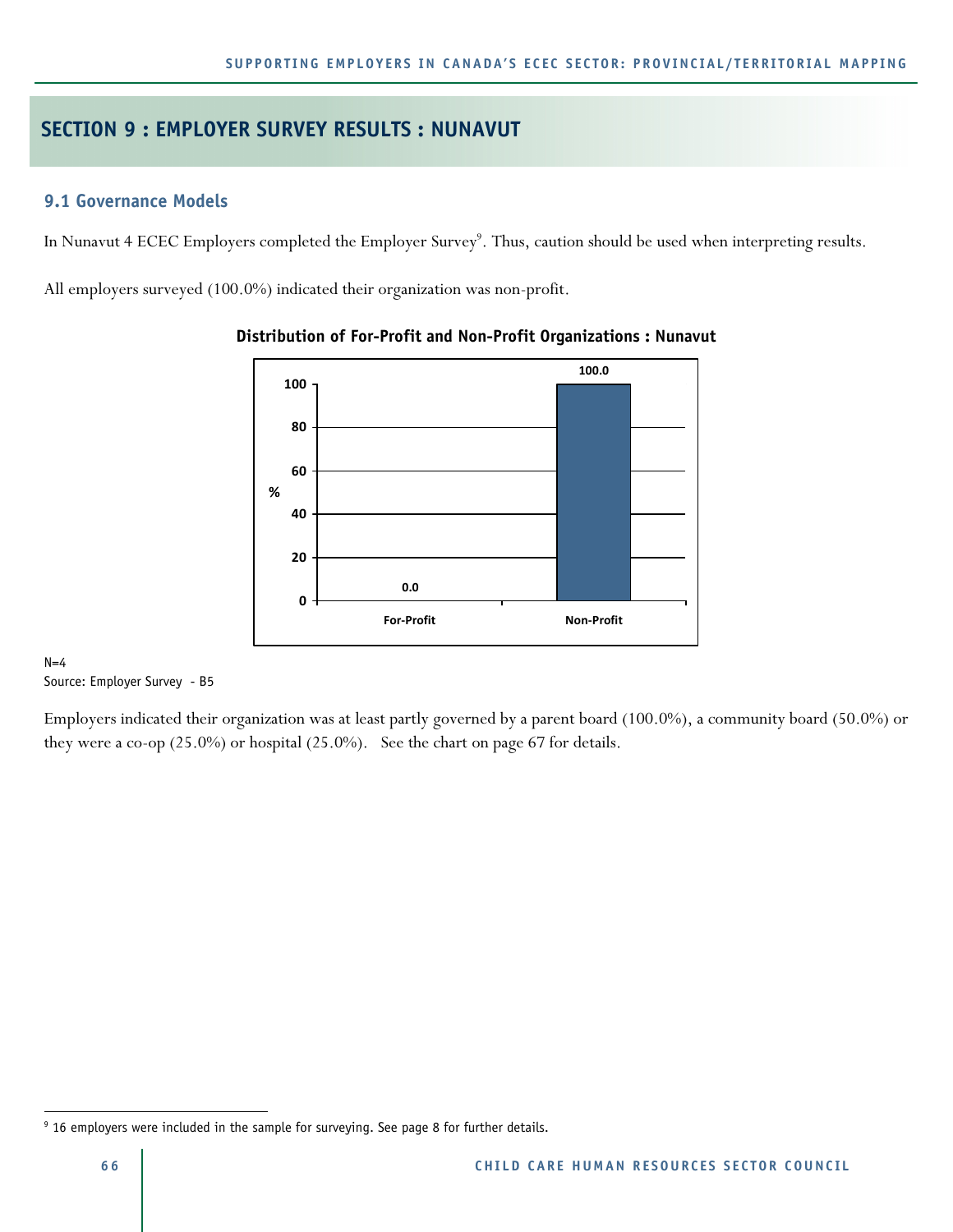# SECTION 9 : EMPLOYER SURVEY RESULTS : NUNAVUT

## 9.1 Governance Models

In Nunavut 4 ECEC Employers completed the Employer Survey[9]. Thus, caution should be used when interpreting results.

All employers surveyed (100.0%) indicated their organization was non-profit.

**Distribution of For-Profit and Non-Profit Organizations : Nunavut**

| | % |
|---|---|
| For-Profit | 0.0 |
| Non-Profit | 100.0 |

N=4
Source: Employer Survey - B5

Employers indicated their organization was at least partly governed by a parent board (100.0%), a community board (50.0%) or they were a co-op (25.0%) or hospital (25.0%). See the chart on page 67 for details.

[9] 16 employers were included in the sample for surveying. See page 8 for further details.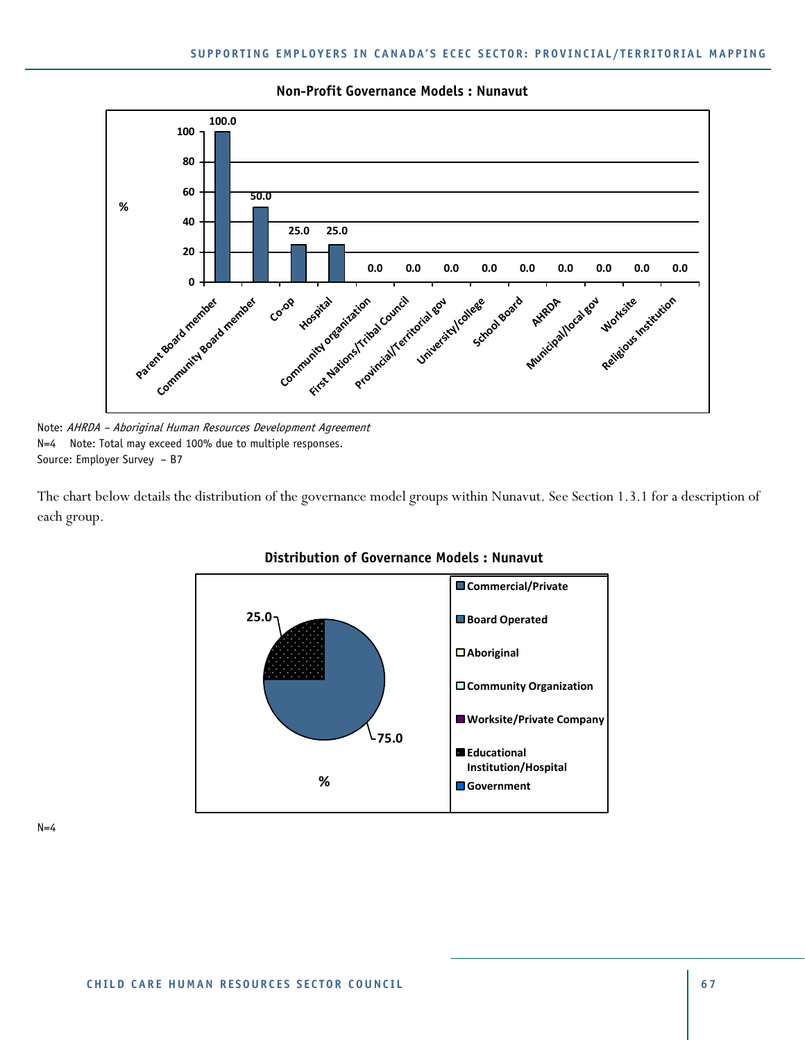**Non-Profit Governance Models : Nunavut**

| Governance Model | % |
|---|---|
| Parent Board member | 100.0 |
| Community Board member | 50.0 |
| Co-op | 25.0 |
| Hospital | 25.0 |
| Community organization | 0.0 |
| First Nations/Tribal Council | 0.0 |
| Provincial/Territorial gov | 0.0 |
| University/college | 0.0 |
| School Board | 0.0 |
| AHRDA | 0.0 |
| Municipal/local gov | 0.0 |
| Worksite | 0.0 |
| Religious Institution | 0.0 |

Note: *AHRDA – Aboriginal Human Resources Development Agreement*
N=4  Note: Total may exceed 100% due to multiple responses.
Source: Employer Survey – B7

The chart below details the distribution of the governance model groups within Nunavut. See Section 1.3.1 for a description of each group.

**Distribution of Governance Models : Nunavut**

| Governance Model Group | % |
|---|---|
| Board Operated | 75.0 |
| Educational Institution/Hospital | 25.0 |

Legend: Commercial/Private; Board Operated; Aboriginal; Community Organization; Worksite/Private Company; Educational Institution/Hospital; Government

N=4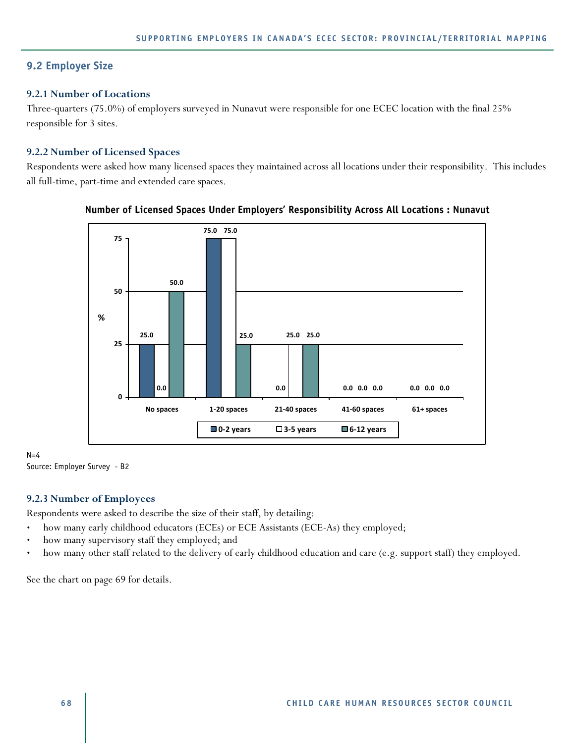## 9.2 Employer Size

### 9.2.1 Number of Locations

Three-quarters (75.0%) of employers surveyed in Nunavut were responsible for one ECEC location with the final 25% responsible for 3 sites.

### 9.2.2 Number of Licensed Spaces

Respondents were asked how many licensed spaces they maintained across all locations under their responsibility. This includes all full-time, part-time and extended care spaces.

**Number of Licensed Spaces Under Employers' Responsibility Across All Locations : Nunavut**

| % | No spaces | 1-20 spaces | 21-40 spaces | 41-60 spaces | 61+ spaces |
|---|---|---|---|---|---|
| 0-2 years | 25.0 | 75.0 | 0.0 | 0.0 | 0.0 |
| 3-5 years | 0.0 | 75.0 | 25.0 | 0.0 | 0.0 |
| 6-12 years | 50.0 | 25.0 | 25.0 | 0.0 | 0.0 |

N=4
Source: Employer Survey - B2

### 9.2.3 Number of Employees

Respondents were asked to describe the size of their staff, by detailing:

- how many early childhood educators (ECEs) or ECE Assistants (ECE-As) they employed;
- how many supervisory staff they employed; and
- how many other staff related to the delivery of early childhood education and care (e.g. support staff) they employed.

See the chart on page 69 for details.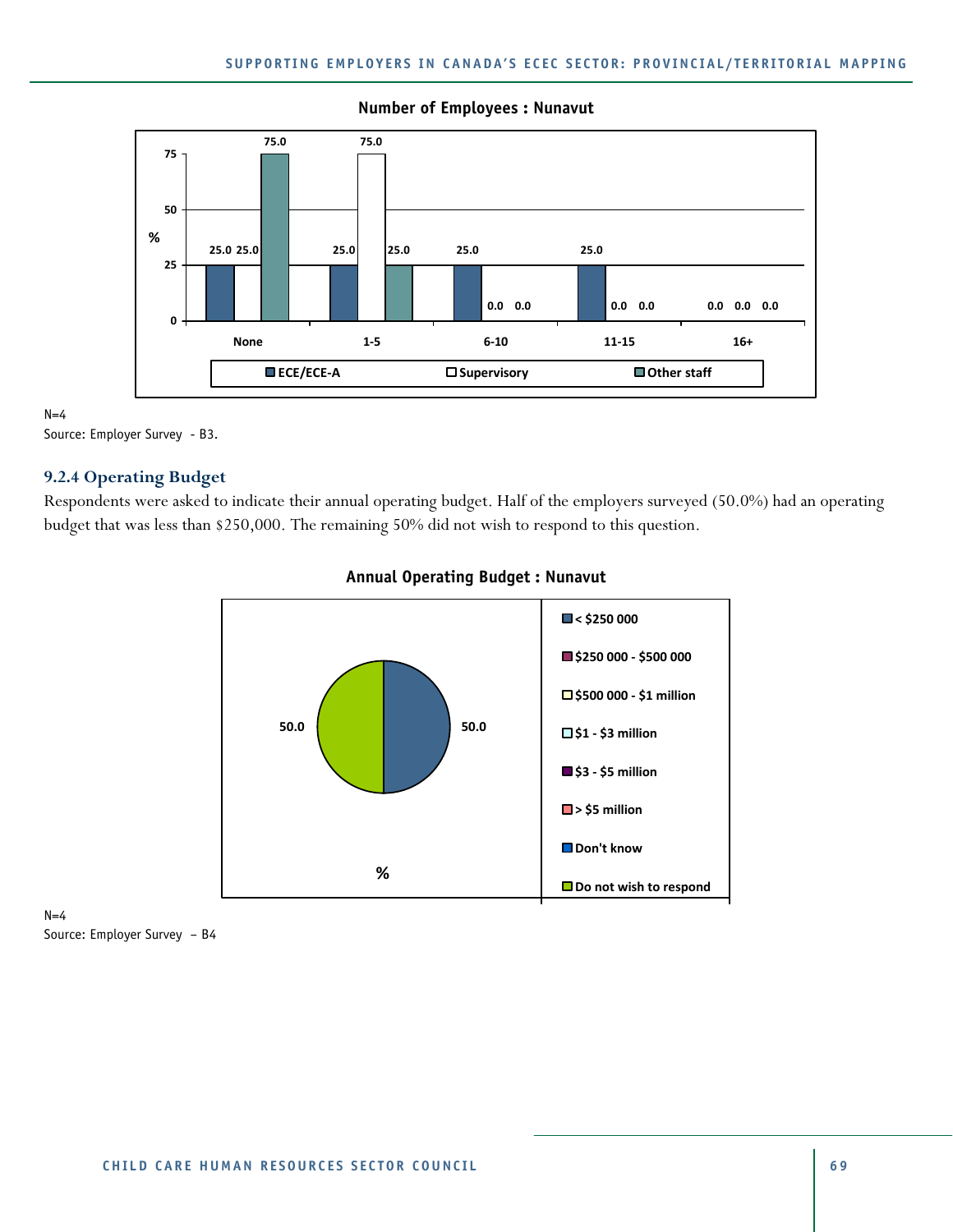**Number of Employees : Nunavut**

| % | None | 1-5 | 6-10 | 11-15 | 16+ |
|---|---|---|---|---|---|
| ECE/ECE-A | 25.0 | 25.0 | 25.0 | 25.0 | 0.0 |
| Supervisory | 25.0 | 75.0 | 0.0 | 0.0 | 0.0 |
| Other staff | 75.0 | 25.0 | 0.0 | 0.0 | 0.0 |

N=4
Source: Employer Survey - B3.

### 9.2.4 Operating Budget

Respondents were asked to indicate their annual operating budget. Half of the employers surveyed (50.0%) had an operating budget that was less than $250,000. The remaining 50% did not wish to respond to this question.

**Annual Operating Budget : Nunavut**

| Annual operating budget | % |
|---|---|
| < $250 000 | 50.0 |
| $250 000 - $500 000 | |
| $500 000 - $1 million | |
| $1 - $3 million | |
| $3 - $5 million | |
| > $5 million | |
| Don't know | |
| Do not wish to respond | 50.0 |

N=4
Source: Employer Survey – B4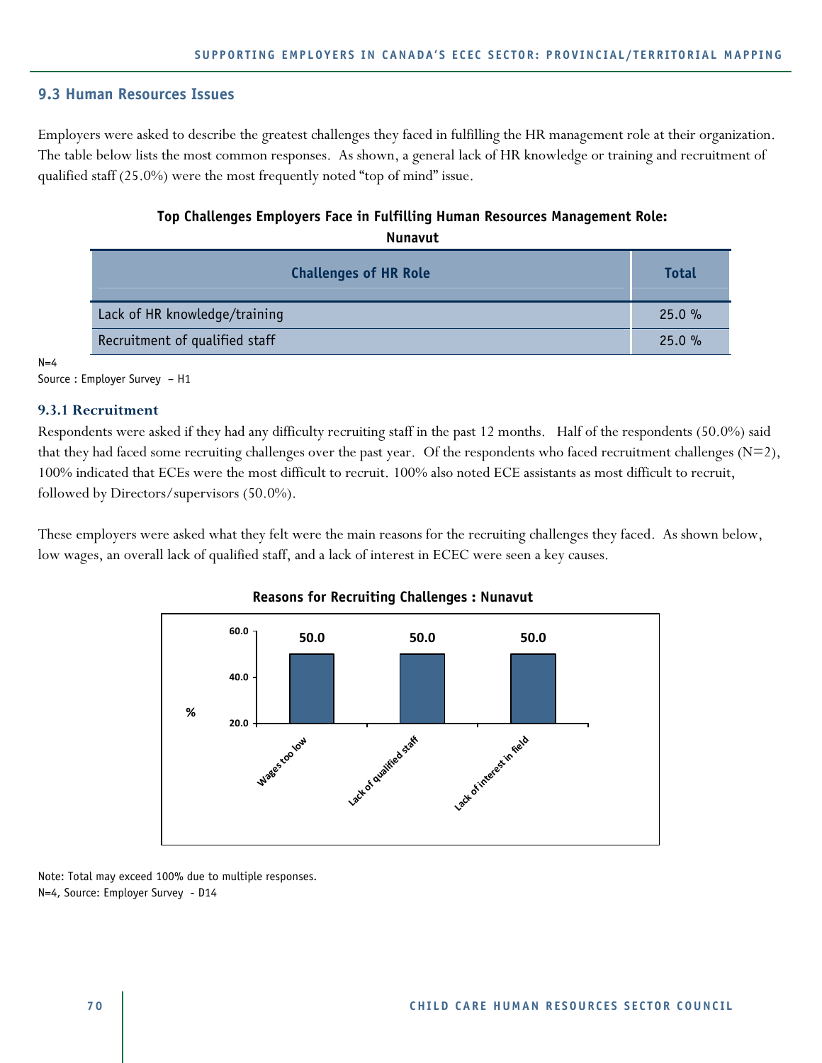## 9.3 Human Resources Issues

Employers were asked to describe the greatest challenges they faced in fulfilling the HR management role at their organization. The table below lists the most common responses. As shown, a general lack of HR knowledge or training and recruitment of qualified staff (25.0%) were the most frequently noted "top of mind" issue.

**Top Challenges Employers Face in Fulfilling Human Resources Management Role: Nunavut**

| Challenges of HR Role | Total |
|---|---|
| Lack of HR knowledge/training | 25.0 % |
| Recruitment of qualified staff | 25.0 % |

N=4
Source : Employer Survey – H1

### 9.3.1 Recruitment

Respondents were asked if they had any difficulty recruiting staff in the past 12 months. Half of the respondents (50.0%) said that they had faced some recruiting challenges over the past year. Of the respondents who faced recruitment challenges (N=2), 100% indicated that ECEs were the most difficult to recruit. 100% also noted ECE assistants as most difficult to recruit, followed by Directors/supervisors (50.0%).

These employers were asked what they felt were the main reasons for the recruiting challenges they faced. As shown below, low wages, an overall lack of qualified staff, and a lack of interest in ECEC were seen a key causes.

**Reasons for Recruiting Challenges : Nunavut**

| Reason | % |
|---|---|
| Wages too low | 50.0 |
| Lack of qualified staff | 50.0 |
| Lack of interest in field | 50.0 |

Note: Total may exceed 100% due to multiple responses.
N=4, Source: Employer Survey - D14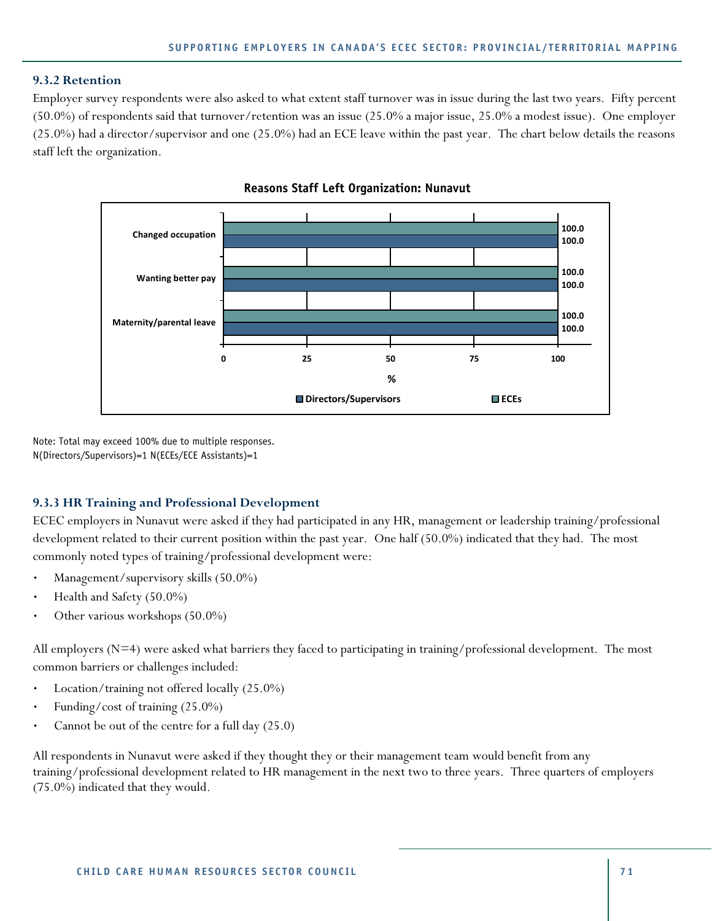### 9.3.2 Retention

Employer survey respondents were also asked to what extent staff turnover was in issue during the last two years. Fifty percent (50.0%) of respondents said that turnover/retention was an issue (25.0% a major issue, 25.0% a modest issue). One employer (25.0%) had a director/supervisor and one (25.0%) had an ECE leave within the past year. The chart below details the reasons staff left the organization.

**Reasons Staff Left Organization: Nunavut**

| | ECEs (%) | Directors/Supervisors (%) |
|---|---|---|
| Changed occupation | 100.0 | 100.0 |
| Wanting better pay | 100.0 | 100.0 |
| Maternity/parental leave | 100.0 | 100.0 |

Note: Total may exceed 100% due to multiple responses.
N(Directors/Supervisors)=1 N(ECEs/ECE Assistants)=1

### 9.3.3 HR Training and Professional Development

ECEC employers in Nunavut were asked if they had participated in any HR, management or leadership training/professional development related to their current position within the past year. One half (50.0%) indicated that they had. The most commonly noted types of training/professional development were:

- Management/supervisory skills (50.0%)
- Health and Safety (50.0%)
- Other various workshops (50.0%)

All employers (N=4) were asked what barriers they faced to participating in training/professional development. The most common barriers or challenges included:

- Location/training not offered locally (25.0%)
- Funding/cost of training (25.0%)
- Cannot be out of the centre for a full day (25.0)

All respondents in Nunavut were asked if they thought they or their management team would benefit from any training/professional development related to HR management in the next two to three years. Three quarters of employers (75.0%) indicated that they would.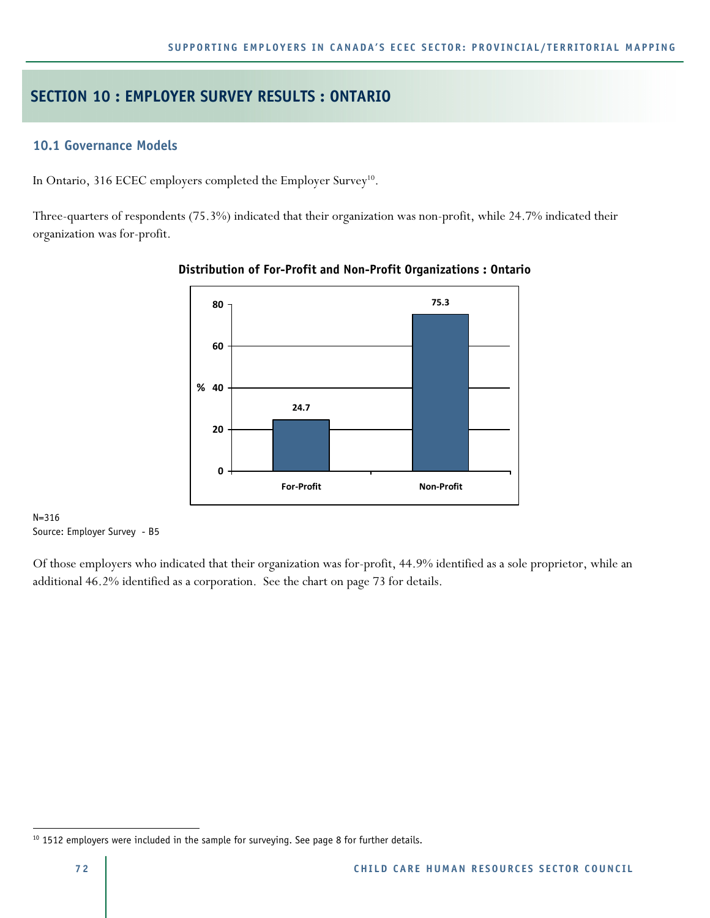## SECTION 10 : EMPLOYER SURVEY RESULTS : ONTARIO

### 10.1 Governance Models

In Ontario, 316 ECEC employers completed the Employer Survey[10].

Three-quarters of respondents (75.3%) indicated that their organization was non-profit, while 24.7% indicated their organization was for-profit.

**Distribution of For-Profit and Non-Profit Organizations : Ontario**

| | % |
|---|---|
| For-Profit | 24.7 |
| Non-Profit | 75.3 |

N=316
Source: Employer Survey - B5

Of those employers who indicated that their organization was for-profit, 44.9% identified as a sole proprietor, while an additional 46.2% identified as a corporation. See the chart on page 73 for details.

[10] 1512 employers were included in the sample for surveying. See page 8 for further details.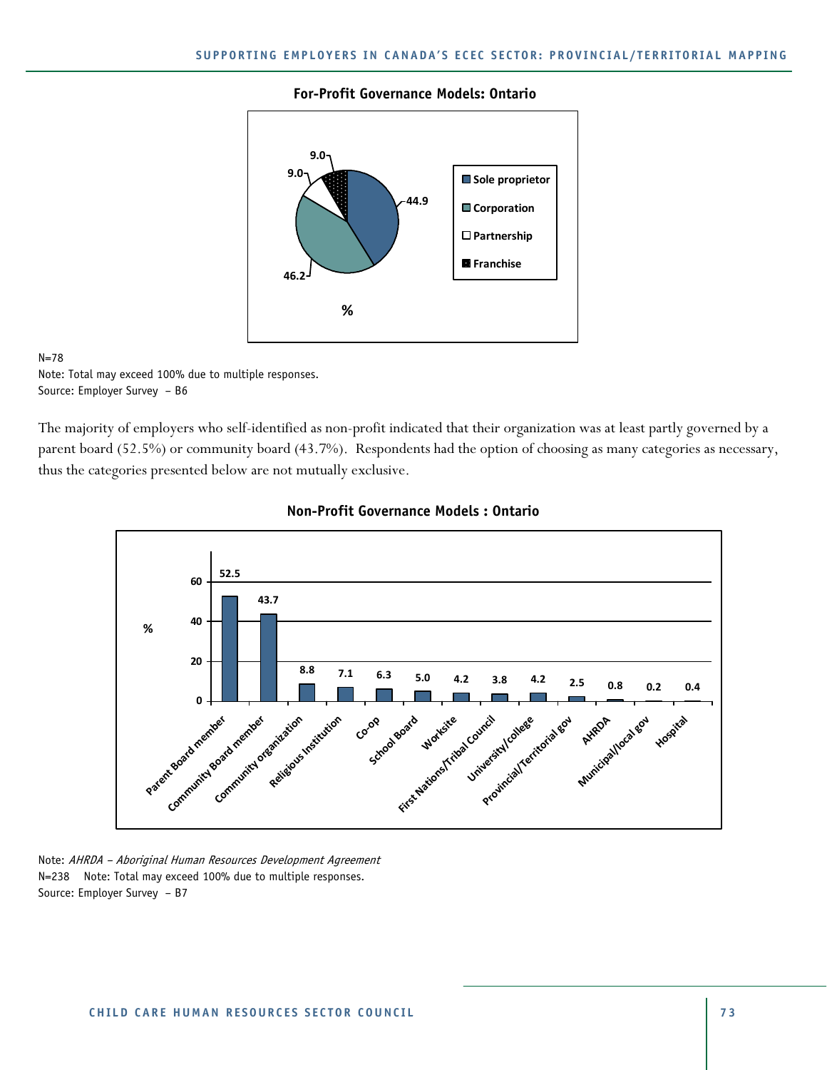**For-Profit Governance Models: Ontario**

| Governance model | % |
| --- | --- |
| Sole proprietor | 44.9 |
| Corporation | 46.2 |
| Partnership | 9.0 |
| Franchise | 9.0 |

N=78
Note: Total may exceed 100% due to multiple responses.
Source: Employer Survey – B6

The majority of employers who self-identified as non-profit indicated that their organization was at least partly governed by a parent board (52.5%) or community board (43.7%). Respondents had the option of choosing as many categories as necessary, thus the categories presented below are not mutually exclusive.

**Non-Profit Governance Models : Ontario**

| Governance model | % |
| --- | --- |
| Parent Board member | 52.5 |
| Community Board member | 43.7 |
| Community organization | 8.8 |
| Religious Institution | 7.1 |
| Co-op | 6.3 |
| School Board | 5.0 |
| Worksite | 4.2 |
| First Nations/Tribal Council | 3.8 |
| University/college | 4.2 |
| Provincial/Territorial gov | 2.5 |
| AHRDA | 0.8 |
| Municipal/local gov | 0.2 |
| Hospital | 0.4 |

Note: *AHRDA – Aboriginal Human Resources Development Agreement*
N=238 Note: Total may exceed 100% due to multiple responses.
Source: Employer Survey – B7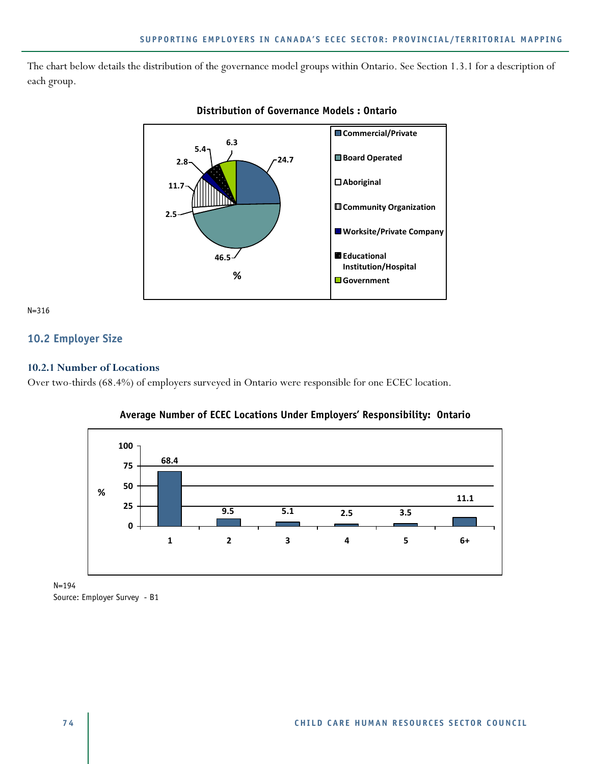The chart below details the distribution of the governance model groups within Ontario. See Section 1.3.1 for a description of each group.

**Distribution of Governance Models : Ontario**

| Governance Model | % |
|---|---|
| Commercial/Private | 24.7 |
| Board Operated | 46.5 |
| Aboriginal | 2.5 |
| Community Organization | 11.7 |
| Worksite/Private Company | 2.8 |
| Educational Institution/Hospital | 5.4 |
| Government | 6.3 |

N=316

## 10.2 Employer Size

### 10.2.1 Number of Locations

Over two-thirds (68.4%) of employers surveyed in Ontario were responsible for one ECEC location.

**Average Number of ECEC Locations Under Employers' Responsibility: Ontario**

| Number of Locations | % |
|---|---|
| 1 | 68.4 |
| 2 | 9.5 |
| 3 | 5.1 |
| 4 | 2.5 |
| 5 | 3.5 |
| 6+ | 11.1 |

N=194
Source: Employer Survey - B1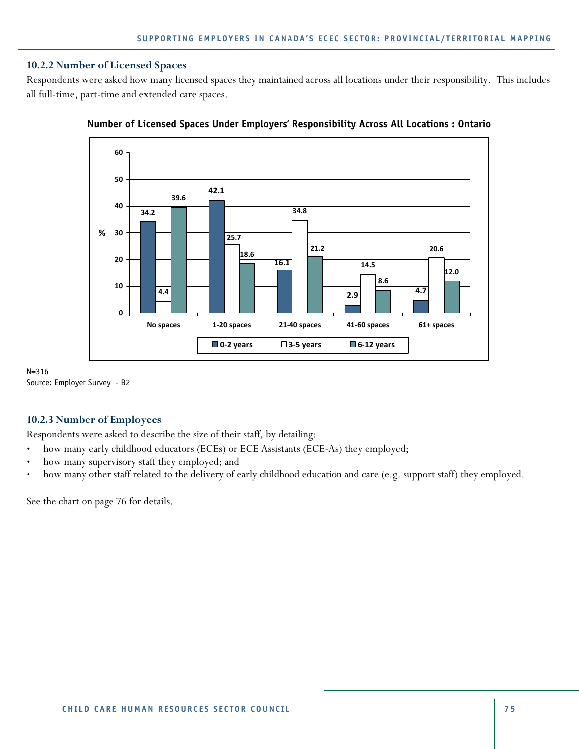### 10.2.2 Number of Licensed Spaces

Respondents were asked how many licensed spaces they maintained across all locations under their responsibility. This includes all full-time, part-time and extended care spaces.

**Number of Licensed Spaces Under Employers' Responsibility Across All Locations : Ontario**

| % | No spaces | 1-20 spaces | 21-40 spaces | 41-60 spaces | 61+ spaces |
|---|---|---|---|---|---|
| 0-2 years | 34.2 | 42.1 | 16.1 | 2.9 | 4.7 |
| 3-5 years | 4.4 | 25.7 | 34.8 | 14.5 | 20.6 |
| 6-12 years | 39.6 | 18.6 | 21.2 | 8.6 | 12.0 |

N=316
Source: Employer Survey - B2

### 10.2.3 Number of Employees

Respondents were asked to describe the size of their staff, by detailing:

- how many early childhood educators (ECEs) or ECE Assistants (ECE-As) they employed;
- how many supervisory staff they employed; and
- how many other staff related to the delivery of early childhood education and care (e.g. support staff) they employed.

See the chart on page 76 for details.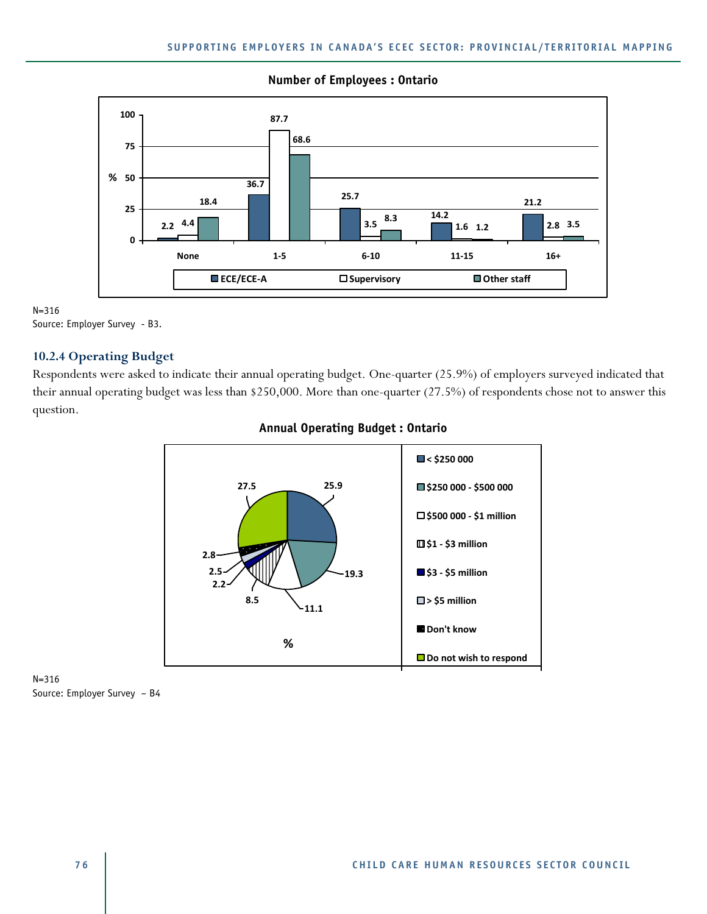**Number of Employees : Ontario**

| % | None | 1-5 | 6-10 | 11-15 | 16+ |
|---|---|---|---|---|---|
| ECE/ECE-A | 2.2 | 36.7 | 25.7 | 14.2 | 21.2 |
| Supervisory | 4.4 | 87.7 | 3.5 | 1.6 | 2.8 |
| Other staff | 18.4 | 68.6 | 8.3 | 1.2 | 3.5 |

N=316
Source: Employer Survey - B3.

### 10.2.4 Operating Budget

Respondents were asked to indicate their annual operating budget. One-quarter (25.9%) of employers surveyed indicated that their annual operating budget was less than $250,000. More than one-quarter (27.5%) of respondents chose not to answer this question.

**Annual Operating Budget : Ontario**

| Annual Operating Budget | % |
|---|---|
| < $250 000 | 25.9 |
| $250 000 - $500 000 | 19.3 |
| $500 000 - $1 million | 11.1 |
| $1 - $3 million | 8.5 |
| $3 - $5 million | 2.2 |
| > $5 million | 2.5 |
| Don't know | 2.8 |
| Do not wish to respond | 27.5 |

N=316
Source: Employer Survey – B4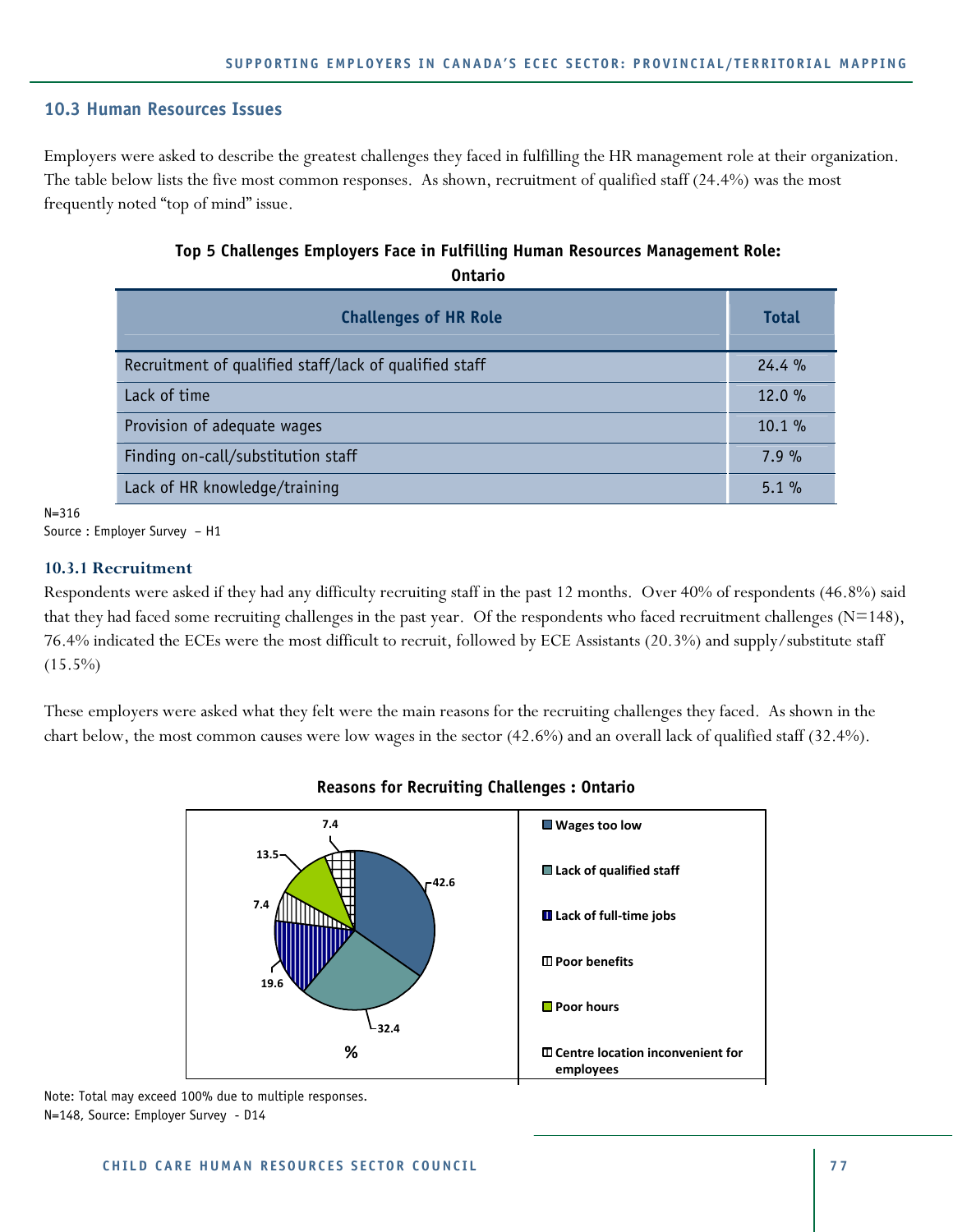## 10.3 Human Resources Issues

Employers were asked to describe the greatest challenges they faced in fulfilling the HR management role at their organization. The table below lists the five most common responses. As shown, recruitment of qualified staff (24.4%) was the most frequently noted "top of mind" issue.

**Top 5 Challenges Employers Face in Fulfilling Human Resources Management Role: Ontario**

| Challenges of HR Role | Total |
|---|---|
| Recruitment of qualified staff/lack of qualified staff | 24.4 % |
| Lack of time | 12.0 % |
| Provision of adequate wages | 10.1 % |
| Finding on-call/substitution staff | 7.9 % |
| Lack of HR knowledge/training | 5.1 % |

N=316
Source : Employer Survey – H1

### 10.3.1 Recruitment

Respondents were asked if they had any difficulty recruiting staff in the past 12 months. Over 40% of respondents (46.8%) said that they had faced some recruiting challenges in the past year. Of the respondents who faced recruitment challenges (N=148), 76.4% indicated the ECEs were the most difficult to recruit, followed by ECE Assistants (20.3%) and supply/substitute staff (15.5%)

These employers were asked what they felt were the main reasons for the recruiting challenges they faced. As shown in the chart below, the most common causes were low wages in the sector (42.6%) and an overall lack of qualified staff (32.4%).

**Reasons for Recruiting Challenges : Ontario**

| Reason | % |
|---|---|
| Wages too low | 42.6 |
| Lack of qualified staff | 32.4 |
| Lack of full-time jobs | 19.6 |
| Poor benefits | 7.4 |
| Poor hours | 13.5 |
| Centre location inconvenient for employees | 7.4 |

Note: Total may exceed 100% due to multiple responses.
N=148, Source: Employer Survey - D14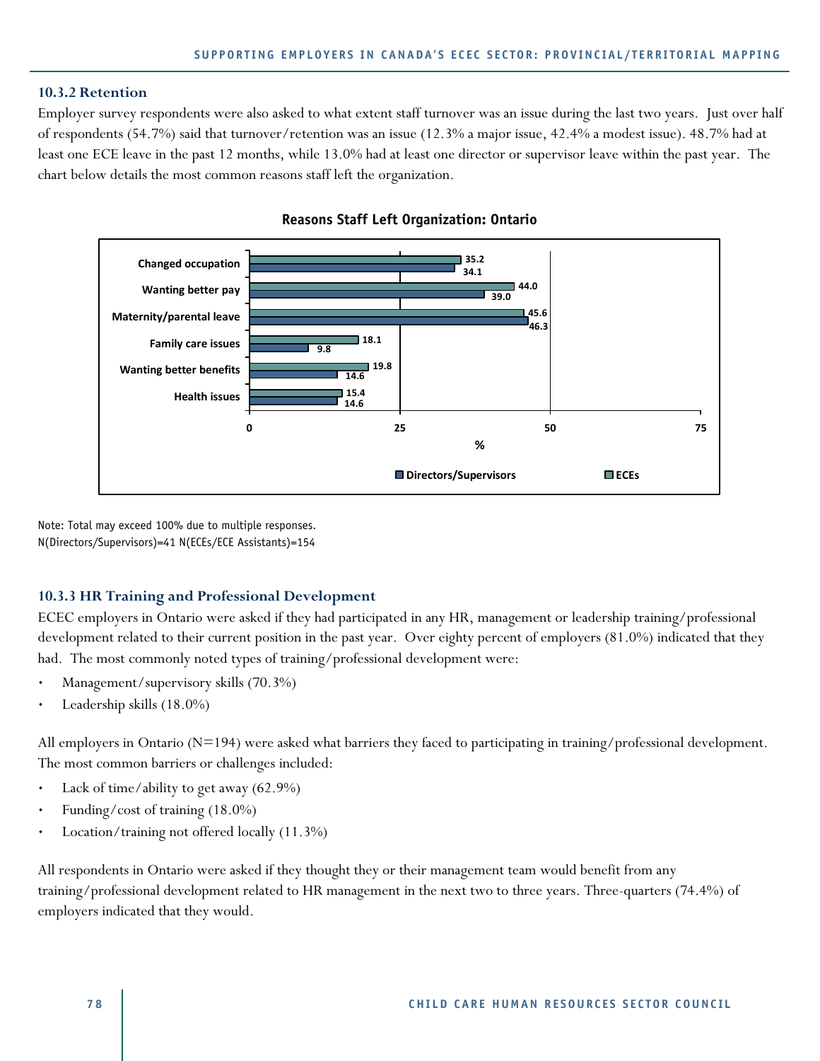### 10.3.2 Retention

Employer survey respondents were also asked to what extent staff turnover was an issue during the last two years. Just over half of respondents (54.7%) said that turnover/retention was an issue (12.3% a major issue, 42.4% a modest issue). 48.7% had at least one ECE leave in the past 12 months, while 13.0% had at least one director or supervisor leave within the past year. The chart below details the most common reasons staff left the organization.

**Reasons Staff Left Organization: Ontario**

| Reason | ECEs (%) | Directors/Supervisors (%) |
|---|---|---|
| Changed occupation | 35.2 | 34.1 |
| Wanting better pay | 44.0 | 39.0 |
| Maternity/parental leave | 45.6 | 46.3 |
| Family care issues | 18.1 | 9.8 |
| Wanting better benefits | 19.8 | 14.6 |
| Health issues | 15.4 | 14.6 |

Note: Total may exceed 100% due to multiple responses.
N(Directors/Supervisors)=41 N(ECEs/ECE Assistants)=154

### 10.3.3 HR Training and Professional Development

ECEC employers in Ontario were asked if they had participated in any HR, management or leadership training/professional development related to their current position in the past year. Over eighty percent of employers (81.0%) indicated that they had. The most commonly noted types of training/professional development were:

- Management/supervisory skills (70.3%)
- Leadership skills (18.0%)

All employers in Ontario (N=194) were asked what barriers they faced to participating in training/professional development. The most common barriers or challenges included:

- Lack of time/ability to get away (62.9%)
- Funding/cost of training (18.0%)
- Location/training not offered locally (11.3%)

All respondents in Ontario were asked if they thought they or their management team would benefit from any training/professional development related to HR management in the next two to three years. Three-quarters (74.4%) of employers indicated that they would.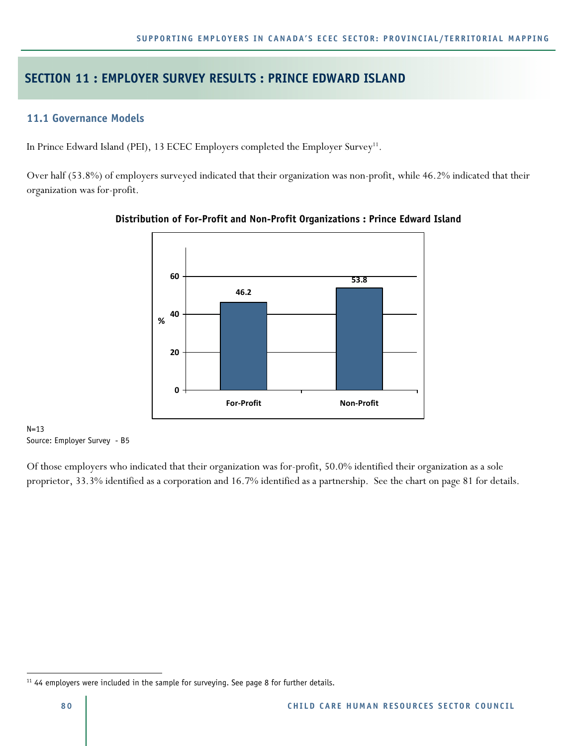# SECTION 11 : EMPLOYER SURVEY RESULTS : PRINCE EDWARD ISLAND

## 11.1 Governance Models

In Prince Edward Island (PEI), 13 ECEC Employers completed the Employer Survey[11].

Over half (53.8%) of employers surveyed indicated that their organization was non-profit, while 46.2% indicated that their organization was for-profit.

**Distribution of For-Profit and Non-Profit Organizations : Prince Edward Island**

| | % |
|---|---|
| For-Profit | 46.2 |
| Non-Profit | 53.8 |

N=13
Source: Employer Survey - B5

Of those employers who indicated that their organization was for-profit, 50.0% identified their organization as a sole proprietor, 33.3% identified as a corporation and 16.7% identified as a partnership. See the chart on page 81 for details.

---

[11] 44 employers were included in the sample for surveying. See page 8 for further details.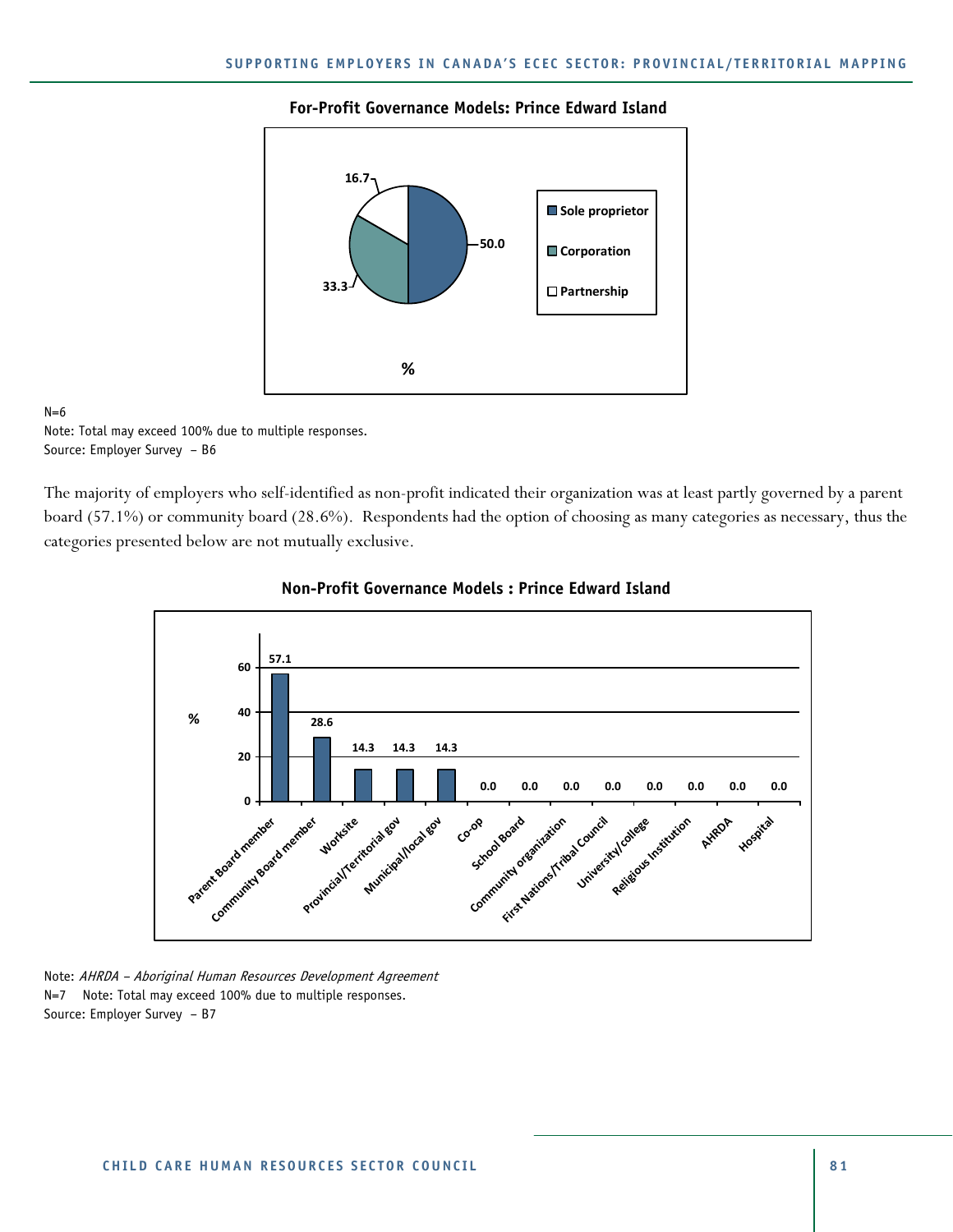**For-Profit Governance Models: Prince Edward Island**

| Governance model | % |
|---|---|
| Sole proprietor | 50.0 |
| Corporation | 33.3 |
| Partnership | 16.7 |

N=6

Note: Total may exceed 100% due to multiple responses.

Source: Employer Survey – B6

The majority of employers who self-identified as non-profit indicated their organization was at least partly governed by a parent board (57.1%) or community board (28.6%). Respondents had the option of choosing as many categories as necessary, thus the categories presented below are not mutually exclusive.

**Non-Profit Governance Models : Prince Edward Island**

| Governance model | % |
|---|---|
| Parent Board member | 57.1 |
| Community Board member | 28.6 |
| Worksite | 14.3 |
| Provincial/Territorial gov | 14.3 |
| Municipal/local gov | 14.3 |
| Co-op | 0.0 |
| School Board | 0.0 |
| Community organization | 0.0 |
| First Nations/Tribal Council | 0.0 |
| University/college | 0.0 |
| Religious Institution | 0.0 |
| AHRDA | 0.0 |
| Hospital | 0.0 |

Note: *AHRDA – Aboriginal Human Resources Development Agreement*

N=7 Note: Total may exceed 100% due to multiple responses.

Source: Employer Survey – B7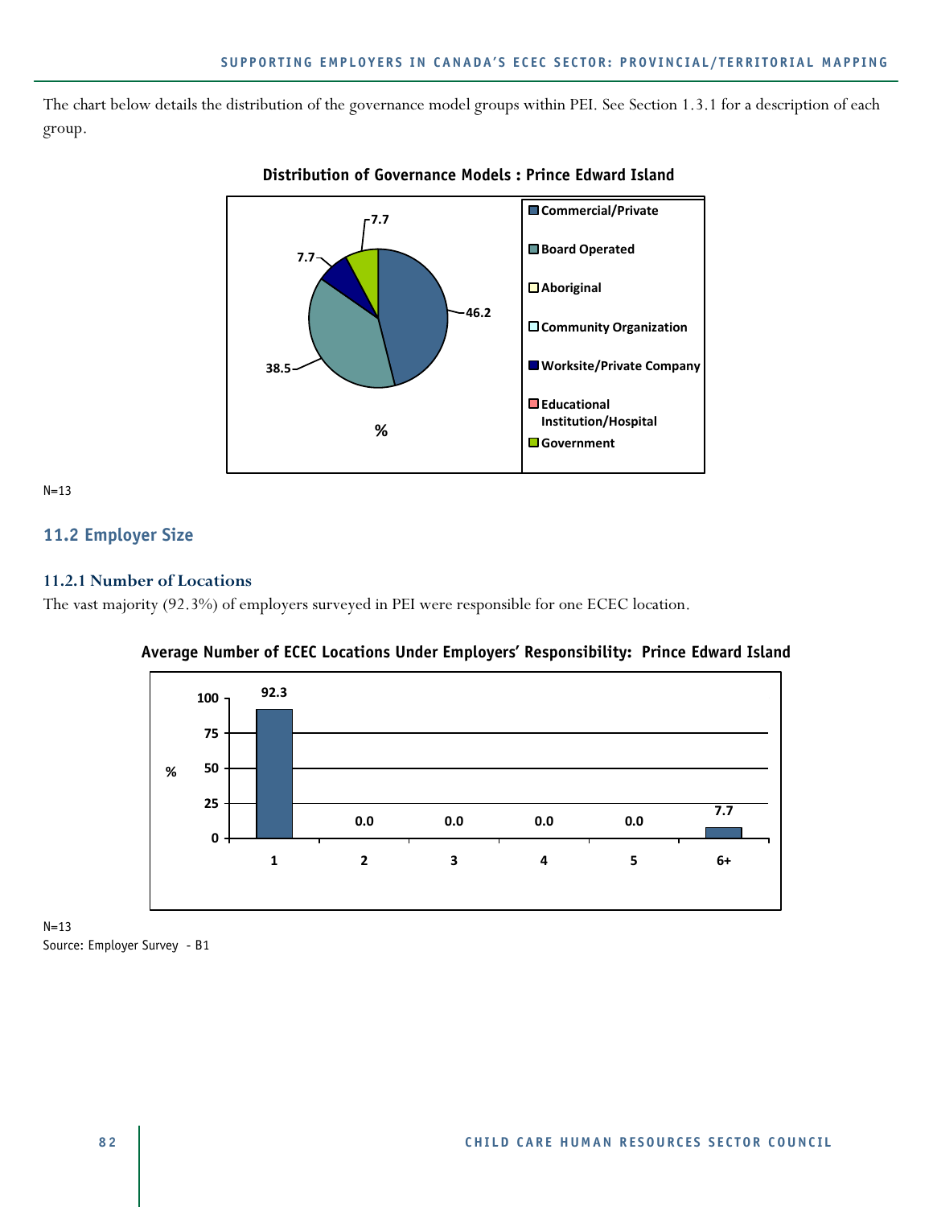The chart below details the distribution of the governance model groups within PEI. See Section 1.3.1 for a description of each group.

**Distribution of Governance Models : Prince Edward Island**

| Governance Model | % |
|---|---|
| Commercial/Private | 46.2 |
| Board Operated | 38.5 |
| Aboriginal | |
| Community Organization | |
| Worksite/Private Company | 7.7 |
| Educational Institution/Hospital | |
| Government | 7.7 |

N=13

## 11.2 Employer Size

### 11.2.1 Number of Locations

The vast majority (92.3%) of employers surveyed in PEI were responsible for one ECEC location.

**Average Number of ECEC Locations Under Employers' Responsibility: Prince Edward Island**

| Number of Locations | % |
|---|---|
| 1 | 92.3 |
| 2 | 0.0 |
| 3 | 0.0 |
| 4 | 0.0 |
| 5 | 0.0 |
| 6+ | 7.7 |

N=13

Source: Employer Survey - B1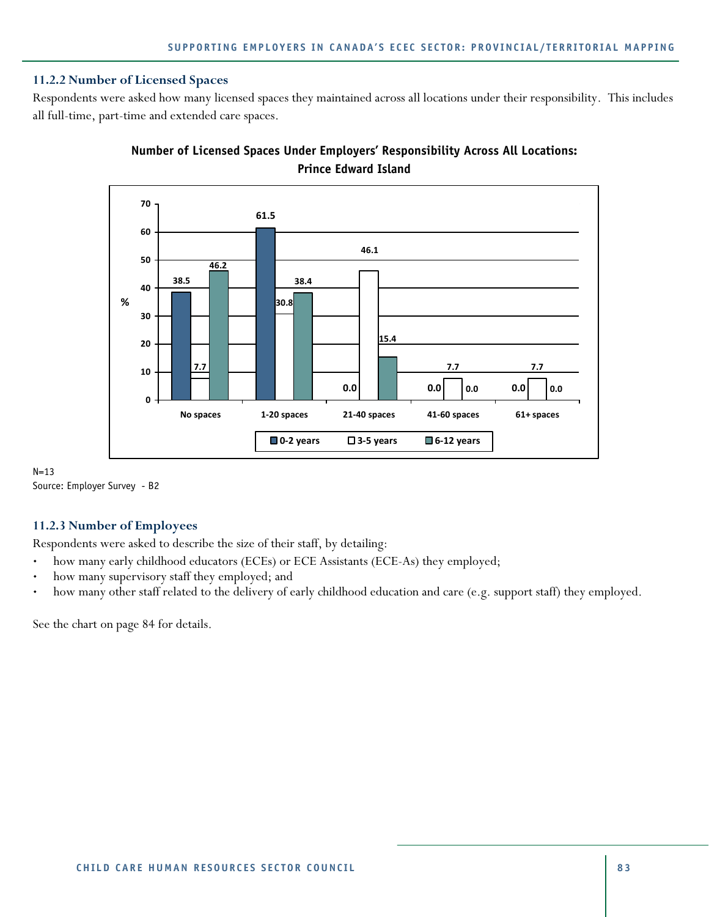### 11.2.2 Number of Licensed Spaces

Respondents were asked how many licensed spaces they maintained across all locations under their responsibility. This includes all full-time, part-time and extended care spaces.

**Number of Licensed Spaces Under Employers' Responsibility Across All Locations: Prince Edward Island**

| % | 0-2 years | 3-5 years | 6-12 years |
|---|---|---|---|
| No spaces | 38.5 | 7.7 | 46.2 |
| 1-20 spaces | 61.5 | 30.8 | 38.4 |
| 21-40 spaces | 0.0 | 46.1 | 15.4 |
| 41-60 spaces | 0.0 | 7.7 | 0.0 |
| 61+ spaces | 0.0 | 7.7 | 0.0 |

N=13

Source: Employer Survey - B2

### 11.2.3 Number of Employees

Respondents were asked to describe the size of their staff, by detailing:

- how many early childhood educators (ECEs) or ECE Assistants (ECE-As) they employed;
- how many supervisory staff they employed; and
- how many other staff related to the delivery of early childhood education and care (e.g. support staff) they employed.

See the chart on page 84 for details.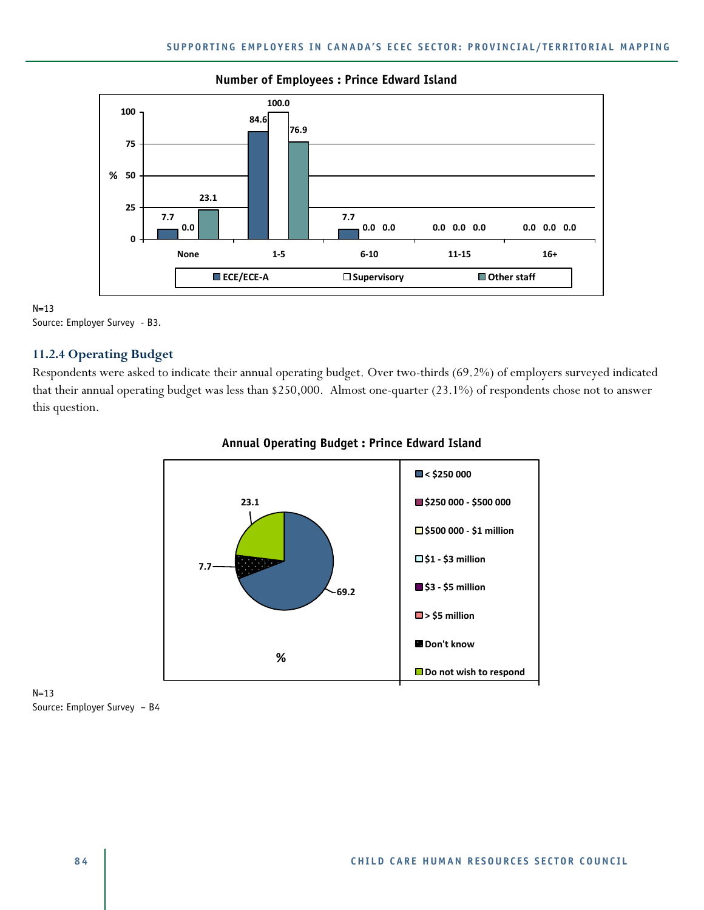**Number of Employees : Prince Edward Island**

| % | None | 1-5 | 6-10 | 11-15 | 16+ |
|---|---|---|---|---|---|
| ECE/ECE-A | 7.7 | 84.6 | 7.7 | 0.0 | 0.0 |
| Supervisory | 0.0 | 100.0 | 0.0 | 0.0 | 0.0 |
| Other staff | 23.1 | 76.9 | 0.0 | 0.0 | 0.0 |

N=13
Source: Employer Survey - B3.

### 11.2.4 Operating Budget

Respondents were asked to indicate their annual operating budget. Over two-thirds (69.2%) of employers surveyed indicated that their annual operating budget was less than $250,000. Almost one-quarter (23.1%) of respondents chose not to answer this question.

**Annual Operating Budget : Prince Edward Island**

| Annual operating budget | % |
|---|---|
| < $250 000 | 69.2 |
| $250 000 - $500 000 | |
| $500 000 - $1 million | |
| $1 - $3 million | |
| $3 - $5 million | |
| > $5 million | |
| Don't know | 7.7 |
| Do not wish to respond | 23.1 |

N=13
Source: Employer Survey – B4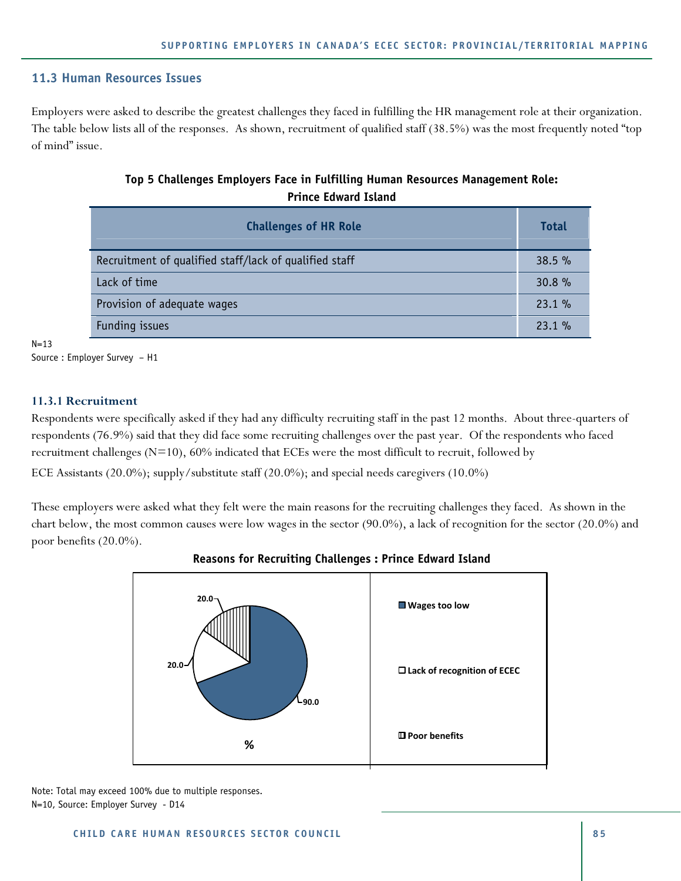## 11.3 Human Resources Issues

Employers were asked to describe the greatest challenges they faced in fulfilling the HR management role at their organization. The table below lists all of the responses. As shown, recruitment of qualified staff (38.5%) was the most frequently noted "top of mind" issue.

**Top 5 Challenges Employers Face in Fulfilling Human Resources Management Role: Prince Edward Island**

| Challenges of HR Role | Total |
|---|---|
| Recruitment of qualified staff/lack of qualified staff | 38.5 % |
| Lack of time | 30.8 % |
| Provision of adequate wages | 23.1 % |
| Funding issues | 23.1 % |

N=13
Source : Employer Survey – H1

### 11.3.1 Recruitment

Respondents were specifically asked if they had any difficulty recruiting staff in the past 12 months. About three-quarters of respondents (76.9%) said that they did face some recruiting challenges over the past year. Of the respondents who faced recruitment challenges (N=10), 60% indicated that ECEs were the most difficult to recruit, followed by ECE Assistants (20.0%); supply/substitute staff (20.0%); and special needs caregivers (10.0%)

These employers were asked what they felt were the main reasons for the recruiting challenges they faced. As shown in the chart below, the most common causes were low wages in the sector (90.0%), a lack of recognition for the sector (20.0%) and poor benefits (20.0%).

**Reasons for Recruiting Challenges : Prince Edward Island**

| Reason | % |
|---|---|
| Wages too low | 90.0 |
| Lack of recognition of ECEC | 20.0 |
| Poor benefits | 20.0 |

Note: Total may exceed 100% due to multiple responses.
N=10, Source: Employer Survey - D14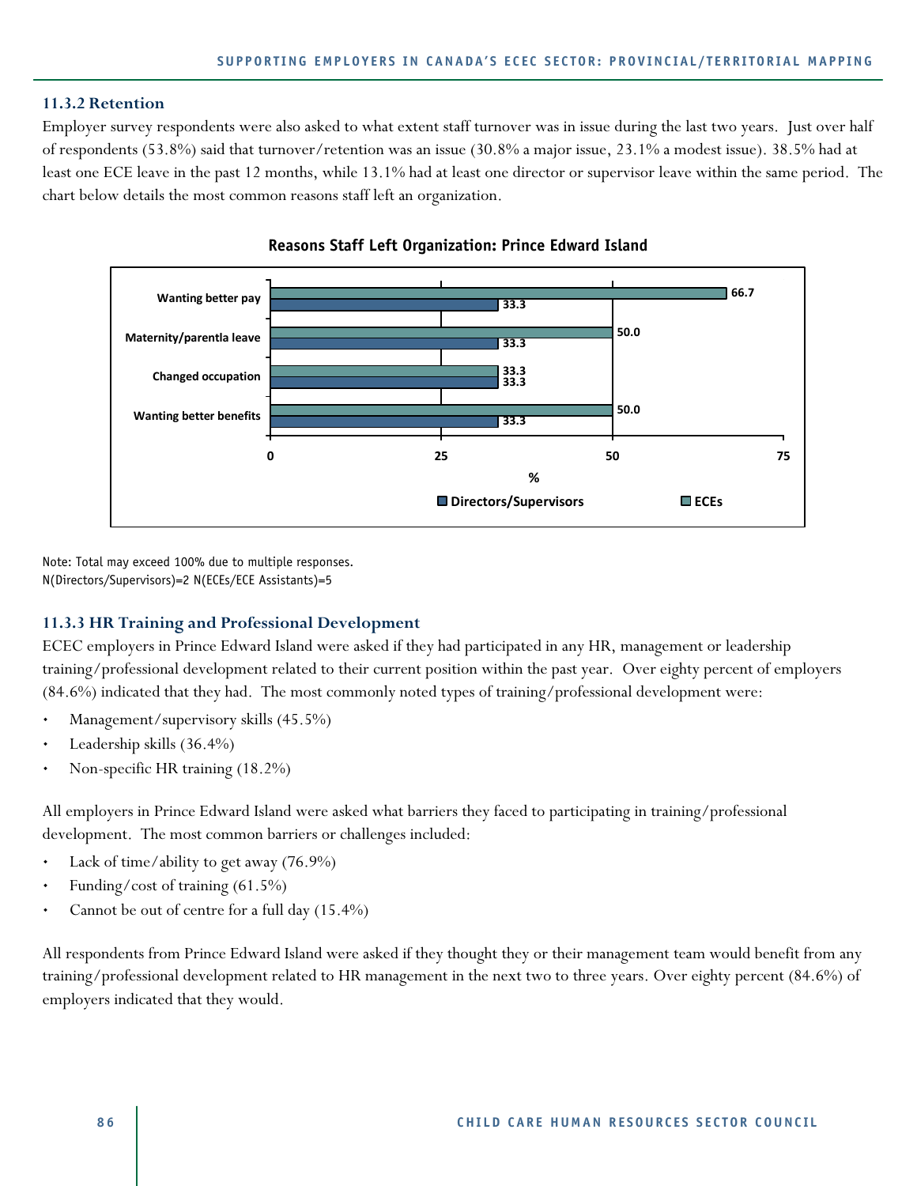### 11.3.2 Retention

Employer survey respondents were also asked to what extent staff turnover was in issue during the last two years. Just over half of respondents (53.8%) said that turnover/retention was an issue (30.8% a major issue, 23.1% a modest issue). 38.5% had at least one ECE leave in the past 12 months, while 13.1% had at least one director or supervisor leave within the same period. The chart below details the most common reasons staff left an organization.

**Reasons Staff Left Organization: Prince Edward Island**

| Reason | Directors/Supervisors (%) | ECEs (%) |
| --- | --- | --- |
| Wanting better pay | 33.3 | 66.7 |
| Maternity/parentla leave | 33.3 | 50.0 |
| Changed occupation | 33.3 | 33.3 |
| Wanting better benefits | 33.3 | 50.0 |

Note: Total may exceed 100% due to multiple responses.
N(Directors/Supervisors)=2 N(ECEs/ECE Assistants)=5

### 11.3.3 HR Training and Professional Development

ECEC employers in Prince Edward Island were asked if they had participated in any HR, management or leadership training/professional development related to their current position within the past year. Over eighty percent of employers (84.6%) indicated that they had. The most commonly noted types of training/professional development were:

- Management/supervisory skills (45.5%)
- Leadership skills (36.4%)
- Non-specific HR training (18.2%)

All employers in Prince Edward Island were asked what barriers they faced to participating in training/professional development. The most common barriers or challenges included:

- Lack of time/ability to get away (76.9%)
- Funding/cost of training (61.5%)
- Cannot be out of centre for a full day (15.4%)

All respondents from Prince Edward Island were asked if they thought they or their management team would benefit from any training/professional development related to HR management in the next two to three years. Over eighty percent (84.6%) of employers indicated that they would.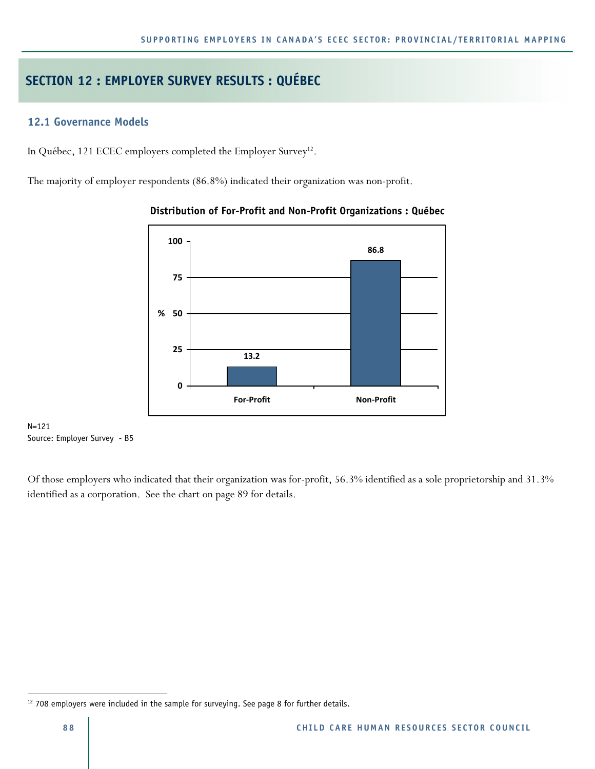# SECTION 12 : EMPLOYER SURVEY RESULTS : QUÉBEC

## 12.1 Governance Models

In Québec, 121 ECEC employers completed the Employer Survey[12].

The majority of employer respondents (86.8%) indicated their organization was non-profit.

**Distribution of For-Profit and Non-Profit Organizations : Québec**

| | % |
|---|---|
| For-Profit | 13.2 |
| Non-Profit | 86.8 |

N=121
Source: Employer Survey - B5

Of those employers who indicated that their organization was for-profit, 56.3% identified as a sole proprietorship and 31.3% identified as a corporation. See the chart on page 89 for details.

[12] 708 employers were included in the sample for surveying. See page 8 for further details.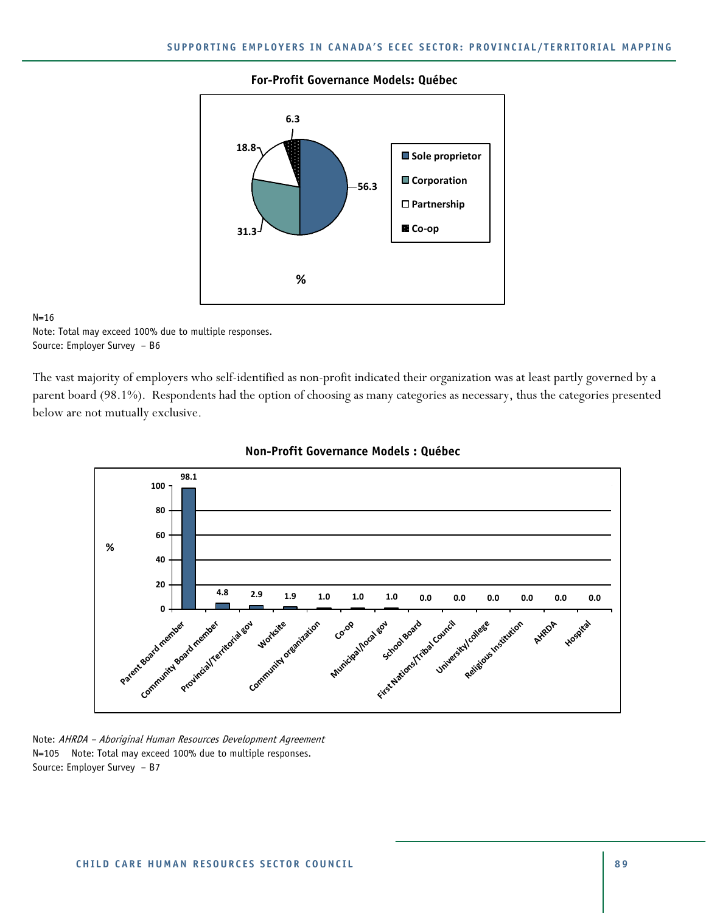**For-Profit Governance Models: Québec**

| Governance model | % |
|---|---|
| Sole proprietor | 56.3 |
| Corporation | 31.3 |
| Partnership | 18.8 |
| Co-op | 6.3 |

N=16
Note: Total may exceed 100% due to multiple responses.
Source: Employer Survey – B6

The vast majority of employers who self-identified as non-profit indicated their organization was at least partly governed by a parent board (98.1%). Respondents had the option of choosing as many categories as necessary, thus the categories presented below are not mutually exclusive.

**Non-Profit Governance Models : Québec**

| Governance model | % |
|---|---|
| Parent Board member | 98.1 |
| Community Board member | 4.8 |
| Provincial/Territorial gov | 2.9 |
| Worksite | 1.9 |
| Community organization | 1.0 |
| Co-op | 1.0 |
| Municipal/local gov | 1.0 |
| School Board | 0.0 |
| First Nations/Tribal Council | 0.0 |
| University/college | 0.0 |
| Religious Institution | 0.0 |
| AHRDA | 0.0 |
| Hospital | 0.0 |

Note: *AHRDA – Aboriginal Human Resources Development Agreement*
N=105 Note: Total may exceed 100% due to multiple responses.
Source: Employer Survey – B7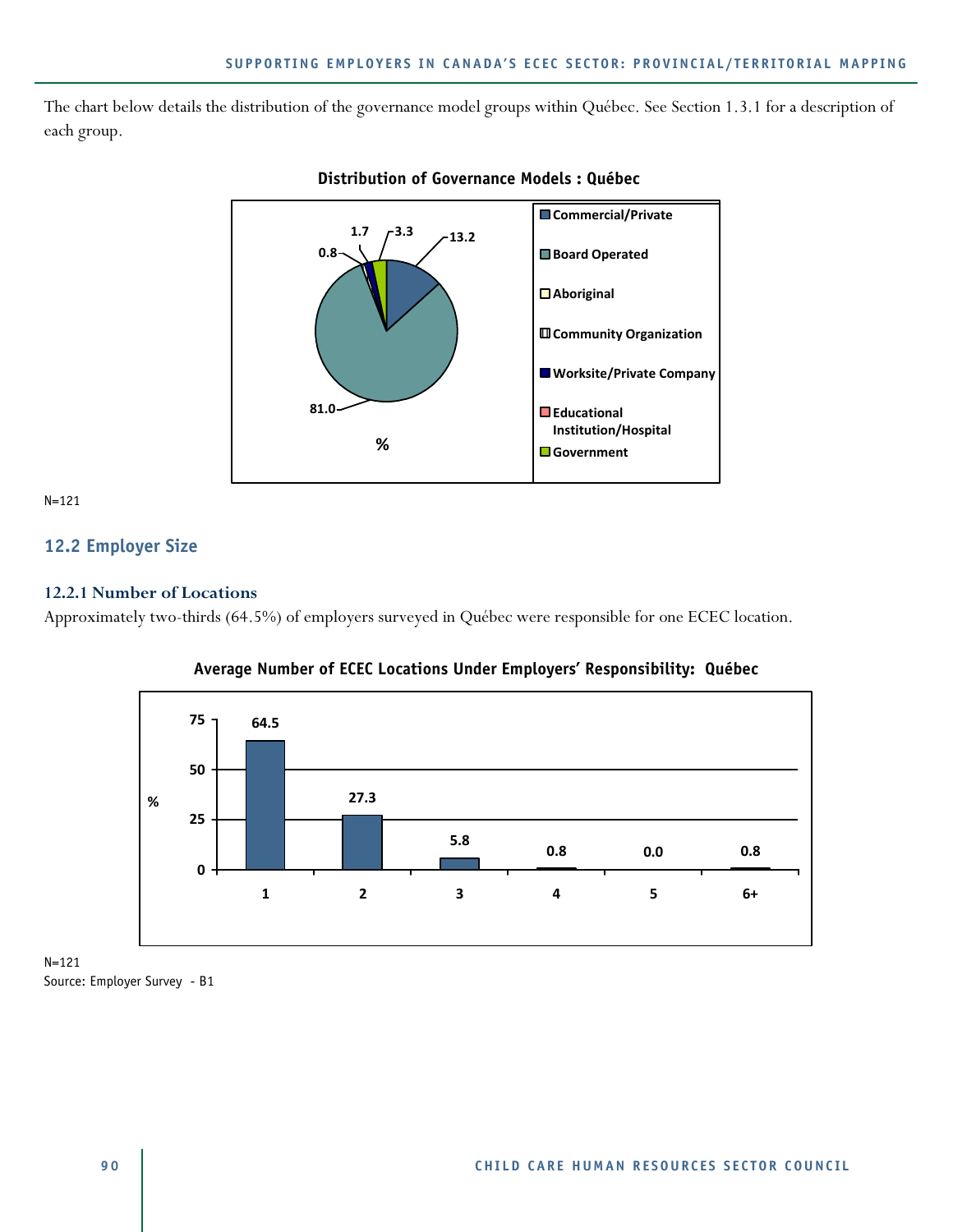The chart below details the distribution of the governance model groups within Québec. See Section 1.3.1 for a description of each group.

**Distribution of Governance Models : Québec**

| Governance Model | % |
|---|---|
| Commercial/Private | 13.2 |
| Board Operated | 81.0 |
| Aboriginal | |
| Community Organization | 0.8 |
| Worksite/Private Company | 1.7 |
| Educational Institution/Hospital | |
| Government | 3.3 |

N=121

## 12.2 Employer Size

### 12.2.1 Number of Locations

Approximately two-thirds (64.5%) of employers surveyed in Québec were responsible for one ECEC location.

**Average Number of ECEC Locations Under Employers' Responsibility: Québec**

| Number of Locations | % |
|---|---|
| 1 | 64.5 |
| 2 | 27.3 |
| 3 | 5.8 |
| 4 | 0.8 |
| 5 | 0.0 |
| 6+ | 0.8 |

N=121

Source: Employer Survey - B1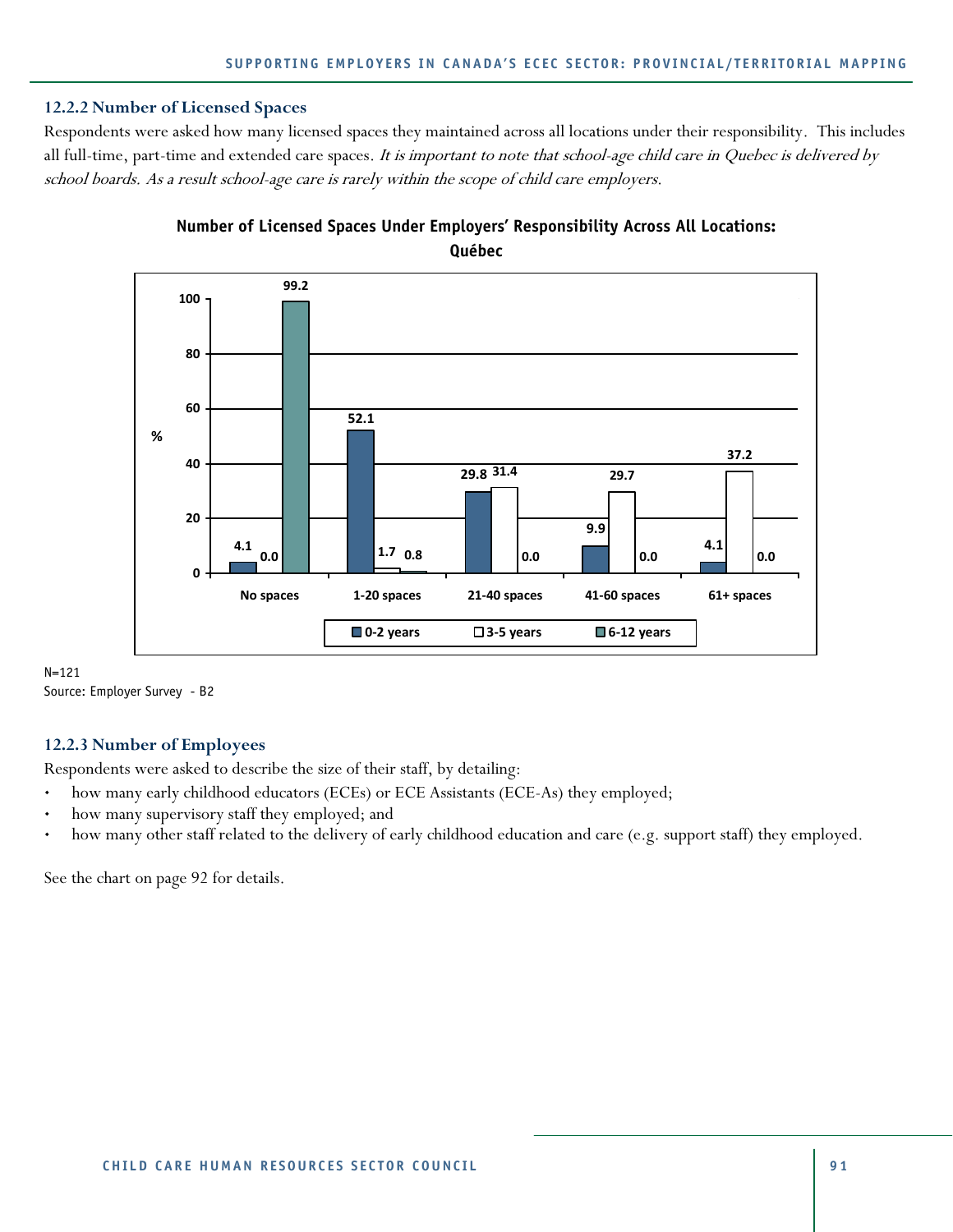### 12.2.2 Number of Licensed Spaces

Respondents were asked how many licensed spaces they maintained across all locations under their responsibility. This includes all full-time, part-time and extended care spaces. *It is important to note that school-age child care in Quebec is delivered by school boards. As a result school-age care is rarely within the scope of child care employers.*

**Number of Licensed Spaces Under Employers' Responsibility Across All Locations: Québec**

| % | 0-2 years | 3-5 years | 6-12 years |
|---|---|---|---|
| No spaces | 4.1 | 0.0 | 99.2 |
| 1-20 spaces | 52.1 | 1.7 | 0.8 |
| 21-40 spaces | 29.8 | 31.4 | 0.0 |
| 41-60 spaces | 9.9 | 29.7 | 0.0 |
| 61+ spaces | 4.1 | 37.2 | 0.0 |

N=121
Source: Employer Survey - B2

### 12.2.3 Number of Employees

Respondents were asked to describe the size of their staff, by detailing:

- how many early childhood educators (ECEs) or ECE Assistants (ECE-As) they employed;
- how many supervisory staff they employed; and
- how many other staff related to the delivery of early childhood education and care (e.g. support staff) they employed.

See the chart on page 92 for details.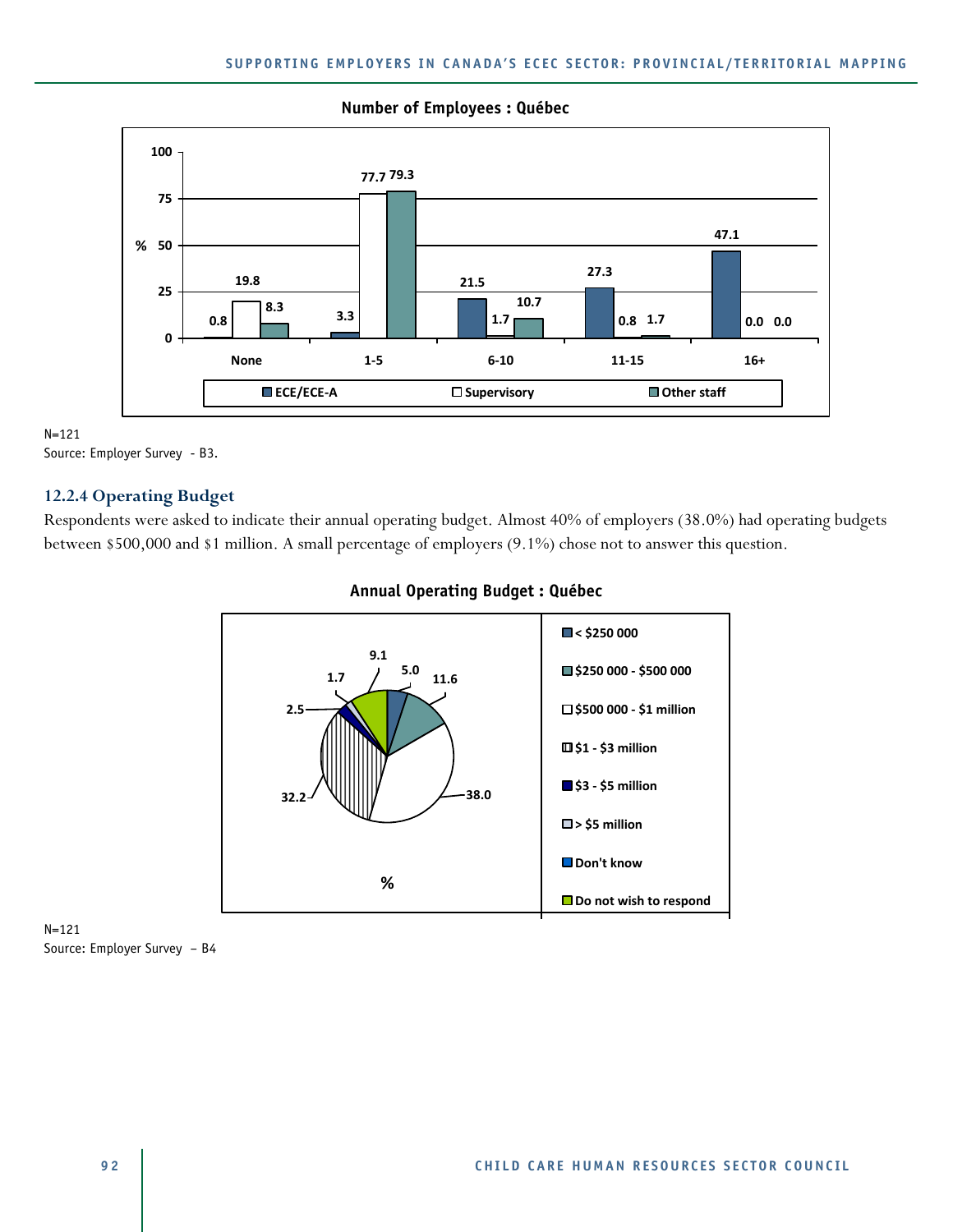**Number of Employees : Québec**

| % | None | 1-5 | 6-10 | 11-15 | 16+ |
|---|---|---|---|---|---|
| ECE/ECE-A | 0.8 | 3.3 | 21.5 | 27.3 | 47.1 |
| Supervisory | 19.8 | 77.7 | 1.7 | 0.8 | 0.0 |
| Other staff | 8.3 | 79.3 | 10.7 | 1.7 | 0.0 |

N=121
Source: Employer Survey - B3.

### 12.2.4 Operating Budget

Respondents were asked to indicate their annual operating budget. Almost 40% of employers (38.0%) had operating budgets between $500,000 and $1 million. A small percentage of employers (9.1%) chose not to answer this question.

**Annual Operating Budget : Québec**

| Annual operating budget | % |
|---|---|
| < $250 000 | 5.0 |
| $250 000 - $500 000 | 11.6 |
| $500 000 - $1 million | 38.0 |
| $1 - $3 million | 32.2 |
| $3 - $5 million | 2.5 |
| > $5 million | 1.7 |
| Don't know | |
| Do not wish to respond | 9.1 |

N=121
Source: Employer Survey – B4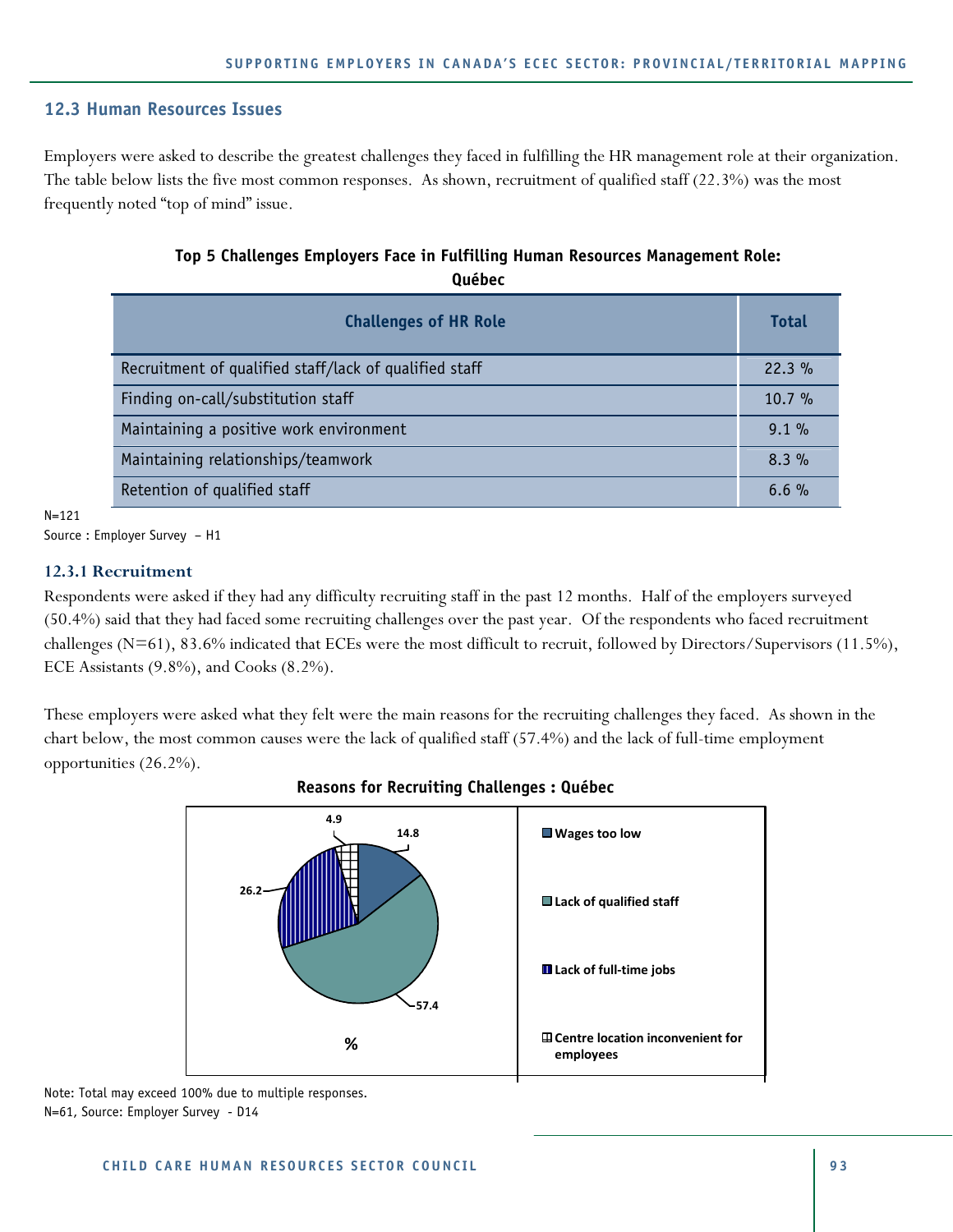## 12.3 Human Resources Issues

Employers were asked to describe the greatest challenges they faced in fulfilling the HR management role at their organization. The table below lists the five most common responses. As shown, recruitment of qualified staff (22.3%) was the most frequently noted "top of mind" issue.

**Top 5 Challenges Employers Face in Fulfilling Human Resources Management Role: Québec**

| Challenges of HR Role | Total |
|---|---|
| Recruitment of qualified staff/lack of qualified staff | 22.3 % |
| Finding on-call/substitution staff | 10.7 % |
| Maintaining a positive work environment | 9.1 % |
| Maintaining relationships/teamwork | 8.3 % |
| Retention of qualified staff | 6.6 % |

N=121
Source : Employer Survey – H1

### 12.3.1 Recruitment

Respondents were asked if they had any difficulty recruiting staff in the past 12 months. Half of the employers surveyed (50.4%) said that they had faced some recruiting challenges over the past year. Of the respondents who faced recruitment challenges (N=61), 83.6% indicated that ECEs were the most difficult to recruit, followed by Directors/Supervisors (11.5%), ECE Assistants (9.8%), and Cooks (8.2%).

These employers were asked what they felt were the main reasons for the recruiting challenges they faced. As shown in the chart below, the most common causes were the lack of qualified staff (57.4%) and the lack of full-time employment opportunities (26.2%).

**Reasons for Recruiting Challenges : Québec**

| Reason | % |
|---|---|
| Wages too low | 14.8 |
| Lack of qualified staff | 57.4 |
| Lack of full-time jobs | 26.2 |
| Centre location inconvenient for employees | 4.9 |

Note: Total may exceed 100% due to multiple responses.
N=61, Source: Employer Survey - D14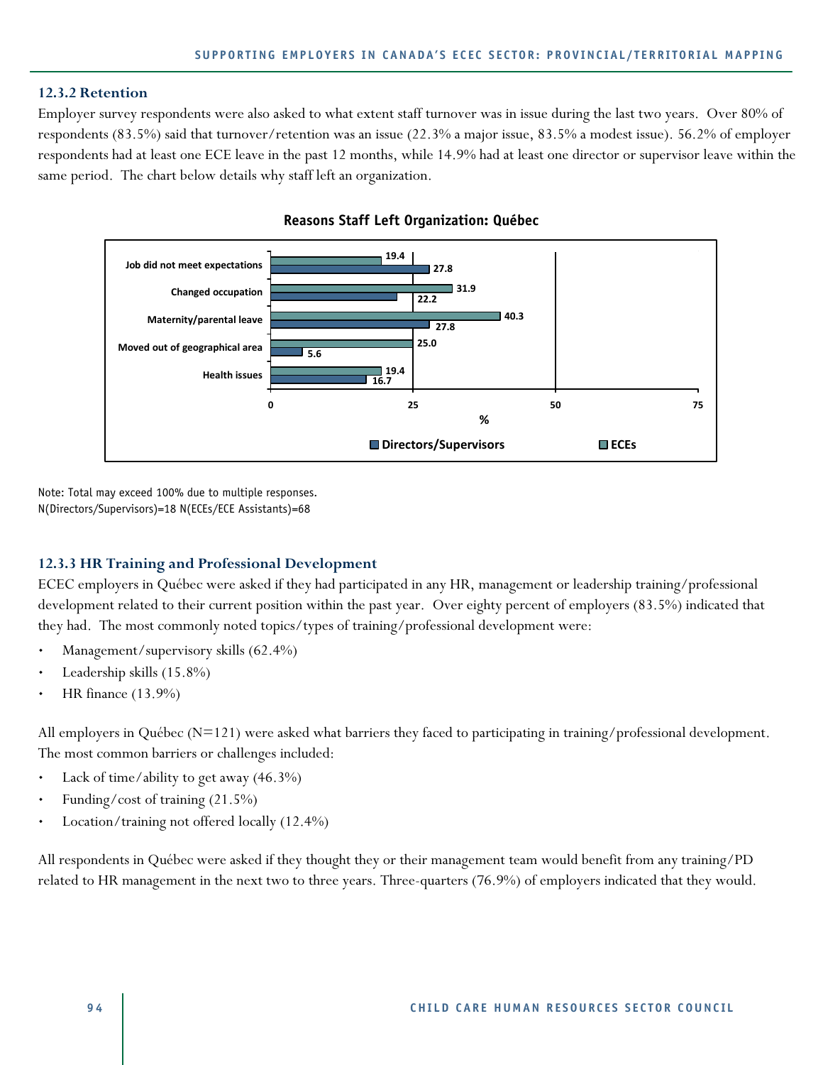### 12.3.2 Retention

Employer survey respondents were also asked to what extent staff turnover was in issue during the last two years. Over 80% of respondents (83.5%) said that turnover/retention was an issue (22.3% a major issue, 83.5% a modest issue). 56.2% of employer respondents had at least one ECE leave in the past 12 months, while 14.9% had at least one director or supervisor leave within the same period. The chart below details why staff left an organization.

**Reasons Staff Left Organization: Québec**

| Reason | Directors/Supervisors (%) | ECEs (%) |
|---|---|---|
| Job did not meet expectations | 27.8 | 19.4 |
| Changed occupation | 22.2 | 31.9 |
| Maternity/parental leave | 27.8 | 40.3 |
| Moved out of geographical area | 5.6 | 25.0 |
| Health issues | 16.7 | 19.4 |

Note: Total may exceed 100% due to multiple responses.
N(Directors/Supervisors)=18 N(ECEs/ECE Assistants)=68

### 12.3.3 HR Training and Professional Development

ECEC employers in Québec were asked if they had participated in any HR, management or leadership training/professional development related to their current position within the past year. Over eighty percent of employers (83.5%) indicated that they had. The most commonly noted topics/types of training/professional development were:

- Management/supervisory skills (62.4%)
- Leadership skills (15.8%)
- HR finance (13.9%)

All employers in Québec (N=121) were asked what barriers they faced to participating in training/professional development. The most common barriers or challenges included:

- Lack of time/ability to get away (46.3%)
- Funding/cost of training (21.5%)
- Location/training not offered locally (12.4%)

All respondents in Québec were asked if they thought they or their management team would benefit from any training/PD related to HR management in the next two to three years. Three-quarters (76.9%) of employers indicated that they would.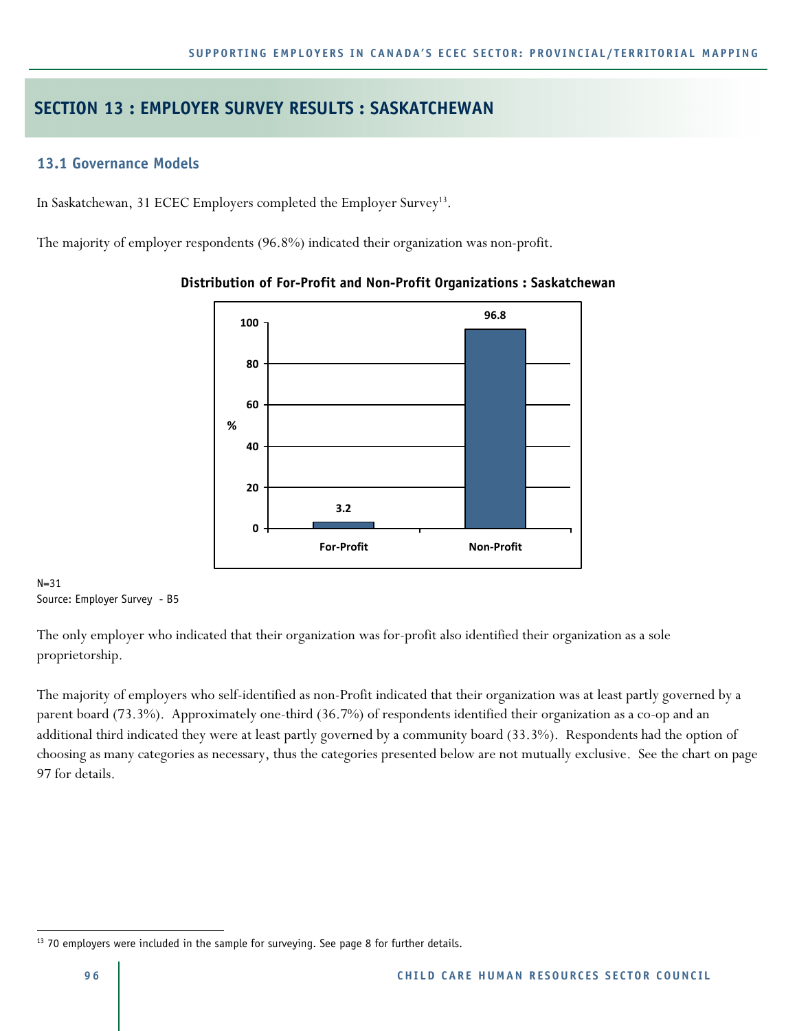# SECTION 13 : EMPLOYER SURVEY RESULTS : SASKATCHEWAN

## 13.1 Governance Models

In Saskatchewan, 31 ECEC Employers completed the Employer Survey[13].

The majority of employer respondents (96.8%) indicated their organization was non-profit.

**Distribution of For-Profit and Non-Profit Organizations : Saskatchewan**

| | % |
|---|---|
| For-Profit | 3.2 |
| Non-Profit | 96.8 |

N=31
Source: Employer Survey - B5

The only employer who indicated that their organization was for-profit also identified their organization as a sole proprietorship.

The majority of employers who self-identified as non-Profit indicated that their organization was at least partly governed by a parent board (73.3%). Approximately one-third (36.7%) of respondents identified their organization as a co-op and an additional third indicated they were at least partly governed by a community board (33.3%). Respondents had the option of choosing as many categories as necessary, thus the categories presented below are not mutually exclusive. See the chart on page 97 for details.

[13] 70 employers were included in the sample for surveying. See page 8 for further details.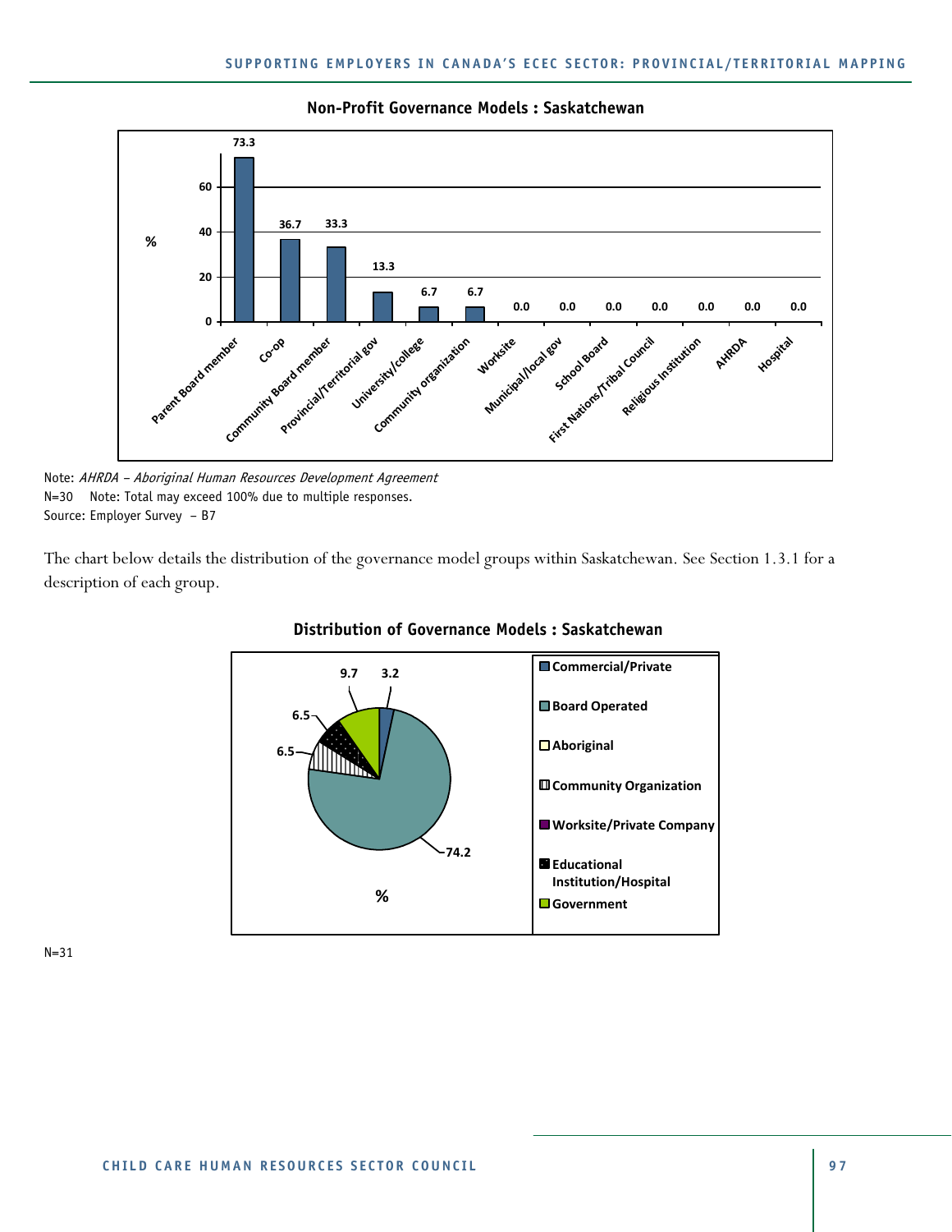**Non-Profit Governance Models : Saskatchewan**

| Governance model | % |
|---|---|
| Parent Board member | 73.3 |
| Co-op | 36.7 |
| Community Board member | 33.3 |
| Provincial/Territorial gov | 13.3 |
| University/college | 6.7 |
| Community organization | 6.7 |
| Worksite | 0.0 |
| Municipal/local gov | 0.0 |
| School Board | 0.0 |
| First Nations/Tribal Council | 0.0 |
| Religious Institution | 0.0 |
| AHRDA | 0.0 |
| Hospital | 0.0 |

Note: *AHRDA – Aboriginal Human Resources Development Agreement*
N=30 Note: Total may exceed 100% due to multiple responses.
Source: Employer Survey – B7

The chart below details the distribution of the governance model groups within Saskatchewan. See Section 1.3.1 for a description of each group.

**Distribution of Governance Models : Saskatchewan**

| Governance model group | % |
|---|---|
| Commercial/Private | 3.2 |
| Board Operated | 74.2 |
| Aboriginal | |
| Community Organization | 6.5 |
| Worksite/Private Company | |
| Educational Institution/Hospital | 6.5 |
| Government | 9.7 |

N=31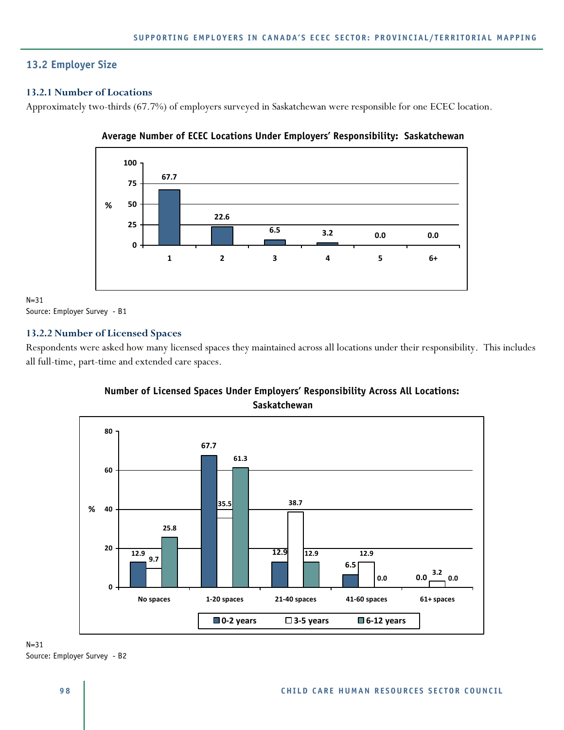## 13.2 Employer Size

### 13.2.1 Number of Locations

Approximately two-thirds (67.7%) of employers surveyed in Saskatchewan were responsible for one ECEC location.

**Average Number of ECEC Locations Under Employers' Responsibility: Saskatchewan**

| Number of locations | % |
|---|---|
| 1 | 67.7 |
| 2 | 22.6 |
| 3 | 6.5 |
| 4 | 3.2 |
| 5 | 0.0 |
| 6+ | 0.0 |

N=31
Source: Employer Survey - B1

### 13.2.2 Number of Licensed Spaces

Respondents were asked how many licensed spaces they maintained across all locations under their responsibility. This includes all full-time, part-time and extended care spaces.

**Number of Licensed Spaces Under Employers' Responsibility Across All Locations: Saskatchewan**

| | 0-2 years | 3-5 years | 6-12 years |
|---|---|---|---|
| No spaces | 12.9 | 9.7 | 25.8 |
| 1-20 spaces | 67.7 | 35.5 | 61.3 |
| 21-40 spaces | 12.9 | 38.7 | 12.9 |
| 41-60 spaces | 6.5 | 12.9 | 0.0 |
| 61+ spaces | 0.0 | 3.2 | 0.0 |

N=31
Source: Employer Survey - B2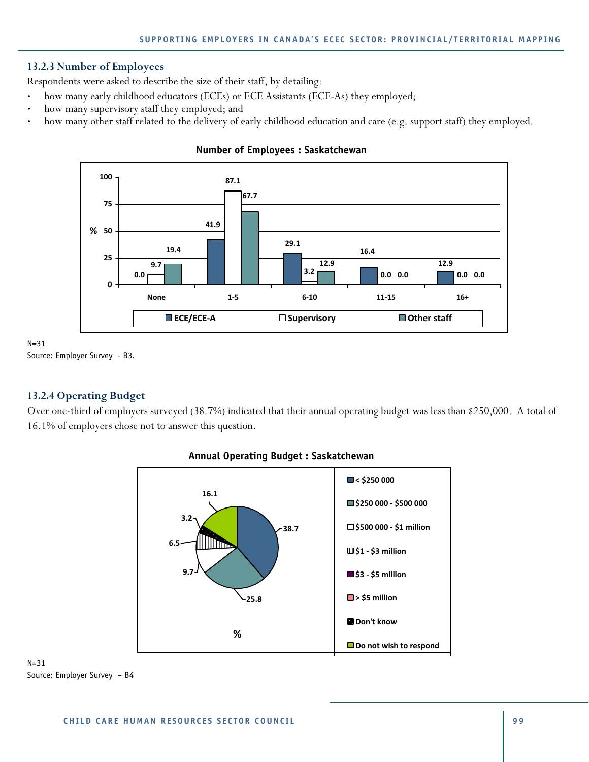### 13.2.3 Number of Employees

Respondents were asked to describe the size of their staff, by detailing:

- how many early childhood educators (ECEs) or ECE Assistants (ECE-As) they employed;
- how many supervisory staff they employed; and
- how many other staff related to the delivery of early childhood education and care (e.g. support staff) they employed.

**Number of Employees : Saskatchewan**

| % | None | 1-5 | 6-10 | 11-15 | 16+ |
|---|---|---|---|---|---|
| ECE/ECE-A | 0.0 | 41.9 | 29.1 | 16.4 | 12.9 |
| Supervisory | 9.7 | 87.1 | 3.2 | 0.0 | 0.0 |
| Other staff | 19.4 | 67.7 | 12.9 | 0.0 | 0.0 |

N=31
Source: Employer Survey - B3.

### 13.2.4 Operating Budget

Over one-third of employers surveyed (38.7%) indicated that their annual operating budget was less than $250,000. A total of 16.1% of employers chose not to answer this question.

**Annual Operating Budget : Saskatchewan**

| Budget | % |
|---|---|
| < $250 000 | 38.7 |
| $250 000 - $500 000 | 25.8 |
| $500 000 - $1 million | 9.7 |
| $1 - $3 million | 6.5 |
| $3 - $5 million | |
| > $5 million | |
| Don't know | 3.2 |
| Do not wish to respond | 16.1 |

N=31
Source: Employer Survey – B4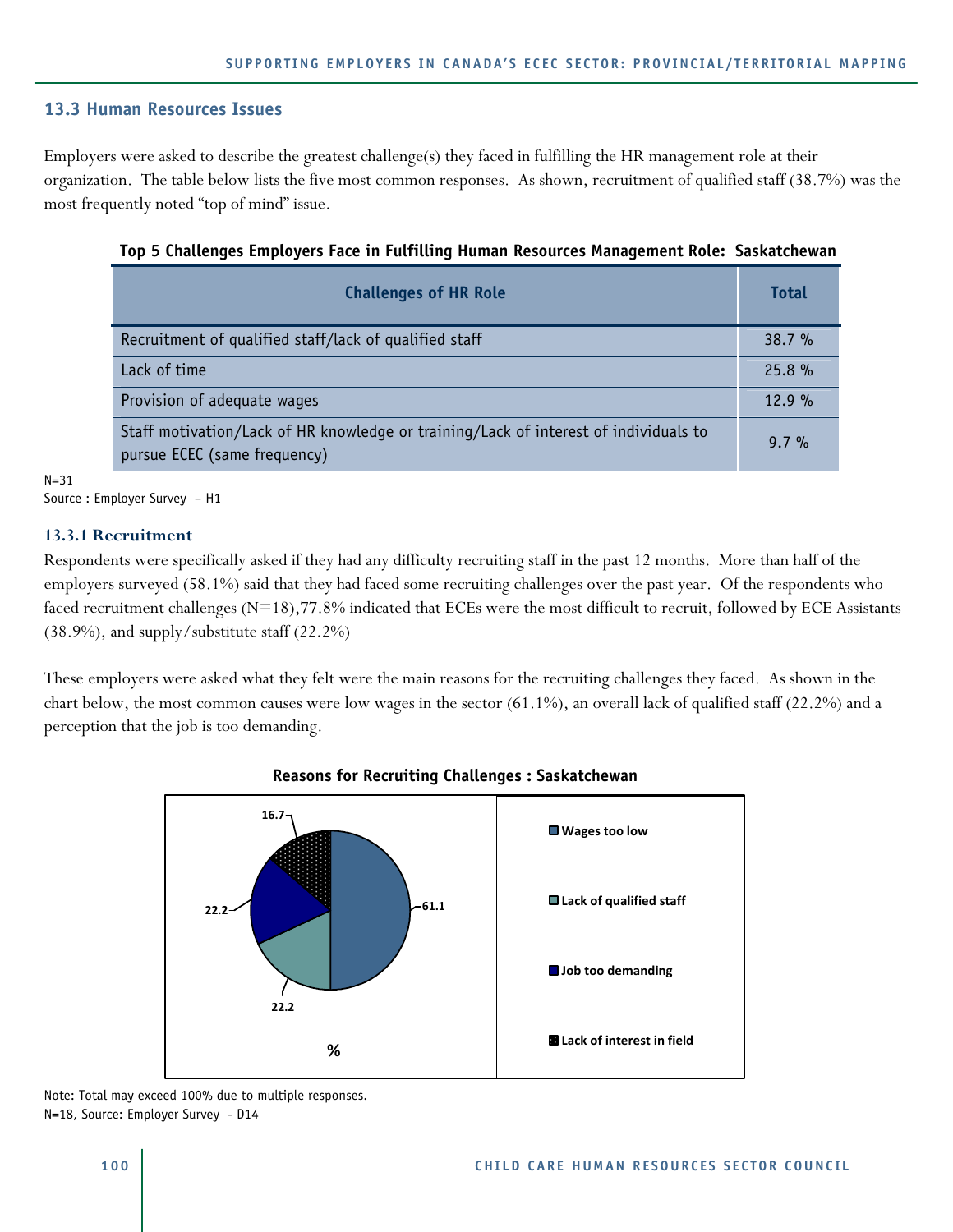## 13.3 Human Resources Issues

Employers were asked to describe the greatest challenge(s) they faced in fulfilling the HR management role at their organization. The table below lists the five most common responses. As shown, recruitment of qualified staff (38.7%) was the most frequently noted "top of mind" issue.

**Top 5 Challenges Employers Face in Fulfilling Human Resources Management Role: Saskatchewan**

| Challenges of HR Role | Total |
|---|---|
| Recruitment of qualified staff/lack of qualified staff | 38.7 % |
| Lack of time | 25.8 % |
| Provision of adequate wages | 12.9 % |
| Staff motivation/Lack of HR knowledge or training/Lack of interest of individuals to pursue ECEC (same frequency) | 9.7 % |

N=31
Source : Employer Survey – H1

### 13.3.1 Recruitment

Respondents were specifically asked if they had any difficulty recruiting staff in the past 12 months. More than half of the employers surveyed (58.1%) said that they had faced some recruiting challenges over the past year. Of the respondents who faced recruitment challenges (N=18),77.8% indicated that ECEs were the most difficult to recruit, followed by ECE Assistants (38.9%), and supply/substitute staff (22.2%)

These employers were asked what they felt were the main reasons for the recruiting challenges they faced. As shown in the chart below, the most common causes were low wages in the sector (61.1%), an overall lack of qualified staff (22.2%) and a perception that the job is too demanding.

**Reasons for Recruiting Challenges : Saskatchewan**

| Reason | % |
|---|---|
| Wages too low | 61.1 |
| Lack of qualified staff | 22.2 |
| Job too demanding | 22.2 |
| Lack of interest in field | 16.7 |

Note: Total may exceed 100% due to multiple responses.
N=18, Source: Employer Survey - D14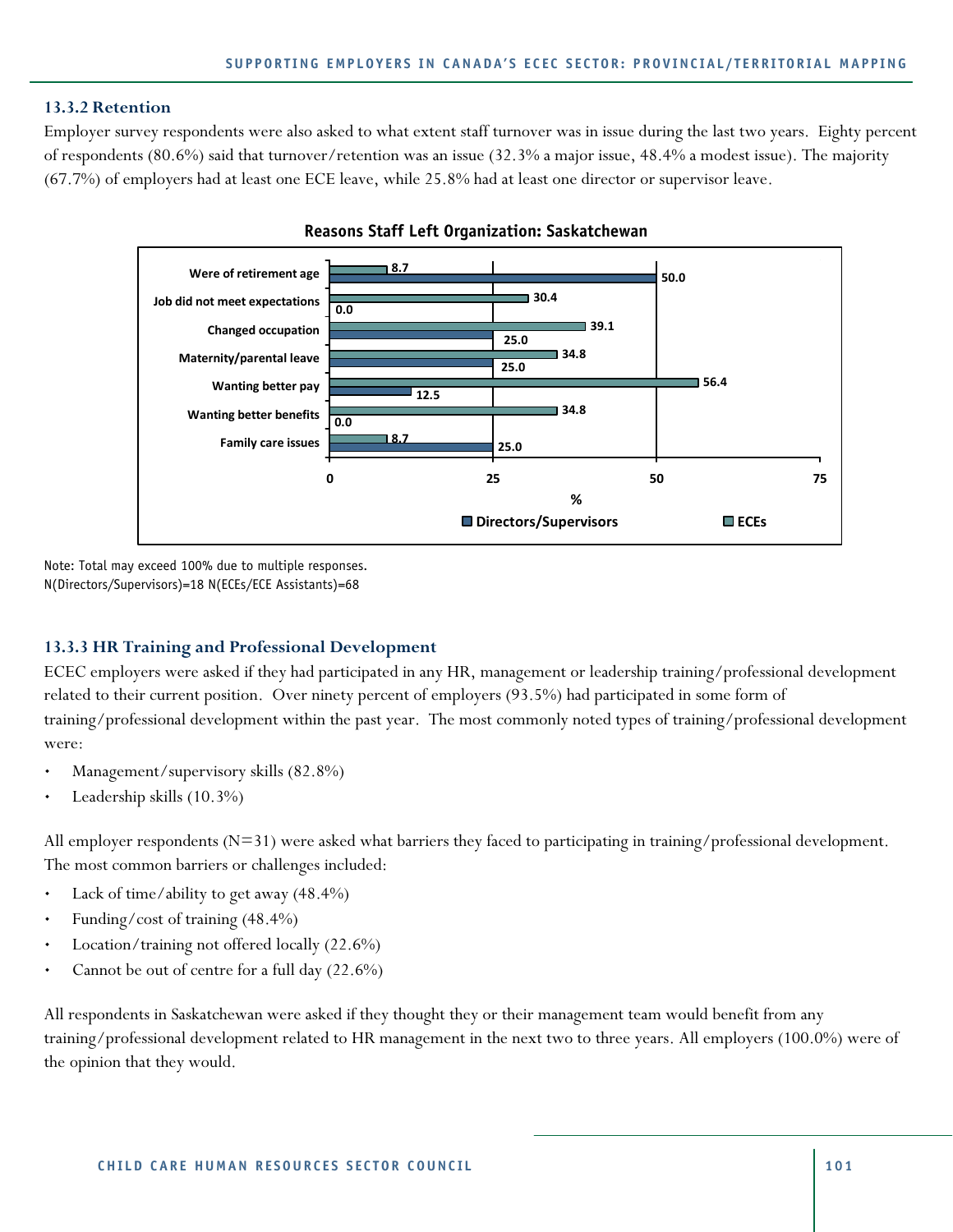### 13.3.2 Retention

Employer survey respondents were also asked to what extent staff turnover was in issue during the last two years. Eighty percent of respondents (80.6%) said that turnover/retention was an issue (32.3% a major issue, 48.4% a modest issue). The majority (67.7%) of employers had at least one ECE leave, while 25.8% had at least one director or supervisor leave.

**Reasons Staff Left Organization: Saskatchewan**

| Reason | ECEs (%) | Directors/Supervisors (%) |
|---|---|---|
| Were of retirement age | 8.7 | 50.0 |
| Job did not meet expectations | 30.4 | 0.0 |
| Changed occupation | 39.1 | 25.0 |
| Maternity/parental leave | 34.8 | 25.0 |
| Wanting better pay | 56.4 | 12.5 |
| Wanting better benefits | 34.8 | 0.0 |
| Family care issues | 8.7 | 25.0 |

Note: Total may exceed 100% due to multiple responses.
N(Directors/Supervisors)=18 N(ECEs/ECE Assistants)=68

### 13.3.3 HR Training and Professional Development

ECEC employers were asked if they had participated in any HR, management or leadership training/professional development related to their current position. Over ninety percent of employers (93.5%) had participated in some form of training/professional development within the past year. The most commonly noted types of training/professional development were:

- Management/supervisory skills (82.8%)
- Leadership skills (10.3%)

All employer respondents (N=31) were asked what barriers they faced to participating in training/professional development. The most common barriers or challenges included:

- Lack of time/ability to get away (48.4%)
- Funding/cost of training (48.4%)
- Location/training not offered locally (22.6%)
- Cannot be out of centre for a full day (22.6%)

All respondents in Saskatchewan were asked if they thought they or their management team would benefit from any training/professional development related to HR management in the next two to three years. All employers (100.0%) were of the opinion that they would.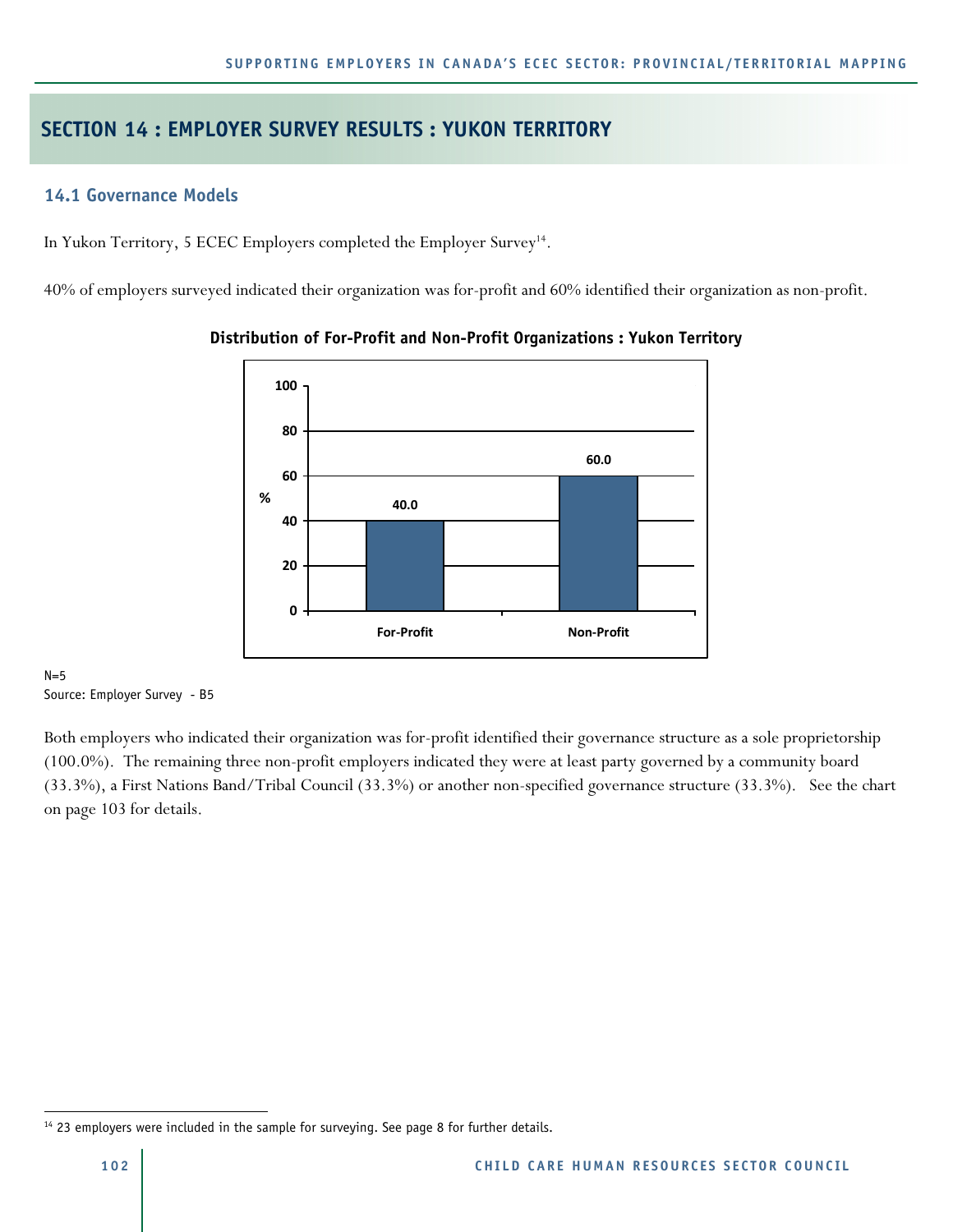# SECTION 14 : EMPLOYER SURVEY RESULTS : YUKON TERRITORY

## 14.1 Governance Models

In Yukon Territory, 5 ECEC Employers completed the Employer Survey[14].

40% of employers surveyed indicated their organization was for-profit and 60% identified their organization as non-profit.

**Distribution of For-Profit and Non-Profit Organizations : Yukon Territory**

| | % |
|---|---|
| For-Profit | 40.0 |
| Non-Profit | 60.0 |

N=5
Source: Employer Survey - B5

Both employers who indicated their organization was for-profit identified their governance structure as a sole proprietorship (100.0%). The remaining three non-profit employers indicated they were at least party governed by a community board (33.3%), a First Nations Band/Tribal Council (33.3%) or another non-specified governance structure (33.3%). See the chart on page 103 for details.

---

[14] 23 employers were included in the sample for surveying. See page 8 for further details.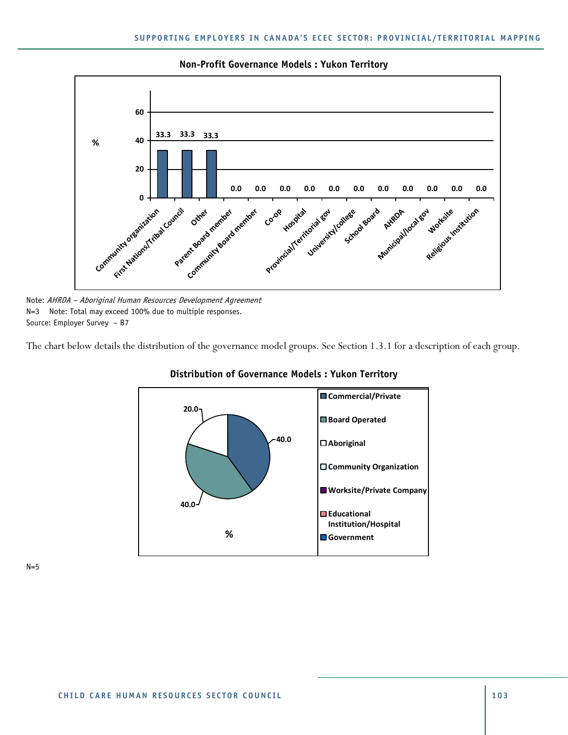**Non-Profit Governance Models : Yukon Territory**

| Governance Model | % |
|---|---|
| Community organization | 33.3 |
| First Nations/Tribal Council | 33.3 |
| Other | 33.3 |
| Parent Board member | 0.0 |
| Community Board member | 0.0 |
| Co-op | 0.0 |
| Hospital | 0.0 |
| Provincial/Territorial gov | 0.0 |
| University/college | 0.0 |
| School Board | 0.0 |
| AHRDA | 0.0 |
| Municipal/local gov | 0.0 |
| Worksite | 0.0 |
| Religious Institution | 0.0 |

Note: *AHRDA – Aboriginal Human Resources Development Agreement*
N=3 Note: Total may exceed 100% due to multiple responses.
Source: Employer Survey – B7

The chart below details the distribution of the governance model groups. See Section 1.3.1 for a description of each group.

**Distribution of Governance Models : Yukon Territory**

| Governance Model | % |
|---|---|
| Commercial/Private | 40.0 |
| Board Operated | 40.0 |
| Aboriginal | 20.0 |
| Community Organization | |
| Worksite/Private Company | |
| Educational Institution/Hospital | |
| Government | |

N=5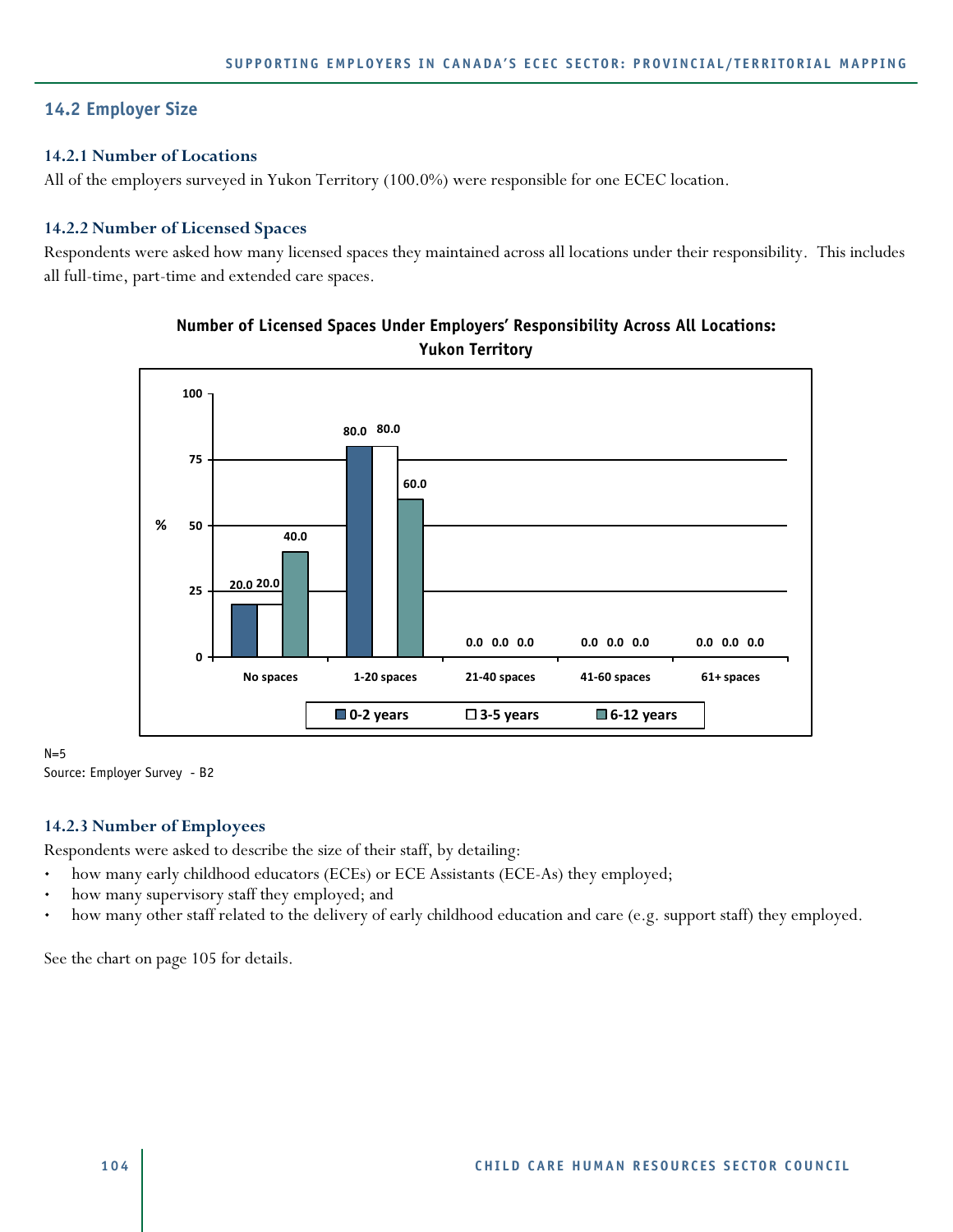## 14.2 Employer Size

### 14.2.1 Number of Locations

All of the employers surveyed in Yukon Territory (100.0%) were responsible for one ECEC location.

### 14.2.2 Number of Licensed Spaces

Respondents were asked how many licensed spaces they maintained across all locations under their responsibility. This includes all full-time, part-time and extended care spaces.

**Number of Licensed Spaces Under Employers' Responsibility Across All Locations: Yukon Territory**

| % | 0-2 years | 3-5 years | 6-12 years |
|---|---|---|---|
| No spaces | 20.0 | 20.0 | 40.0 |
| 1-20 spaces | 80.0 | 80.0 | 60.0 |
| 21-40 spaces | 0.0 | 0.0 | 0.0 |
| 41-60 spaces | 0.0 | 0.0 | 0.0 |
| 61+ spaces | 0.0 | 0.0 | 0.0 |

N=5
Source: Employer Survey - B2

### 14.2.3 Number of Employees

Respondents were asked to describe the size of their staff, by detailing:

- how many early childhood educators (ECEs) or ECE Assistants (ECE-As) they employed;
- how many supervisory staff they employed; and
- how many other staff related to the delivery of early childhood education and care (e.g. support staff) they employed.

See the chart on page 105 for details.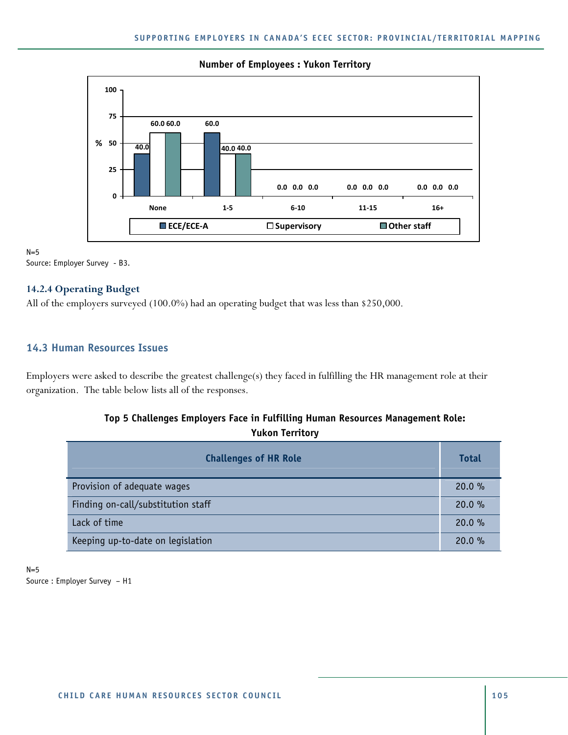**Number of Employees : Yukon Territory**

| | None | 1-5 | 6-10 | 11-15 | 16+ |
|---|---|---|---|---|---|
| ECE/ECE-A | 40.0 | 60.0 | 0.0 | 0.0 | 0.0 |
| Supervisory | 60.0 | 40.0 | 0.0 | 0.0 | 0.0 |
| Other staff | 60.0 | 40.0 | 0.0 | 0.0 | 0.0 |

N=5
Source: Employer Survey - B3.

### 14.2.4 Operating Budget

All of the employers surveyed (100.0%) had an operating budget that was less than $250,000.

## 14.3 Human Resources Issues

Employers were asked to describe the greatest challenge(s) they faced in fulfilling the HR management role at their organization. The table below lists all of the responses.

**Top 5 Challenges Employers Face in Fulfilling Human Resources Management Role: Yukon Territory**

| Challenges of HR Role | Total |
|---|---|
| Provision of adequate wages | 20.0 % |
| Finding on-call/substitution staff | 20.0 % |
| Lack of time | 20.0 % |
| Keeping up-to-date on legislation | 20.0 % |

N=5
Source : Employer Survey – H1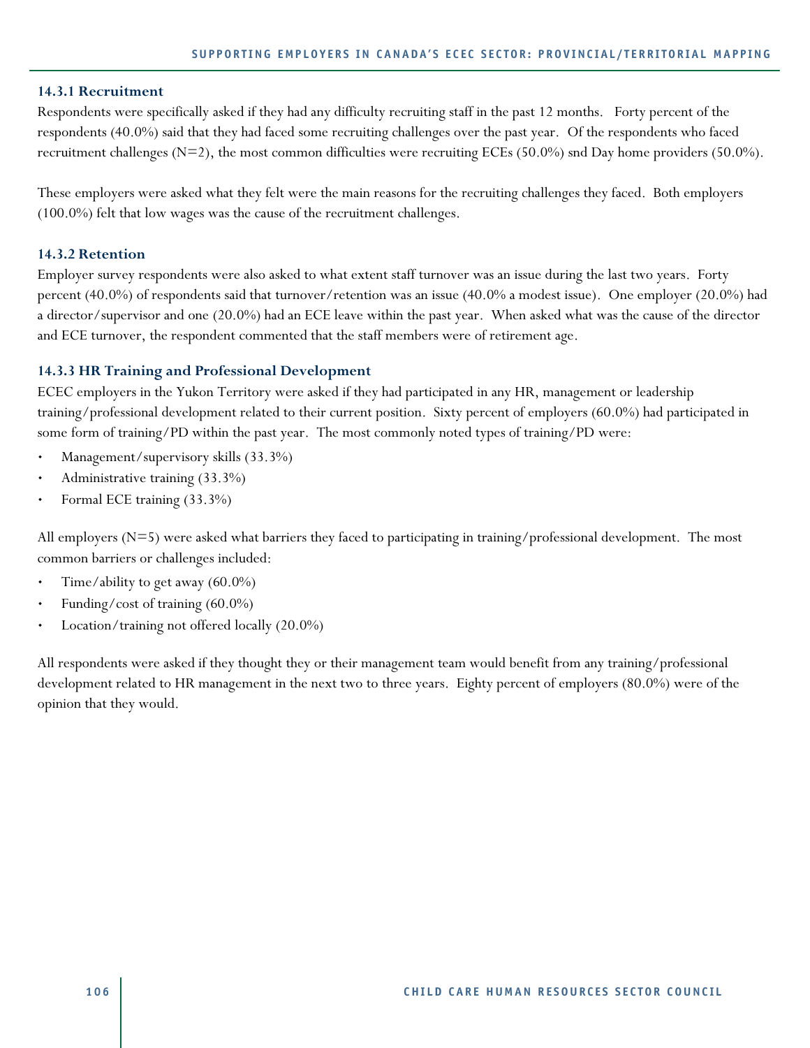### 14.3.1 Recruitment

Respondents were specifically asked if they had any difficulty recruiting staff in the past 12 months. Forty percent of the respondents (40.0%) said that they had faced some recruiting challenges over the past year. Of the respondents who faced recruitment challenges (N=2), the most common difficulties were recruiting ECEs (50.0%) snd Day home providers (50.0%).

These employers were asked what they felt were the main reasons for the recruiting challenges they faced. Both employers (100.0%) felt that low wages was the cause of the recruitment challenges.

### 14.3.2 Retention

Employer survey respondents were also asked to what extent staff turnover was an issue during the last two years. Forty percent (40.0%) of respondents said that turnover/retention was an issue (40.0% a modest issue). One employer (20.0%) had a director/supervisor and one (20.0%) had an ECE leave within the past year. When asked what was the cause of the director and ECE turnover, the respondent commented that the staff members were of retirement age.

### 14.3.3 HR Training and Professional Development

ECEC employers in the Yukon Territory were asked if they had participated in any HR, management or leadership training/professional development related to their current position. Sixty percent of employers (60.0%) had participated in some form of training/PD within the past year. The most commonly noted types of training/PD were:

- Management/supervisory skills (33.3%)
- Administrative training (33.3%)
- Formal ECE training (33.3%)

All employers (N=5) were asked what barriers they faced to participating in training/professional development. The most common barriers or challenges included:

- Time/ability to get away (60.0%)
- Funding/cost of training (60.0%)
- Location/training not offered locally (20.0%)

All respondents were asked if they thought they or their management team would benefit from any training/professional development related to HR management in the next two to three years. Eighty percent of employers (80.0%) were of the opinion that they would.